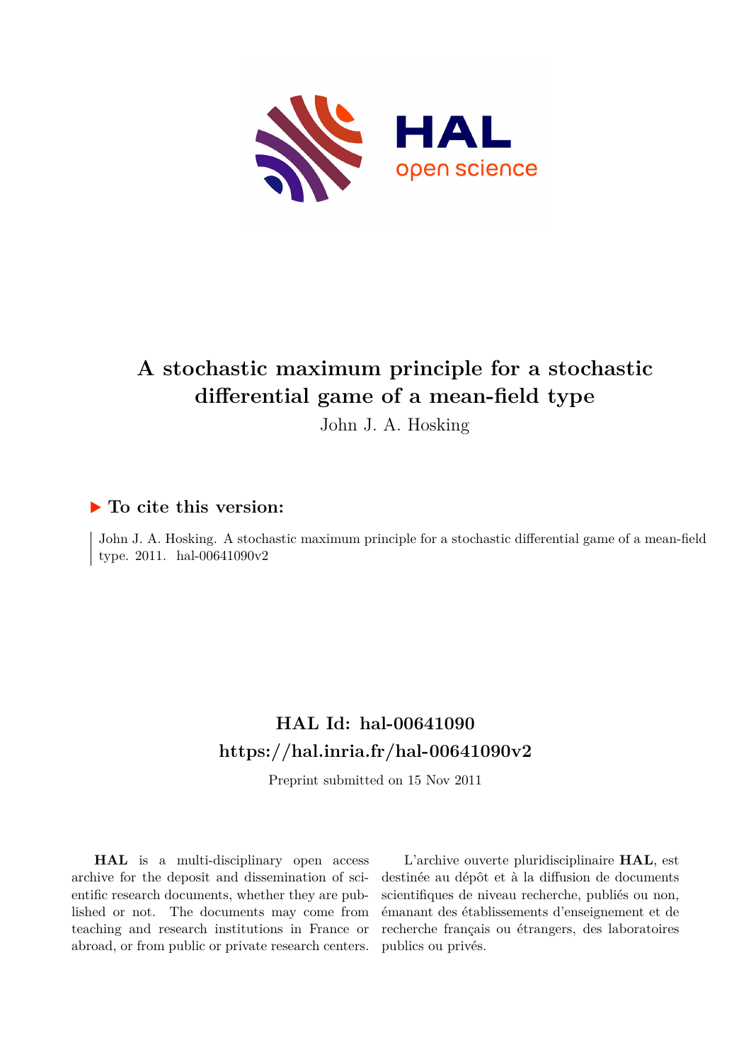# A stochastic maximum principle for a stochastic differential game of a mean-field type

John J. A. Hosking

## ▶ To cite this version:

John J. A. Hosking. A stochastic maximum principle for a stochastic differential game of a mean-field type. 2011. hal-00641090v2

## HAL Id: hal-00641090

## https://hal.inria.fr/hal-00641090v2

Preprint submitted on 15 Nov 2011

**HAL** is a multi-disciplinary open access archive for the deposit and dissemination of scientific research documents, whether they are published or not. The documents may come from teaching and research institutions in France or abroad, or from public or private research centers.

L'archive ouverte pluridisciplinaire **HAL**, est destinée au dépôt et à la diffusion de documents scientifiques de niveau recherche, publiés ou non, émanant des établissements d'enseignement et de recherche français ou étrangers, des laboratoires publics ou privés.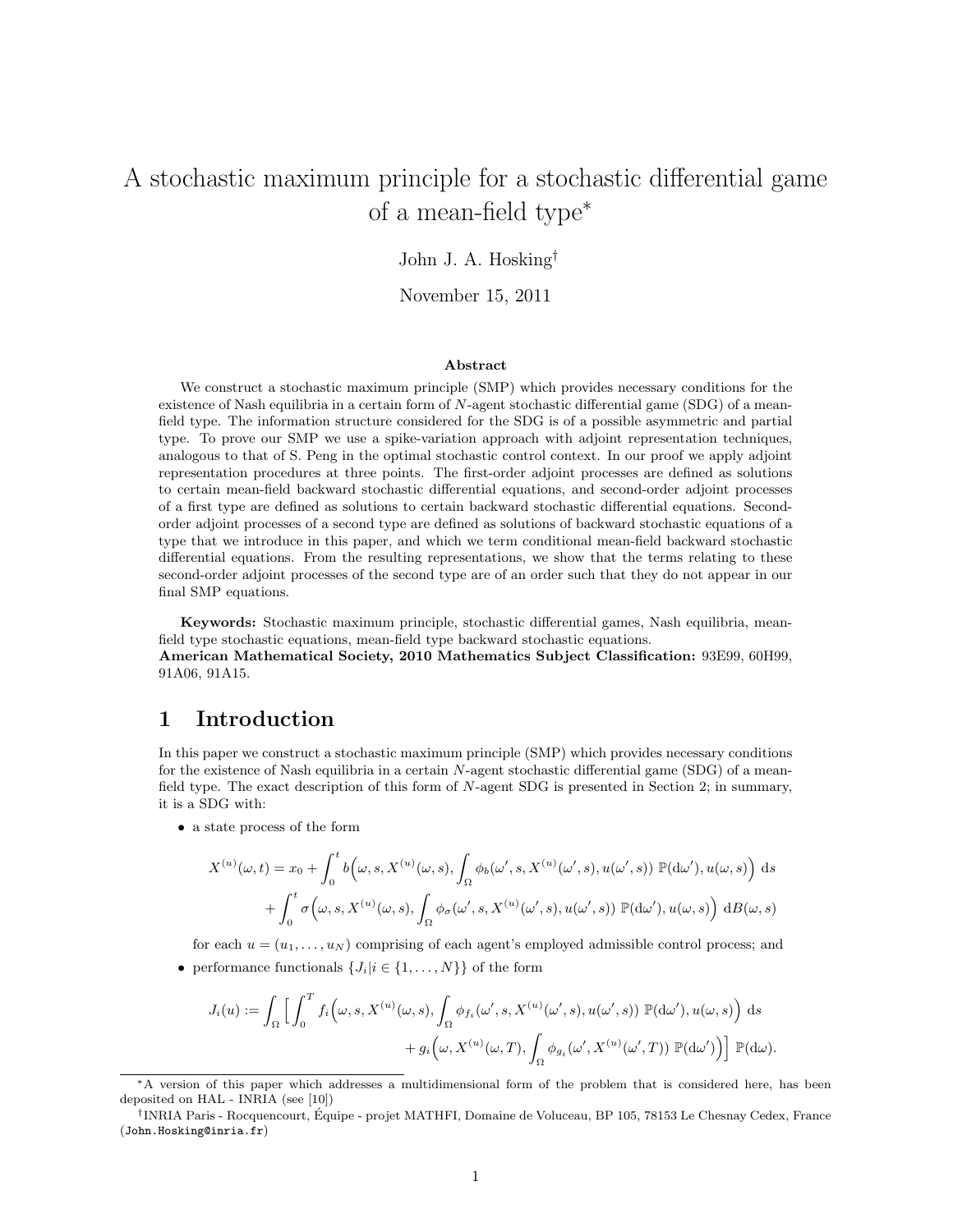# A stochastic maximum principle for a stochastic differential game of a mean-field type*

John J. A. Hosking[†]

November 15, 2011

### Abstract

We construct a stochastic maximum principle (SMP) which provides necessary conditions for the existence of Nash equilibria in a certain form of $N$-agent stochastic differential game (SDG) of a mean-field type. The information structure considered for the SDG is of a possible asymmetric and partial type. To prove our SMP we use a spike-variation approach with adjoint representation techniques, analogous to that of S. Peng in the optimal stochastic control context. In our proof we apply adjoint representation procedures at three points. The first-order adjoint processes are defined as solutions to certain mean-field backward stochastic differential equations, and second-order adjoint processes of a first type are defined as solutions to certain backward stochastic differential equations. Second-order adjoint processes of a second type are defined as solutions of backward stochastic equations of a type that we introduce in this paper, and which we term conditional mean-field backward stochastic differential equations. From the resulting representations, we show that the terms relating to these second-order adjoint processes of the second type are of an order such that they do not appear in our final SMP equations.

**Keywords:** Stochastic maximum principle, stochastic differential games, Nash equilibria, mean-field type stochastic equations, mean-field type backward stochastic equations.
**American Mathematical Society, 2010 Mathematics Subject Classification:** 93E99, 60H99, 91A06, 91A15.

## 1 Introduction

In this paper we construct a stochastic maximum principle (SMP) which provides necessary conditions for the existence of Nash equilibria in a certain $N$-agent stochastic differential game (SDG) of a mean-field type. The exact description of this form of $N$-agent SDG is presented in Section 2; in summary, it is a SDG with:

- a state process of the form

$$
\begin{aligned}
X^{(u)}(\omega,t) = x_0 &+ \int_0^t b\Big(\omega,s,X^{(u)}(\omega,s),\int_\Omega \phi_b(\omega',s,X^{(u)}(\omega',s),u(\omega',s))\ \mathbb{P}(\mathrm{d}\omega'),u(\omega,s)\Big)\ \mathrm{d}s \\
&+ \int_0^t \sigma\Big(\omega,s,X^{(u)}(\omega,s),\int_\Omega \phi_\sigma(\omega',s,X^{(u)}(\omega',s),u(\omega',s))\ \mathbb{P}(\mathrm{d}\omega'),u(\omega,s)\Big)\ \mathrm{d}B(\omega,s)
\end{aligned}
$$

  for each $u=(u_1,\ldots,u_N)$ comprising of each agent's employed admissible control process; and

- performance functionals $\{J_i | i\in\{1,\ldots,N\}\}$ of the form

$$
\begin{aligned}
J_i(u) := \int_\Omega \Big[ \int_0^T f_i\Big(\omega,s,X^{(u)}(\omega,s),\int_\Omega \phi_{f_i}(\omega',s,X^{(u)}(\omega',s),u(\omega',s))\ \mathbb{P}(\mathrm{d}\omega'),u(\omega,s)\Big)\ \mathrm{d}s \\
+ g_i\Big(\omega,X^{(u)}(\omega,T),\int_\Omega \phi_{g_i}(\omega',X^{(u)}(\omega',T))\ \mathbb{P}(\mathrm{d}\omega')\Big)\Big]\ \mathbb{P}(\mathrm{d}\omega).
\end{aligned}
$$

*A version of this paper which addresses a multidimensional form of the problem that is considered here, has been deposited on HAL - INRIA (see [10])

[†]INRIA Paris - Rocquencourt, Équipe - projet MATHFI, Domaine de Voluceau, BP 105, 78153 Le Chesnay Cedex, France (John.Hosking@inria.fr)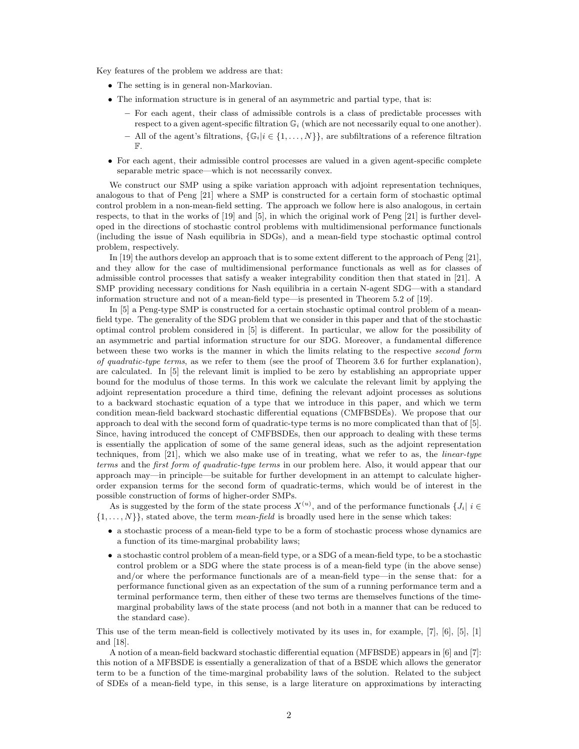Key features of the problem we address are that:

- The setting is in general non-Markovian.
- The information structure is in general of an asymmetric and partial type, that is:
  - For each agent, their class of admissible controls is a class of predictable processes with respect to a given agent-specific filtration $\mathbb{G}_i$ (which are not necessarily equal to one another).
  - All of the agent's filtrations, $\{\mathbb{G}_i | i \in \{1, \ldots, N\}\}$, are subfiltrations of a reference filtration $\mathbb{F}$.
- For each agent, their admissible control processes are valued in a given agent-specific complete separable metric space—which is not necessarily convex.

We construct our SMP using a spike variation approach with adjoint representation techniques, analogous to that of Peng [21] where a SMP is constructed for a certain form of stochastic optimal control problem in a non-mean-field setting. The approach we follow here is also analogous, in certain respects, to that in the works of [19] and [5], in which the original work of Peng [21] is further developed in the directions of stochastic control problems with multidimensional performance functionals (including the issue of Nash equilibria in SDGs), and a mean-field type stochastic optimal control problem, respectively.

In [19] the authors develop an approach that is to some extent different to the approach of Peng [21], and they allow for the case of multidimensional performance functionals as well as for classes of admissible control processes that satisfy a weaker integrability condition then that stated in [21]. A SMP providing necessary conditions for Nash equilibria in a certain N-agent SDG—with a standard information structure and not of a mean-field type—is presented in Theorem 5.2 of [19].

In [5] a Peng-type SMP is constructed for a certain stochastic optimal control problem of a mean-field type. The generality of the SDG problem that we consider in this paper and that of the stochastic optimal control problem considered in [5] is different. In particular, we allow for the possibility of an asymmetric and partial information structure for our SDG. Moreover, a fundamental difference between these two works is the manner in which the limits relating to the respective *second form of quadratic-type terms*, as we refer to them (see the proof of Theorem 3.6 for further explanation), are calculated. In [5] the relevant limit is implied to be zero by establishing an appropriate upper bound for the modulus of those terms. In this work we calculate the relevant limit by applying the adjoint representation procedure a third time, defining the relevant adjoint processes as solutions to a backward stochastic equation of a type that we introduce in this paper, and which we term condition mean-field backward stochastic differential equations (CMFBSDEs). We propose that our approach to deal with the second form of quadratic-type terms is no more complicated than that of [5]. Since, having introduced the concept of CMFBSDEs, then our approach to dealing with these terms is essentially the application of some of the same general ideas, such as the adjoint representation techniques, from [21], which we also make use of in treating, what we refer to as, the *linear-type terms* and the *first form of quadratic-type terms* in our problem here. Also, it would appear that our approach may—in principle—be suitable for further development in an attempt to calculate higher-order expansion terms for the second form of quadratic-terms, which would be of interest in the possible construction of forms of higher-order SMPs.

As is suggested by the form of the state process $X^{(u)}$, and of the performance functionals $\{J_i | \ i \in \{1, \ldots, N\}\}$, stated above, the term *mean-field* is broadly used here in the sense which takes:

- a stochastic process of a mean-field type to be a form of stochastic process whose dynamics are a function of its time-marginal probability laws;
- a stochastic control problem of a mean-field type, or a SDG of a mean-field type, to be a stochastic control problem or a SDG where the state process is of a mean-field type (in the above sense) and/or where the performance functionals are of a mean-field type—in the sense that: for a performance functional given as an expectation of the sum of a running performance term and a terminal performance term, then either of these two terms are themselves functions of the time-marginal probability laws of the state process (and not both in a manner that can be reduced to the standard case).

This use of the term mean-field is collectively motivated by its uses in, for example, [7], [6], [5], [1] and [18].

A notion of a mean-field backward stochastic differential equation (MFBSDE) appears in [6] and [7]: this notion of a MFBSDE is essentially a generalization of that of a BSDE which allows the generator term to be a function of the time-marginal probability laws of the solution. Related to the subject of SDEs of a mean-field type, in this sense, is a large literature on approximations by interacting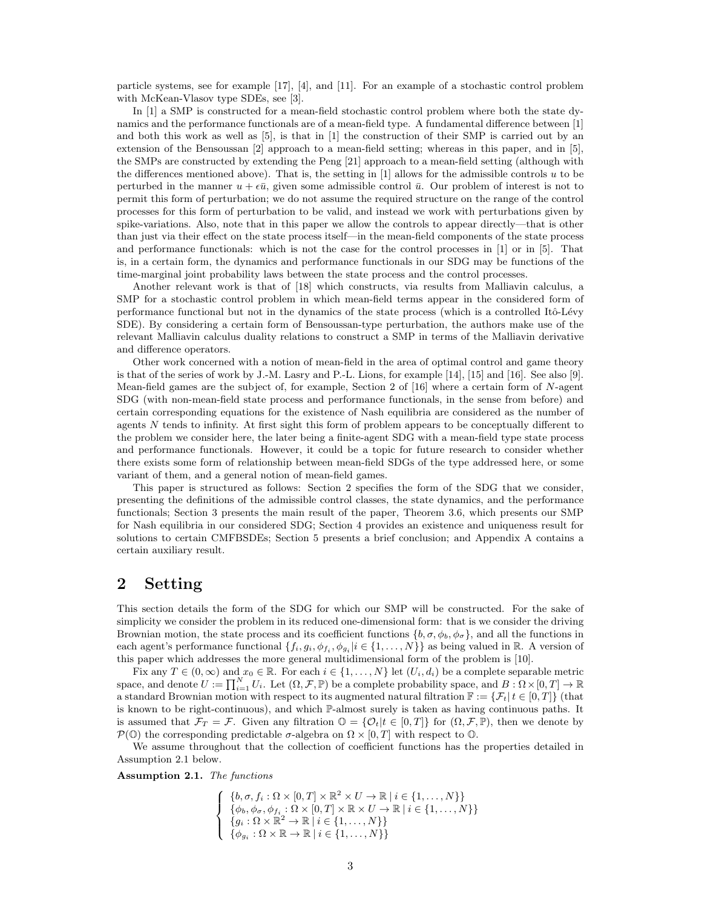particle systems, see for example [17], [4], and [11]. For an example of a stochastic control problem with McKean-Vlasov type SDEs, see [3].

In [1] a SMP is constructed for a mean-field stochastic control problem where both the state dynamics and the performance functionals are of a mean-field type. A fundamental difference between [1] and both this work as well as [5], is that in [1] the construction of their SMP is carried out by an extension of the Bensoussan [2] approach to a mean-field setting; whereas in this paper, and in [5], the SMPs are constructed by extending the Peng [21] approach to a mean-field setting (although with the differences mentioned above). That is, the setting in [1] allows for the admissible controls $u$ to be perturbed in the manner $u + \epsilon \bar{u}$, given some admissible control $\bar{u}$. Our problem of interest is not to permit this form of perturbation; we do not assume the required structure on the range of the control processes for this form of perturbation to be valid, and instead we work with perturbations given by spike-variations. Also, note that in this paper we allow the controls to appear directly—that is other than just via their effect on the state process itself—in the mean-field components of the state process and performance functionals: which is not the case for the control processes in [1] or in [5]. That is, in a certain form, the dynamics and performance functionals in our SDG may be functions of the time-marginal joint probability laws between the state process and the control processes.

Another relevant work is that of [18] which constructs, via results from Malliavin calculus, a SMP for a stochastic control problem in which mean-field terms appear in the considered form of performance functional but not in the dynamics of the state process (which is a controlled Itô-Lévy SDE). By considering a certain form of Bensoussan-type perturbation, the authors make use of the relevant Malliavin calculus duality relations to construct a SMP in terms of the Malliavin derivative and difference operators.

Other work concerned with a notion of mean-field in the area of optimal control and game theory is that of the series of work by J.-M. Lasry and P.-L. Lions, for example [14], [15] and [16]. See also [9]. Mean-field games are the subject of, for example, Section 2 of [16] where a certain form of $N$-agent SDG (with non-mean-field state process and performance functionals, in the sense from before) and certain corresponding equations for the existence of Nash equilibria are considered as the number of agents $N$ tends to infinity. At first sight this form of problem appears to be conceptually different to the problem we consider here, the later being a finite-agent SDG with a mean-field type state process and performance functionals. However, it could be a topic for future research to consider whether there exists some form of relationship between mean-field SDGs of the type addressed here, or some variant of them, and a general notion of mean-field games.

This paper is structured as follows: Section 2 specifies the form of the SDG that we consider, presenting the definitions of the admissible control classes, the state dynamics, and the performance functionals; Section 3 presents the main result of the paper, Theorem 3.6, which presents our SMP for Nash equilibria in our considered SDG; Section 4 provides an existence and uniqueness result for solutions to certain CMFBSDEs; Section 5 presents a brief conclusion; and Appendix A contains a certain auxiliary result.

# 2 Setting

This section details the form of the SDG for which our SMP will be constructed. For the sake of simplicity we consider the problem in its reduced one-dimensional form: that is we consider the driving Brownian motion, the state process and its coefficient functions $\{b, \sigma, \phi_b, \phi_\sigma\}$, and all the functions in each agent's performance functional $\{f_i, g_i, \phi_{f_i}, \phi_{g_i} | i \in \{1, \dots, N\}\}$ as being valued in $\mathbb{R}$. A version of this paper which addresses the more general multidimensional form of the problem is [10].

Fix any $T \in (0, \infty)$ and $x_0 \in \mathbb{R}$. For each $i \in \{1, \dots, N\}$ let $(U_i, d_i)$ be a complete separable metric space, and denote $U := \prod_{i=1}^{N} U_i$. Let $(\Omega, \mathcal{F}, \mathbb{P})$ be a complete probability space, and $B : \Omega \times [0, T] \to \mathbb{R}$ a standard Brownian motion with respect to its augmented natural filtration $\mathbb{F} := \{\mathcal{F}_t | \, t \in [0, T]\}$ (that is known to be right-continuous), and which $\mathbb{P}$-almost surely is taken as having continuous paths. It is assumed that $\mathcal{F}_T = \mathcal{F}$. Given any filtration $\mathbb{O} = \{\mathcal{O}_t | t \in [0, T]\}$ for $(\Omega, \mathcal{F}, \mathbb{P})$, then we denote by $\mathcal{P}(\mathbb{O})$ the corresponding predictable $\sigma$-algebra on $\Omega \times [0, T]$ with respect to $\mathbb{O}$.

We assume throughout that the collection of coefficient functions has the properties detailed in Assumption 2.1 below.

**Assumption 2.1.** *The functions*

$$
\begin{cases}
\{b, \sigma, f_i : \Omega \times [0, T] \times \mathbb{R}^2 \times U \to \mathbb{R} \, | \, i \in \{1, \dots, N\}\} \\
\{\phi_b, \phi_\sigma, \phi_{f_i} : \Omega \times [0, T] \times \mathbb{R} \times U \to \mathbb{R} \, | \, i \in \{1, \dots, N\}\} \\
\{g_i : \Omega \times \mathbb{R}^2 \to \mathbb{R} \, | \, i \in \{1, \dots, N\}\} \\
\{\phi_{g_i} : \Omega \times \mathbb{R} \to \mathbb{R} \, | \, i \in \{1, \dots, N\}\}
\end{cases}
$$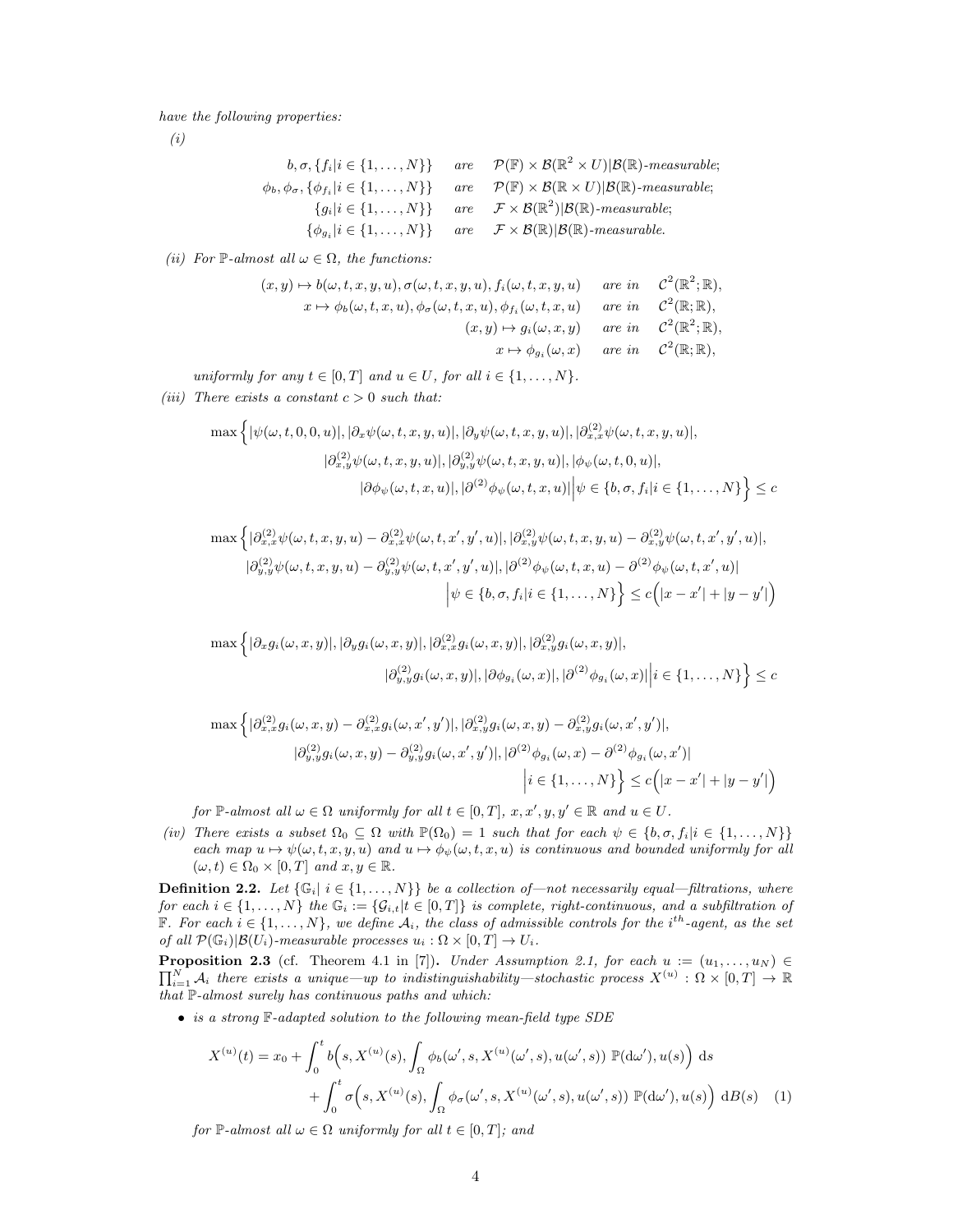*have the following properties:*

*(i)*

$$\begin{array}{lll} b, \sigma, \{f_i | i \in \{1,\dots,N\}\} & \text{are} & \mathcal{P}(\mathbb{F}) \times \mathcal{B}(\mathbb{R}^2 \times U)|\mathcal{B}(\mathbb{R})\text{-measurable;} \\ \phi_b, \phi_\sigma, \{\phi_{f_i} | i \in \{1,\dots,N\}\} & \text{are} & \mathcal{P}(\mathbb{F}) \times \mathcal{B}(\mathbb{R} \times U)|\mathcal{B}(\mathbb{R})\text{-measurable;} \\ \{g_i | i \in \{1,\dots,N\}\} & \text{are} & \mathcal{F} \times \mathcal{B}(\mathbb{R}^2)|\mathcal{B}(\mathbb{R})\text{-measurable;} \\ \{\phi_{g_i} | i \in \{1,\dots,N\}\} & \text{are} & \mathcal{F} \times \mathcal{B}(\mathbb{R})|\mathcal{B}(\mathbb{R})\text{-measurable.} \end{array}$$

*(ii) For $\mathbb{P}$-almost all $\omega \in \Omega$, the functions:*

$$\begin{array}{rll} (x,y) \mapsto b(\omega,t,x,y,u), \sigma(\omega,t,x,y,u), f_i(\omega,t,x,y,u) & \text{are in} & \mathcal{C}^2(\mathbb{R}^2;\mathbb{R}), \\ x \mapsto \phi_b(\omega,t,x,u), \phi_\sigma(\omega,t,x,u), \phi_{f_i}(\omega,t,x,u) & \text{are in} & \mathcal{C}^2(\mathbb{R};\mathbb{R}), \\ (x,y) \mapsto g_i(\omega,x,y) & \text{are in} & \mathcal{C}^2(\mathbb{R}^2;\mathbb{R}), \\ x \mapsto \phi_{g_i}(\omega,x) & \text{are in} & \mathcal{C}^2(\mathbb{R};\mathbb{R}), \end{array}$$

*uniformly for any $t \in [0,T]$ and $u \in U$, for all $i \in \{1,\dots,N\}$.*

*(iii) There exists a constant $c > 0$ such that:*

$$\max\Big\{ |\psi(\omega,t,0,0,u)|, |\partial_x \psi(\omega,t,x,y,u)|, |\partial_y \psi(\omega,t,x,y,u)|, |\partial^{(2)}_{x,x} \psi(\omega,t,x,y,u)|, \\ |\partial^{(2)}_{x,y} \psi(\omega,t,x,y,u)|, |\partial^{(2)}_{y,y} \psi(\omega,t,x,y,u)|, |\phi_\psi(\omega,t,0,u)|, \\ |\partial \phi_\psi(\omega,t,x,u)|, |\partial^{(2)} \phi_\psi(\omega,t,x,u)| \Big| \psi \in \{b,\sigma,f_i | i \in \{1,\dots,N\}\} \Big\} \le c$$

$$\max\Big\{ |\partial^{(2)}_{x,x}\psi(\omega,t,x,y,u) - \partial^{(2)}_{x,x}\psi(\omega,t,x',y',u)|, |\partial^{(2)}_{x,y}\psi(\omega,t,x,y,u) - \partial^{(2)}_{x,y}\psi(\omega,t,x',y',u)|, \\ |\partial^{(2)}_{y,y}\psi(\omega,t,x,y,u) - \partial^{(2)}_{y,y}\psi(\omega,t,x',y',u)|, |\partial^{(2)}\phi_\psi(\omega,t,x,u) - \partial^{(2)}\phi_\psi(\omega,t,x',u)| \\ \Big| \psi \in \{b,\sigma,f_i | i \in \{1,\dots,N\}\} \Big\} \le c\Big(|x-x'| + |y-y'|\Big)$$

$$\max\Big\{ |\partial_x g_i(\omega,x,y)|, |\partial_y g_i(\omega,x,y)|, |\partial^{(2)}_{x,x} g_i(\omega,x,y)|, |\partial^{(2)}_{x,y} g_i(\omega,x,y)|, \\ |\partial^{(2)}_{y,y} g_i(\omega,x,y)|, |\partial \phi_{g_i}(\omega,x)|, |\partial^{(2)} \phi_{g_i}(\omega,x)| \Big| i \in \{1,\dots,N\} \Big\} \le c$$

$$\max\Big\{ |\partial^{(2)}_{x,x} g_i(\omega,x,y) - \partial^{(2)}_{x,x} g_i(\omega,x',y')|, |\partial^{(2)}_{x,y} g_i(\omega,x,y) - \partial^{(2)}_{x,y} g_i(\omega,x',y')|, \\ |\partial^{(2)}_{y,y} g_i(\omega,x,y) - \partial^{(2)}_{y,y} g_i(\omega,x',y')|, |\partial^{(2)} \phi_{g_i}(\omega,x) - \partial^{(2)} \phi_{g_i}(\omega,x')| \\ \Big| i \in \{1,\dots,N\} \Big\} \le c\Big(|x-x'| + |y-y'|\Big)$$

*for $\mathbb{P}$-almost all $\omega \in \Omega$ uniformly for all $t \in [0,T]$, $x, x', y, y' \in \mathbb{R}$ and $u \in U$.*

*(iv) There exists a subset $\Omega_0 \subseteq \Omega$ with $\mathbb{P}(\Omega_0) = 1$ such that for each $\psi \in \{b, \sigma, f_i | i \in \{1,\dots,N\}\}$ each map $u \mapsto \psi(\omega,t,x,y,u)$ and $u \mapsto \phi_\psi(\omega,t,x,u)$ is continuous and bounded uniformly for all $(\omega,t) \in \Omega_0 \times [0,T]$ and $x, y \in \mathbb{R}$.*

**Definition 2.2.** Let $\{\mathbb{G}_i |\ i \in \{1,\dots,N\}\}$ be a collection of—not necessarily equal—filtrations, where for each $i \in \{1,\dots,N\}$ the $\mathbb{G}_i := \{\mathcal{G}_{i,t} | t \in [0,T]\}$ is complete, right-continuous, and a subfiltration of $\mathbb{F}$. For each $i \in \{1,\dots,N\}$, we define $\mathcal{A}_i$, the class of admissible controls for the $i^{th}$-agent, as the set of all $\mathcal{P}(\mathbb{G}_i)|\mathcal{B}(U_i)$-measurable processes $u_i : \Omega \times [0,T] \to U_i$.

**Proposition 2.3** (cf. Theorem 4.1 in [7])**.** *Under Assumption 2.1, for each $u := (u_1,\dots,u_N) \in \prod_{i=1}^N \mathcal{A}_i$ there exists a unique—up to indistinguishability—stochastic process $X^{(u)} : \Omega \times [0,T] \to \mathbb{R}$ that $\mathbb{P}$-almost surely has continuous paths and which:*

- *is a strong $\mathbb{F}$-adapted solution to the following mean-field type SDE*

$$X^{(u)}(t) = x_0 + \int_0^t b\Big(s, X^{(u)}(s), \int_\Omega \phi_b(\omega', s, X^{(u)}(\omega',s), u(\omega',s))\ \mathbb{P}(\mathrm{d}\omega'), u(s)\Big)\ \mathrm{d}s \\ + \int_0^t \sigma\Big(s, X^{(u)}(s), \int_\Omega \phi_\sigma(\omega', s, X^{(u)}(\omega',s), u(\omega',s))\ \mathbb{P}(\mathrm{d}\omega'), u(s)\Big)\ \mathrm{d}B(s) \quad (1)$$

  *for $\mathbb{P}$-almost all $\omega \in \Omega$ uniformly for all $t \in [0,T]$; and*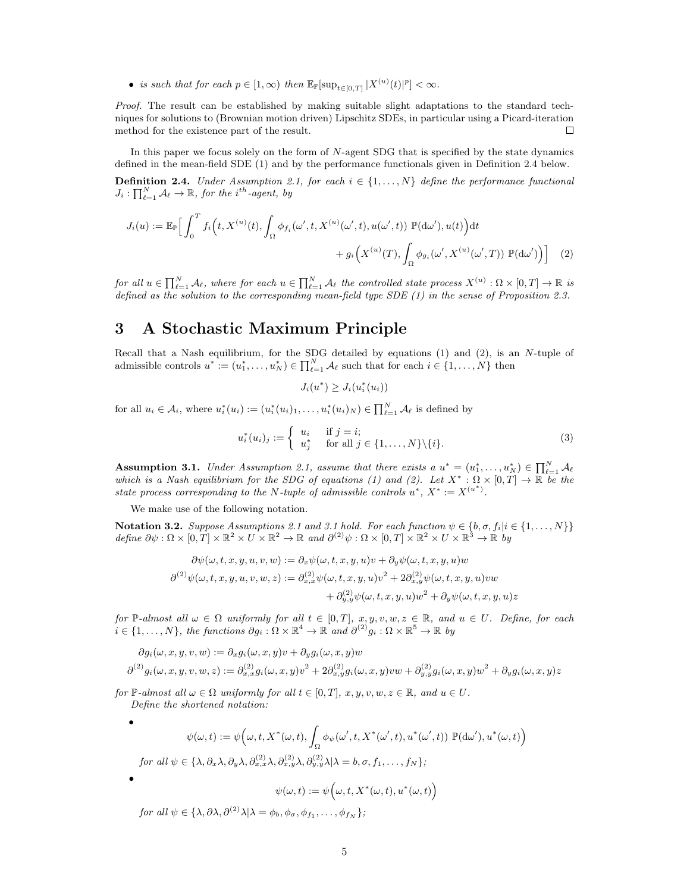- *is such that for each $p \in [1, \infty)$ then $\mathbb{E}_{\mathbb{P}}[\sup_{t\in[0,T]} |X^{(u)}(t)|^p] < \infty$.*

*Proof.* The result can be established by making suitable slight adaptations to the standard techniques for solutions to (Brownian motion driven) Lipschitz SDEs, in particular using a Picard-iteration method for the existence part of the result. □

In this paper we focus solely on the form of $N$-agent SDG that is specified by the state dynamics defined in the mean-field SDE (1) and by the performance functionals given in Definition 2.4 below.

**Definition 2.4.** *Under Assumption 2.1, for each $i \in \{1, \dots, N\}$ define the performance functional $J_i : \prod_{\ell=1}^N \mathcal{A}_\ell \to \mathbb{R}$, for the $i^{th}$-agent, by*

$$J_i(u) := \mathbb{E}_{\mathbb{P}}\Big[\int_0^T f_i\Big(t, X^{(u)}(t), \int_\Omega \phi_{f_i}(\omega', t, X^{(u)}(\omega', t), u(\omega', t))\ \mathbb{P}(\mathrm{d}\omega'), u(t)\Big)\mathrm{d}t + g_i\Big(X^{(u)}(T), \int_\Omega \phi_{g_i}(\omega', X^{(u)}(\omega', T))\ \mathbb{P}(\mathrm{d}\omega')\Big)\Big] \quad (2)$$

*for all $u \in \prod_{\ell=1}^N \mathcal{A}_\ell$, where for each $u \in \prod_{\ell=1}^N \mathcal{A}_\ell$ the controlled state process $X^{(u)} : \Omega \times [0, T] \to \mathbb{R}$ is defined as the solution to the corresponding mean-field type SDE (1) in the sense of Proposition 2.3.*

# 3 A Stochastic Maximum Principle

Recall that a Nash equilibrium, for the SDG detailed by equations (1) and (2), is an $N$-tuple of admissible controls $u^* := (u_1^*, \dots, u_N^*) \in \prod_{\ell=1}^N \mathcal{A}_\ell$ such that for each $i \in \{1, \dots, N\}$ then

$$J_i(u^*) \geq J_i(u_i^*(u_i))$$

for all $u_i \in \mathcal{A}_i$, where $u_i^*(u_i) := (u_i^*(u_i)_1, \dots, u_i^*(u_i)_N) \in \prod_{\ell=1}^N \mathcal{A}_\ell$ is defined by

$$u_i^*(u_i)_j := \begin{cases} u_i & \text{if } j = i; \\ u_j^* & \text{for all } j \in \{1, \dots, N\}\backslash\{i\}. \end{cases} \quad (3)$$

**Assumption 3.1.** *Under Assumption 2.1, assume that there exists a $u^* = (u_1^*, \dots, u_N^*) \in \prod_{\ell=1}^N \mathcal{A}_\ell$ which is a Nash equilibrium for the SDG of equations (1) and (2). Let $X^* : \Omega \times [0, T] \to \mathbb{R}$ be the state process corresponding to the $N$-tuple of admissible controls $u^*$, $X^* := X^{(u^*)}$.*

We make use of the following notation.

**Notation 3.2.** *Suppose Assumptions 2.1 and 3.1 hold. For each function $\psi \in \{b, \sigma, f_i | i \in \{1, \dots, N\}\}$ define $\partial\psi : \Omega \times [0, T] \times \mathbb{R}^2 \times U \times \mathbb{R}^2 \to \mathbb{R}$ and $\partial^{(2)}\psi : \Omega \times [0, T] \times \mathbb{R}^2 \times U \times \mathbb{R}^3 \to \mathbb{R}$ by*

$$\partial\psi(\omega, t, x, y, u, v, w) := \partial_x\psi(\omega, t, x, y, u)v + \partial_y\psi(\omega, t, x, y, u)w$$

$$\partial^{(2)}\psi(\omega, t, x, y, u, v, w, z) := \partial_{x,x}^{(2)}\psi(\omega, t, x, y, u)v^2 + 2\partial_{x,y}^{(2)}\psi(\omega, t, x, y, u)vw + \partial_{y,y}^{(2)}\psi(\omega, t, x, y, u)w^2 + \partial_y\psi(\omega, t, x, y, u)z$$

*for $\mathbb{P}$-almost all $\omega \in \Omega$ uniformly for all $t \in [0, T]$, $x, y, v, w, z \in \mathbb{R}$, and $u \in U$. Define, for each $i \in \{1, \dots, N\}$, the functions $\partial g_i : \Omega \times \mathbb{R}^4 \to \mathbb{R}$ and $\partial^{(2)} g_i : \Omega \times \mathbb{R}^5 \to \mathbb{R}$ by*

$$\partial g_i(\omega, x, y, v, w) := \partial_x g_i(\omega, x, y)v + \partial_y g_i(\omega, x, y)w$$

$$\partial^{(2)} g_i(\omega, x, y, v, w, z) := \partial_{x,x}^{(2)} g_i(\omega, x, y)v^2 + 2\partial_{x,y}^{(2)} g_i(\omega, x, y)vw + \partial_{y,y}^{(2)} g_i(\omega, x, y)w^2 + \partial_y g_i(\omega, x, y)z$$

*for $\mathbb{P}$-almost all $\omega \in \Omega$ uniformly for all $t \in [0, T]$, $x, y, v, w, z \in \mathbb{R}$, and $u \in U$.*

*Define the shortened notation:*

- $$\psi(\omega, t) := \psi\Big(\omega, t, X^*(\omega, t), \int_\Omega \phi_\psi(\omega', t, X^*(\omega', t), u^*(\omega', t))\ \mathbb{P}(\mathrm{d}\omega'), u^*(\omega, t)\Big)$$

  *for all $\psi \in \{\lambda, \partial_x\lambda, \partial_y\lambda, \partial_{x,x}^{(2)}\lambda, \partial_{x,y}^{(2)}\lambda, \partial_{y,y}^{(2)}\lambda | \lambda = b, \sigma, f_1, \dots, f_N\}$;*

- $$\psi(\omega, t) := \psi\Big(\omega, t, X^*(\omega, t), u^*(\omega, t)\Big)$$

  *for all $\psi \in \{\lambda, \partial\lambda, \partial^{(2)}\lambda | \lambda = \phi_b, \phi_\sigma, \phi_{f_1}, \dots, \phi_{f_N}\}$;*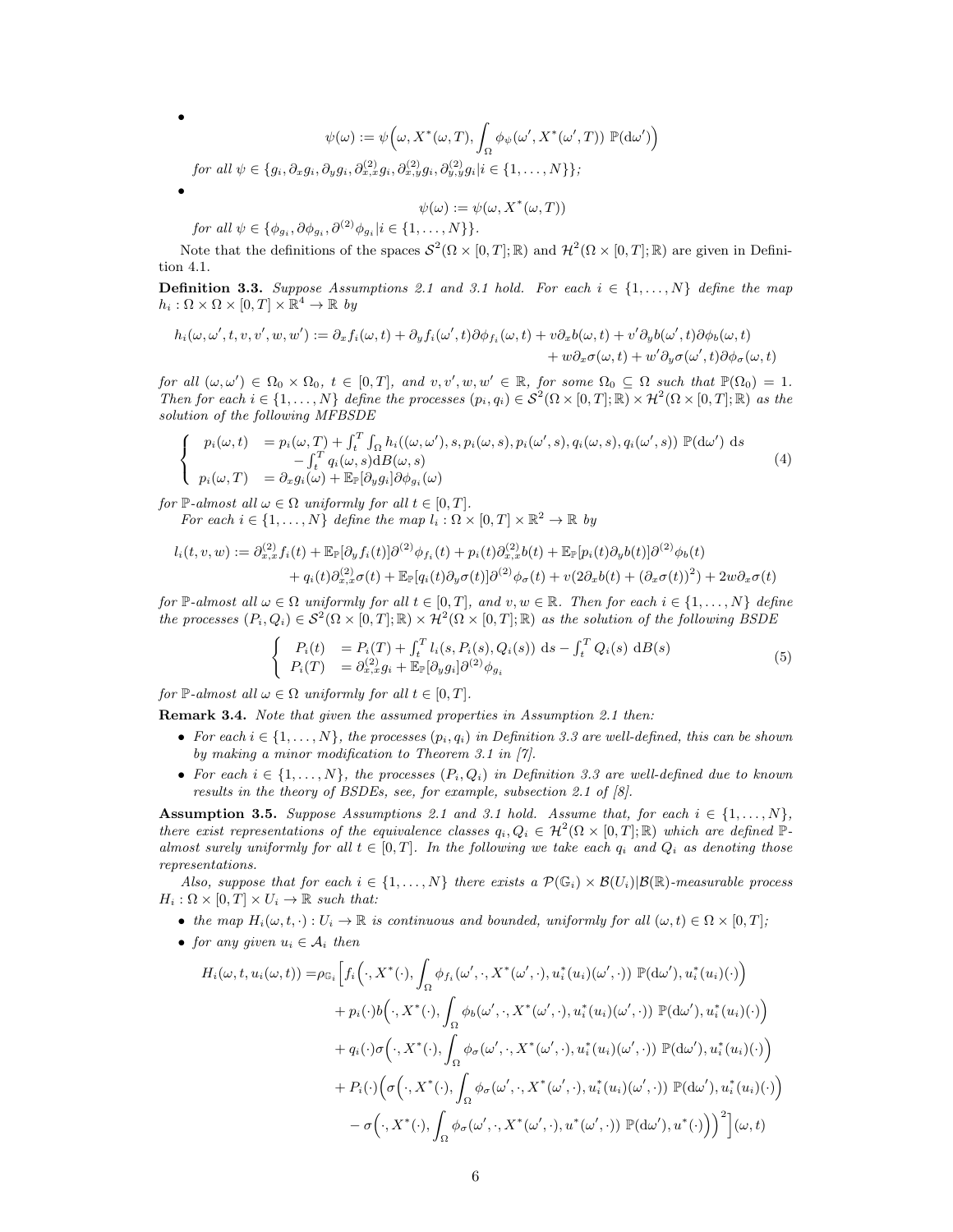- $$\psi(\omega) := \psi\Big(\omega, X^*(\omega,T), \int_\Omega \phi_\psi(\omega', X^*(\omega',T))\ \mathbb{P}(\mathrm{d}\omega')\Big)$$

  *for all* $\psi \in \{g_i, \partial_x g_i, \partial_y g_i, \partial^{(2)}_{x,x} g_i, \partial^{(2)}_{x,y} g_i, \partial^{(2)}_{y,y} g_i | i \in \{1,\ldots,N\}\}$*;*

- $$\psi(\omega) := \psi(\omega, X^*(\omega,T))$$

  *for all* $\psi \in \{\phi_{g_i}, \partial\phi_{g_i}, \partial^{(2)}\phi_{g_i} | i \in \{1,\ldots,N\}\}$*.*

Note that the definitions of the spaces $\mathcal{S}^2(\Omega\times[0,T];\mathbb{R})$ and $\mathcal{H}^2(\Omega\times[0,T];\mathbb{R})$ are given in Definition 4.1.

**Definition 3.3.** *Suppose Assumptions 2.1 and 3.1 hold. For each* $i \in \{1,\ldots,N\}$ *define the map* $h_i : \Omega\times\Omega\times[0,T]\times\mathbb{R}^4 \to \mathbb{R}$ *by*

$$h_i(\omega,\omega',t,v,v',w,w') := \partial_x f_i(\omega,t) + \partial_y f_i(\omega',t)\partial\phi_{f_i}(\omega,t) + v\partial_x b(\omega,t) + v'\partial_y b(\omega',t)\partial\phi_b(\omega,t) + w\partial_x\sigma(\omega,t) + w'\partial_y\sigma(\omega',t)\partial\phi_\sigma(\omega,t)$$

*for all* $(\omega,\omega') \in \Omega_0\times\Omega_0$*,* $t\in[0,T]$*, and* $v,v',w,w' \in \mathbb{R}$*, for some* $\Omega_0 \subseteq \Omega$ *such that* $\mathbb{P}(\Omega_0) = 1$*. Then for each* $i \in \{1,\ldots,N\}$ *define the processes* $(p_i,q_i) \in \mathcal{S}^2(\Omega\times[0,T];\mathbb{R})\times\mathcal{H}^2(\Omega\times[0,T];\mathbb{R})$ *as the solution of the following MFBSDE*

$$\begin{cases} p_i(\omega,t) &= p_i(\omega,T) + \int_t^T \int_\Omega h_i((\omega,\omega'),s,p_i(\omega,s),p_i(\omega',s),q_i(\omega,s),q_i(\omega',s))\ \mathbb{P}(\mathrm{d}\omega')\ \mathrm{d}s \\ &\quad - \int_t^T q_i(\omega,s)\mathrm{d}B(\omega,s) \\ p_i(\omega,T) &= \partial_x g_i(\omega) + \mathbb{E}_\mathbb{P}[\partial_y g_i]\partial\phi_{g_i}(\omega) \end{cases} \tag{4}$$

*for* $\mathbb{P}$*-almost all* $\omega\in\Omega$ *uniformly for all* $t\in[0,T]$*.*

*For each* $i \in \{1,\ldots,N\}$ *define the map* $l_i : \Omega\times[0,T]\times\mathbb{R}^2 \to \mathbb{R}$ *by*

$$\begin{aligned} l_i(t,v,w) := \partial^{(2)}_{x,x} f_i(t) &+ \mathbb{E}_\mathbb{P}[\partial_y f_i(t)]\partial^{(2)}\phi_{f_i}(t) + p_i(t)\partial^{(2)}_{x,x} b(t) + \mathbb{E}_\mathbb{P}[p_i(t)\partial_y b(t)]\partial^{(2)}\phi_b(t) \\ &+ q_i(t)\partial^{(2)}_{x,x}\sigma(t) + \mathbb{E}_\mathbb{P}[q_i(t)\partial_y\sigma(t)]\partial^{(2)}\phi_\sigma(t) + v(2\partial_x b(t) + (\partial_x\sigma(t))^2) + 2w\partial_x\sigma(t) \end{aligned}$$

*for* $\mathbb{P}$*-almost all* $\omega\in\Omega$ *uniformly for all* $t\in[0,T]$*, and* $v,w\in\mathbb{R}$*. Then for each* $i \in \{1,\ldots,N\}$ *define the processes* $(P_i,Q_i) \in \mathcal{S}^2(\Omega\times[0,T];\mathbb{R})\times\mathcal{H}^2(\Omega\times[0,T];\mathbb{R})$ *as the solution of the following BSDE*

$$\begin{cases} P_i(t) &= P_i(T) + \int_t^T l_i(s,P_i(s),Q_i(s))\ \mathrm{d}s - \int_t^T Q_i(s)\ \mathrm{d}B(s) \\ P_i(T) &= \partial^{(2)}_{x,x} g_i + \mathbb{E}_\mathbb{P}[\partial_y g_i]\partial^{(2)}\phi_{g_i} \end{cases} \tag{5}$$

*for* $\mathbb{P}$*-almost all* $\omega\in\Omega$ *uniformly for all* $t\in[0,T]$*.*

**Remark 3.4.** *Note that given the assumed properties in Assumption 2.1 then:*

- *For each* $i \in \{1,\ldots,N\}$*, the processes* $(p_i,q_i)$ *in Definition 3.3 are well-defined, this can be shown by making a minor modification to Theorem 3.1 in [7].*
- *For each* $i \in \{1,\ldots,N\}$*, the processes* $(P_i,Q_i)$ *in Definition 3.3 are well-defined due to known results in the theory of BSDEs, see, for example, subsection 2.1 of [8].*

**Assumption 3.5.** *Suppose Assumptions 2.1 and 3.1 hold. Assume that, for each* $i \in \{1,\ldots,N\}$*, there exist representations of the equivalence classes* $q_i, Q_i \in \mathcal{H}^2(\Omega\times[0,T];\mathbb{R})$ *which are defined* $\mathbb{P}$*-almost surely uniformly for all* $t\in[0,T]$*. In the following we take each* $q_i$ *and* $Q_i$ *as denoting those representations.*

*Also, suppose that for each* $i \in \{1,\ldots,N\}$ *there exists a* $\mathcal{P}(\mathbb{G}_i)\times\mathcal{B}(U_i)|\mathcal{B}(\mathbb{R})$*-measurable process* $H_i : \Omega\times[0,T]\times U_i \to \mathbb{R}$ *such that:*

- *the map* $H_i(\omega,t,\cdot) : U_i \to \mathbb{R}$ *is continuous and bounded, uniformly for all* $(\omega,t)\in\Omega\times[0,T]$*;*
- *for any given* $u_i \in \mathcal{A}_i$ *then*

$$\begin{aligned} H_i(\omega,t,u_i(\omega,t)) = \rho_{\mathbb{G}_i}\Big[ & f_i\Big(\cdot, X^*(\cdot), \int_\Omega \phi_{f_i}(\omega',\cdot,X^*(\omega',\cdot),u_i^*(u_i)(\omega',\cdot))\ \mathbb{P}(\mathrm{d}\omega'), u_i^*(u_i)(\cdot)\Big) \\ &+ p_i(\cdot) b\Big(\cdot, X^*(\cdot), \int_\Omega \phi_b(\omega',\cdot,X^*(\omega',\cdot),u_i^*(u_i)(\omega',\cdot))\ \mathbb{P}(\mathrm{d}\omega'), u_i^*(u_i)(\cdot)\Big) \\ &+ q_i(\cdot)\sigma\Big(\cdot, X^*(\cdot), \int_\Omega \phi_\sigma(\omega',\cdot,X^*(\omega',\cdot),u_i^*(u_i)(\omega',\cdot))\ \mathbb{P}(\mathrm{d}\omega'), u_i^*(u_i)(\cdot)\Big) \\ &+ P_i(\cdot)\Big(\sigma\Big(\cdot, X^*(\cdot), \int_\Omega \phi_\sigma(\omega',\cdot,X^*(\omega',\cdot),u_i^*(u_i)(\omega',\cdot))\ \mathbb{P}(\mathrm{d}\omega'), u_i^*(u_i)(\cdot)\Big) \\ &- \sigma\Big(\cdot, X^*(\cdot), \int_\Omega \phi_\sigma(\omega',\cdot,X^*(\omega',\cdot),u^*(\omega',\cdot))\ \mathbb{P}(\mathrm{d}\omega'), u^*(\cdot)\Big)\Big)^2\Big](\omega,t) \end{aligned}$$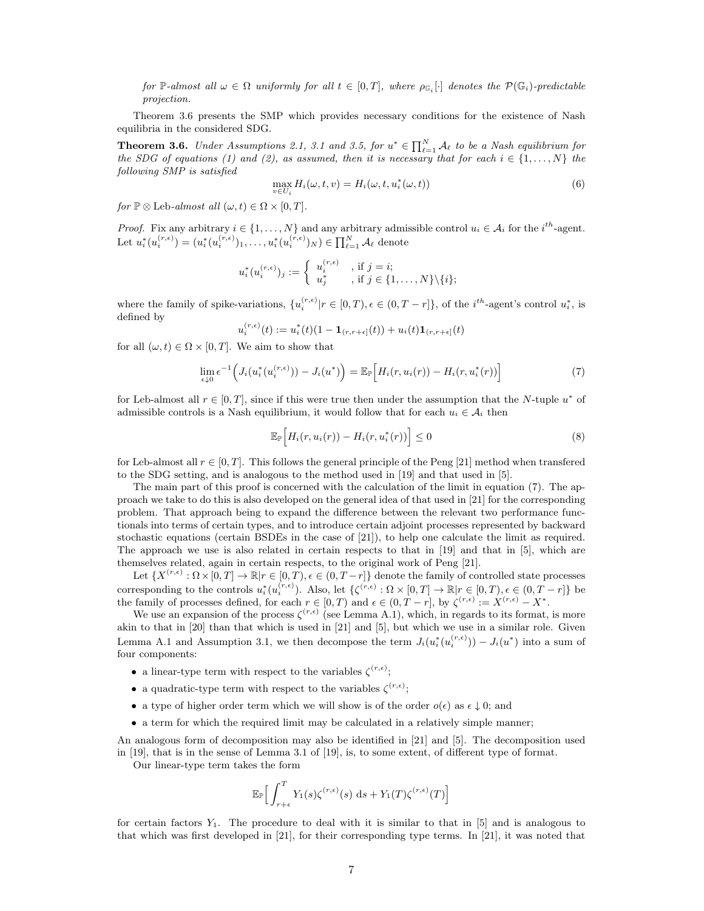*for $\mathbb{P}$-almost all $\omega \in \Omega$ uniformly for all $t \in [0,T]$, where $\rho_{\mathbb{G}_i}[\cdot]$ denotes the $\mathcal{P}(\mathbb{G}_i)$-predictable projection.*

Theorem 3.6 presents the SMP which provides necessary conditions for the existence of Nash equilibria in the considered SDG.

**Theorem 3.6.** *Under Assumptions 2.1, 3.1 and 3.5, for $u^* \in \prod_{\ell=1}^N \mathcal{A}_\ell$ to be a Nash equilibrium for the SDG of equations (1) and (2), as assumed, then it is necessary that for each $i \in \{1,\ldots,N\}$ the following SMP is satisfied*

$$\max_{v \in U_i} H_i(\omega, t, v) = H_i(\omega, t, u_i^*(\omega, t)) \tag{6}$$

*for $\mathbb{P} \otimes \mathrm{Leb}$-almost all $(\omega, t) \in \Omega \times [0,T]$.*

*Proof.* Fix any arbitrary $i \in \{1,\ldots,N\}$ and any arbitrary admissible control $u_i \in \mathcal{A}_i$ for the $i^{th}$-agent. Let $u_i^*(u_i^{(r,\epsilon)}) = (u_i^*(u_i^{(r,\epsilon)})_1, \ldots, u_i^*(u_i^{(r,\epsilon)})_N) \in \prod_{\ell=1}^N \mathcal{A}_\ell$ denote

$$u_i^*(u_i^{(r,\epsilon)})_j := \begin{cases} u_i^{(r,\epsilon)} & \text{, if } j = i; \\ u_j^* & \text{, if } j \in \{1,\ldots,N\}\backslash\{i\}; \end{cases}$$

where the family of spike-variations, $\{u_i^{(r,\epsilon)} | r \in [0,T), \epsilon \in (0, T-r]\}$, of the $i^{th}$-agent's control $u_i^*$, is defined by

$$u_i^{(r,\epsilon)}(t) := u_i^*(t)(1 - \mathbf{1}_{(r,r+\epsilon]}(t)) + u_i(t)\mathbf{1}_{(r,r+\epsilon]}(t)$$

for all $(\omega, t) \in \Omega \times [0,T]$. We aim to show that

$$\lim_{\epsilon \downarrow 0} \epsilon^{-1}\Big(J_i(u_i^*(u_i^{(r,\epsilon)})) - J_i(u^*)\Big) = \mathbb{E}_{\mathbb{P}}\Big[H_i(r, u_i(r)) - H_i(r, u_i^*(r))\Big] \tag{7}$$

for Leb-almost all $r \in [0,T]$, since if this were true then under the assumption that the $N$-tuple $u^*$ of admissible controls is a Nash equilibrium, it would follow that for each $u_i \in \mathcal{A}_i$ then

$$\mathbb{E}_{\mathbb{P}}\Big[H_i(r, u_i(r)) - H_i(r, u_i^*(r))\Big] \leq 0 \tag{8}$$

for Leb-almost all $r \in [0,T]$. This follows the general principle of the Peng [21] method when transfered to the SDG setting, and is analogous to the method used in [19] and that used in [5].

The main part of this proof is concerned with the calculation of the limit in equation (7). The approach we take to do this is also developed on the general idea of that used in [21] for the corresponding problem. That approach being to expand the difference between the relevant two performance functionals into terms of certain types, and to introduce certain adjoint processes represented by backward stochastic equations (certain BSDEs in the case of [21]), to help one calculate the limit as required. The approach we use is also related in certain respects to that in [19] and that in [5], which are themselves related, again in certain respects, to the original work of Peng [21].

Let $\{X^{(r,\epsilon)} : \Omega \times [0,T] \to \mathbb{R} | r \in [0,T), \epsilon \in (0, T-r]\}$ denote the family of controlled state processes corresponding to the controls $u_i^*(u_i^{(r,\epsilon)})$. Also, let $\{\zeta^{(r,\epsilon)} : \Omega \times [0,T] \to \mathbb{R} | r \in [0,T), \epsilon \in (0, T-r]\}$ be the family of processes defined, for each $r \in [0,T)$ and $\epsilon \in (0, T-r]$, by $\zeta^{(r,\epsilon)} := X^{(r,\epsilon)} - X^*$.

We use an expansion of the process $\zeta^{(r,\epsilon)}$ (see Lemma A.1), which, in regards to its format, is more akin to that in [20] than that which is used in [21] and [5], but which we use in a similar role. Given Lemma A.1 and Assumption 3.1, we then decompose the term $J_i(u_i^*(u_i^{(r,\epsilon)})) - J_i(u^*)$ into a sum of four components:

- a linear-type term with respect to the variables $\zeta^{(r,\epsilon)}$;
- a quadratic-type term with respect to the variables $\zeta^{(r,\epsilon)}$;
- a type of higher order term which we will show is of the order $o(\epsilon)$ as $\epsilon \downarrow 0$; and
- a term for which the required limit may be calculated in a relatively simple manner;

An analogous form of decomposition may also be identified in [21] and [5]. The decomposition used in [19], that is in the sense of Lemma 3.1 of [19], is, to some extent, of different type of format.

Our linear-type term takes the form

$$\mathbb{E}_{\mathbb{P}}\Big[\int_{r+\epsilon}^T Y_1(s)\zeta^{(r,\epsilon)}(s)\ \mathrm{d}s + Y_1(T)\zeta^{(r,\epsilon)}(T)\Big]$$

for certain factors $Y_1$. The procedure to deal with it is similar to that in [5] and is analogous to that which was first developed in [21], for their corresponding type terms. In [21], it was noted that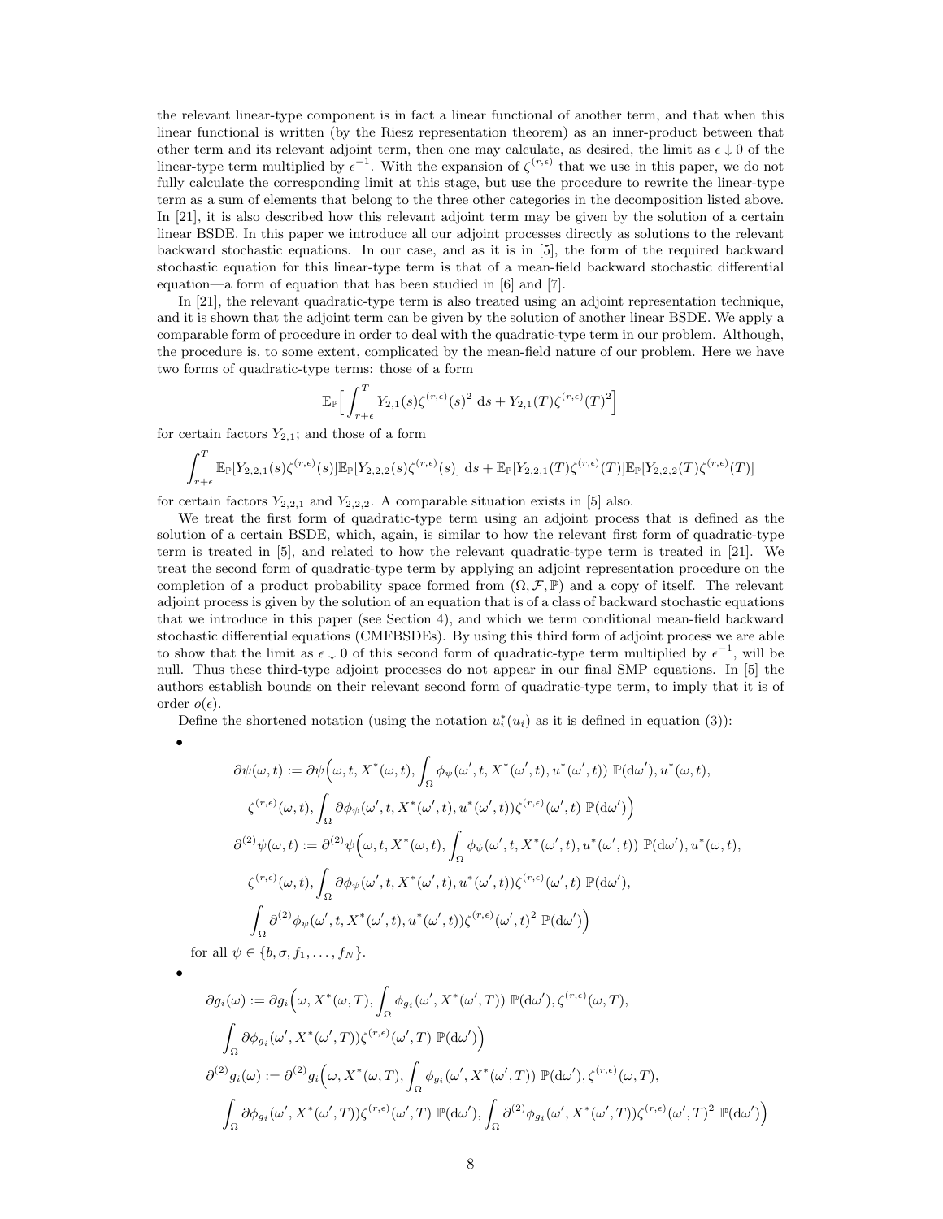the relevant linear-type component is in fact a linear functional of another term, and that when this linear functional is written (by the Riesz representation theorem) as an inner-product between that other term and its relevant adjoint term, then one may calculate, as desired, the limit as $\epsilon \downarrow 0$ of the linear-type term multiplied by $\epsilon^{-1}$. With the expansion of $\zeta^{(r,\epsilon)}$ that we use in this paper, we do not fully calculate the corresponding limit at this stage, but use the procedure to rewrite the linear-type term as a sum of elements that belong to the three other categories in the decomposition listed above. In [21], it is also described how this relevant adjoint term may be given by the solution of a certain linear BSDE. In this paper we introduce all our adjoint processes directly as solutions to the relevant backward stochastic equations. In our case, and as it is in [5], the form of the required backward stochastic equation for this linear-type term is that of a mean-field backward stochastic differential equation—a form of equation that has been studied in [6] and [7].

In [21], the relevant quadratic-type term is also treated using an adjoint representation technique, and it is shown that the adjoint term can be given by the solution of another linear BSDE. We apply a comparable form of procedure in order to deal with the quadratic-type term in our problem. Although, the procedure is, to some extent, complicated by the mean-field nature of our problem. Here we have two forms of quadratic-type terms: those of a form

$$\mathbb{E}_{\mathbb{P}}\Big[\int_{r+\epsilon}^{T} Y_{2,1}(s)\zeta^{(r,\epsilon)}(s)^2 \, \mathrm{d}s + Y_{2,1}(T)\zeta^{(r,\epsilon)}(T)^2\Big]$$

for certain factors $Y_{2,1}$; and those of a form

$$\int_{r+\epsilon}^{T} \mathbb{E}_{\mathbb{P}}[Y_{2,2,1}(s)\zeta^{(r,\epsilon)}(s)]\mathbb{E}_{\mathbb{P}}[Y_{2,2,2}(s)\zeta^{(r,\epsilon)}(s)] \, \mathrm{d}s + \mathbb{E}_{\mathbb{P}}[Y_{2,2,1}(T)\zeta^{(r,\epsilon)}(T)]\mathbb{E}_{\mathbb{P}}[Y_{2,2,2}(T)\zeta^{(r,\epsilon)}(T)]$$

for certain factors $Y_{2,2,1}$ and $Y_{2,2,2}$. A comparable situation exists in [5] also.

We treat the first form of quadratic-type term using an adjoint process that is defined as the solution of a certain BSDE, which, again, is similar to how the relevant first form of quadratic-type term is treated in [5], and related to how the relevant quadratic-type term is treated in [21]. We treat the second form of quadratic-type term by applying an adjoint representation procedure on the completion of a product probability space formed from $(\Omega, \mathcal{F}, \mathbb{P})$ and a copy of itself. The relevant adjoint process is given by the solution of an equation that is of a class of backward stochastic equations that we introduce in this paper (see Section 4), and which we term conditional mean-field backward stochastic differential equations (CMFBSDEs). By using this third form of adjoint process we are able to show that the limit as $\epsilon \downarrow 0$ of this second form of quadratic-type term multiplied by $\epsilon^{-1}$, will be null. Thus these third-type adjoint processes do not appear in our final SMP equations. In [5] the authors establish bounds on their relevant second form of quadratic-type term, to imply that it is of order $o(\epsilon)$.

Define the shortened notation (using the notation $u_i^*(u_i)$ as it is defined in equation (3)):

- $$\begin{aligned}
\partial\psi(\omega,t) &:= \partial\psi\Big(\omega, t, X^*(\omega,t), \int_\Omega \phi_\psi(\omega', t, X^*(\omega',t), u^*(\omega',t)) \; \mathbb{P}(\mathrm{d}\omega'), u^*(\omega,t), \\
&\qquad \zeta^{(r,\epsilon)}(\omega,t), \int_\Omega \partial\phi_\psi(\omega', t, X^*(\omega',t), u^*(\omega',t))\zeta^{(r,\epsilon)}(\omega',t) \; \mathbb{P}(\mathrm{d}\omega')\Big) \\
\partial^{(2)}\psi(\omega,t) &:= \partial^{(2)}\psi\Big(\omega, t, X^*(\omega,t), \int_\Omega \phi_\psi(\omega', t, X^*(\omega',t), u^*(\omega',t)) \; \mathbb{P}(\mathrm{d}\omega'), u^*(\omega,t), \\
&\qquad \zeta^{(r,\epsilon)}(\omega,t), \int_\Omega \partial\phi_\psi(\omega', t, X^*(\omega',t), u^*(\omega',t))\zeta^{(r,\epsilon)}(\omega',t) \; \mathbb{P}(\mathrm{d}\omega'), \\
&\qquad \int_\Omega \partial^{(2)}\phi_\psi(\omega', t, X^*(\omega',t), u^*(\omega',t))\zeta^{(r,\epsilon)}(\omega',t)^2 \; \mathbb{P}(\mathrm{d}\omega')\Big)
\end{aligned}$$

  for all $\psi \in \{b, \sigma, f_1, \ldots, f_N\}$.

- $$\begin{aligned}
\partial g_i(\omega) &:= \partial g_i\Big(\omega, X^*(\omega,T), \int_\Omega \phi_{g_i}(\omega', X^*(\omega',T)) \; \mathbb{P}(\mathrm{d}\omega'), \zeta^{(r,\epsilon)}(\omega,T), \\
&\qquad \int_\Omega \partial\phi_{g_i}(\omega', X^*(\omega',T))\zeta^{(r,\epsilon)}(\omega',T) \; \mathbb{P}(\mathrm{d}\omega')\Big) \\
\partial^{(2)} g_i(\omega) &:= \partial^{(2)} g_i\Big(\omega, X^*(\omega,T), \int_\Omega \phi_{g_i}(\omega', X^*(\omega',T)) \; \mathbb{P}(\mathrm{d}\omega'), \zeta^{(r,\epsilon)}(\omega,T), \\
&\qquad \int_\Omega \partial\phi_{g_i}(\omega', X^*(\omega',T))\zeta^{(r,\epsilon)}(\omega',T) \; \mathbb{P}(\mathrm{d}\omega'), \int_\Omega \partial^{(2)}\phi_{g_i}(\omega', X^*(\omega',T))\zeta^{(r,\epsilon)}(\omega',T)^2 \; \mathbb{P}(\mathrm{d}\omega')\Big)
\end{aligned}$$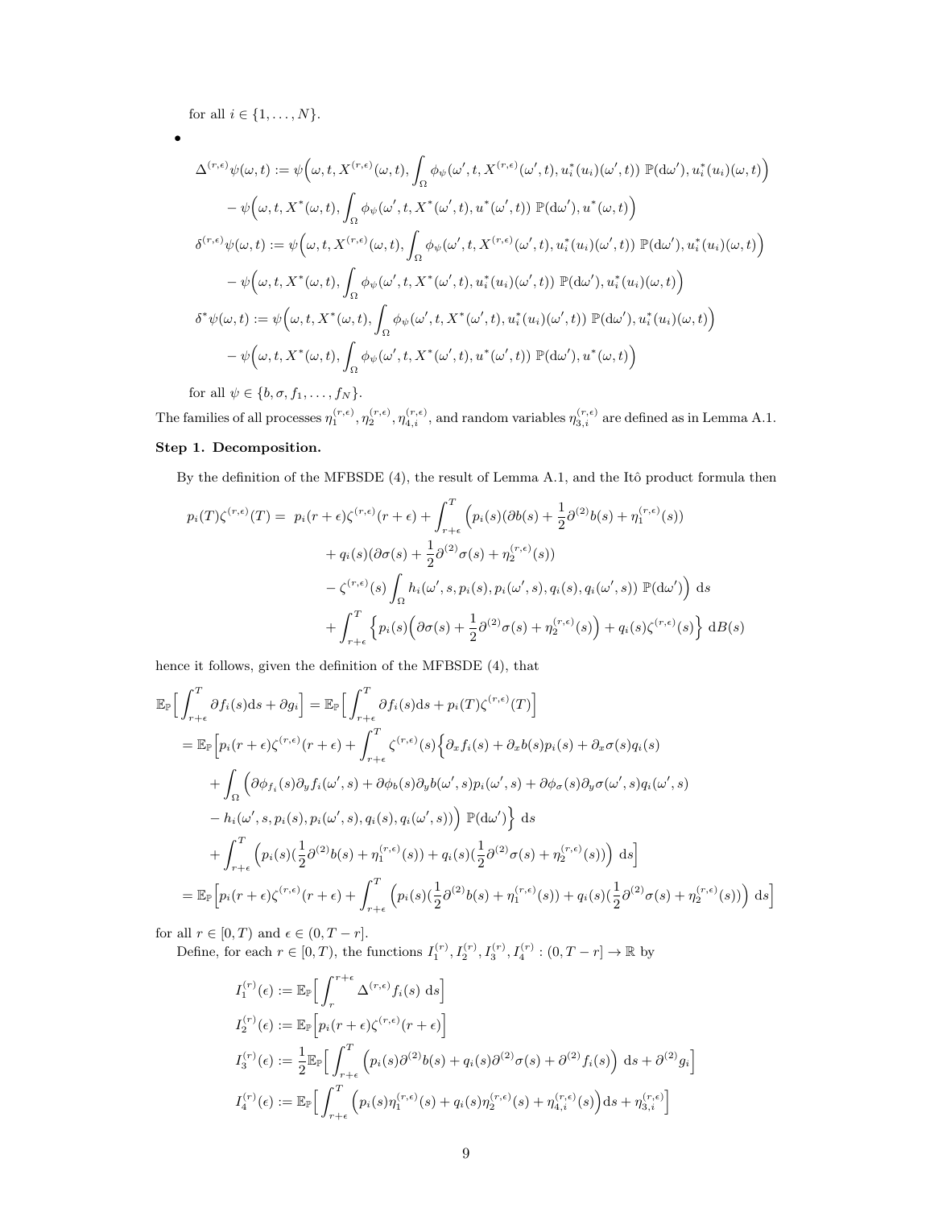for all $i \in \{1, \ldots, N\}$.

- 

$$
\begin{aligned}
\Delta^{(r,\epsilon)}\psi(\omega,t) &:= \psi\Big(\omega, t, X^{(r,\epsilon)}(\omega,t), \int_\Omega \phi_\psi(\omega', t, X^{(r,\epsilon)}(\omega',t), u_i^*(u_i)(\omega',t))\ \mathbb{P}(\mathrm{d}\omega'), u_i^*(u_i)(\omega,t)\Big) \\
&\quad - \psi\Big(\omega, t, X^*(\omega,t), \int_\Omega \phi_\psi(\omega', t, X^*(\omega',t), u^*(\omega',t))\ \mathbb{P}(\mathrm{d}\omega'), u^*(\omega,t)\Big) \\
\delta^{(r,\epsilon)}\psi(\omega,t) &:= \psi\Big(\omega, t, X^{(r,\epsilon)}(\omega,t), \int_\Omega \phi_\psi(\omega', t, X^{(r,\epsilon)}(\omega',t), u_i^*(u_i)(\omega',t))\ \mathbb{P}(\mathrm{d}\omega'), u_i^*(u_i)(\omega,t)\Big) \\
&\quad - \psi\Big(\omega, t, X^*(\omega,t), \int_\Omega \phi_\psi(\omega', t, X^*(\omega',t), u_i^*(u_i)(\omega',t))\ \mathbb{P}(\mathrm{d}\omega'), u_i^*(u_i)(\omega,t)\Big) \\
\delta^*\psi(\omega,t) &:= \psi\Big(\omega, t, X^*(\omega,t), \int_\Omega \phi_\psi(\omega', t, X^*(\omega',t), u_i^*(u_i)(\omega',t))\ \mathbb{P}(\mathrm{d}\omega'), u_i^*(u_i)(\omega,t)\Big) \\
&\quad - \psi\Big(\omega, t, X^*(\omega,t), \int_\Omega \phi_\psi(\omega', t, X^*(\omega',t), u^*(\omega',t))\ \mathbb{P}(\mathrm{d}\omega'), u^*(\omega,t)\Big)
\end{aligned}
$$

for all $\psi \in \{b, \sigma, f_1, \ldots, f_N\}$.

The families of all processes $\eta_1^{(r,\epsilon)}, \eta_2^{(r,\epsilon)}, \eta_{4,i}^{(r,\epsilon)}$, and random variables $\eta_{3,i}^{(r,\epsilon)}$ are defined as in Lemma A.1.

**Step 1. Decomposition.**

By the definition of the MFBSDE (4), the result of Lemma A.1, and the Itô product formula then

$$
\begin{aligned}
p_i(T)\zeta^{(r,\epsilon)}(T) =\ & p_i(r+\epsilon)\zeta^{(r,\epsilon)}(r+\epsilon) + \int_{r+\epsilon}^T \Big(p_i(s)(\partial b(s) + \frac{1}{2}\partial^{(2)}b(s) + \eta_1^{(r,\epsilon)}(s)) \\
&+ q_i(s)(\partial\sigma(s) + \frac{1}{2}\partial^{(2)}\sigma(s) + \eta_2^{(r,\epsilon)}(s)) \\
&- \zeta^{(r,\epsilon)}(s)\int_\Omega h_i(\omega', s, p_i(s), p_i(\omega',s), q_i(s), q_i(\omega',s))\ \mathbb{P}(\mathrm{d}\omega')\Big)\ \mathrm{d}s \\
&+ \int_{r+\epsilon}^T \Big\{p_i(s)\Big(\partial\sigma(s) + \frac{1}{2}\partial^{(2)}\sigma(s) + \eta_2^{(r,\epsilon)}(s)\Big) + q_i(s)\zeta^{(r,\epsilon)}(s)\Big\}\ \mathrm{d}B(s)
\end{aligned}
$$

hence it follows, given the definition of the MFBSDE (4), that

$$
\begin{aligned}
&\mathbb{E}_\mathbb{P}\Big[\int_{r+\epsilon}^T \partial f_i(s)\mathrm{d}s + \partial g_i\Big] = \mathbb{E}_\mathbb{P}\Big[\int_{r+\epsilon}^T \partial f_i(s)\mathrm{d}s + p_i(T)\zeta^{(r,\epsilon)}(T)\Big] \\
&= \mathbb{E}_\mathbb{P}\Big[p_i(r+\epsilon)\zeta^{(r,\epsilon)}(r+\epsilon) + \int_{r+\epsilon}^T \zeta^{(r,\epsilon)}(s)\Big\{\partial_x f_i(s) + \partial_x b(s)p_i(s) + \partial_x\sigma(s)q_i(s) \\
&\quad + \int_\Omega \Big(\partial\phi_{f_i}(s)\partial_y f_i(\omega',s) + \partial\phi_b(s)\partial_y b(\omega',s)p_i(\omega',s) + \partial\phi_\sigma(s)\partial_y\sigma(\omega',s)q_i(\omega',s) \\
&\quad - h_i(\omega', s, p_i(s), p_i(\omega',s), q_i(s), q_i(\omega',s))\Big)\ \mathbb{P}(\mathrm{d}\omega')\Big\}\ \mathrm{d}s \\
&\quad + \int_{r+\epsilon}^T \Big(p_i(s)(\frac{1}{2}\partial^{(2)}b(s) + \eta_1^{(r,\epsilon)}(s)) + q_i(s)(\frac{1}{2}\partial^{(2)}\sigma(s) + \eta_2^{(r,\epsilon)}(s))\Big)\ \mathrm{d}s\Big] \\
&= \mathbb{E}_\mathbb{P}\Big[p_i(r+\epsilon)\zeta^{(r,\epsilon)}(r+\epsilon) + \int_{r+\epsilon}^T \Big(p_i(s)(\frac{1}{2}\partial^{(2)}b(s) + \eta_1^{(r,\epsilon)}(s)) + q_i(s)(\frac{1}{2}\partial^{(2)}\sigma(s) + \eta_2^{(r,\epsilon)}(s))\Big)\ \mathrm{d}s\Big]
\end{aligned}
$$

for all $r \in [0,T)$ and $\epsilon \in (0, T-r]$.

Define, for each $r \in [0,T)$, the functions $I_1^{(r)}, I_2^{(r)}, I_3^{(r)}, I_4^{(r)} : (0, T-r] \to \mathbb{R}$ by

$$
\begin{aligned}
I_1^{(r)}(\epsilon) &:= \mathbb{E}_\mathbb{P}\Big[\int_r^{r+\epsilon} \Delta^{(r,\epsilon)} f_i(s)\ \mathrm{d}s\Big] \\
I_2^{(r)}(\epsilon) &:= \mathbb{E}_\mathbb{P}\Big[p_i(r+\epsilon)\zeta^{(r,\epsilon)}(r+\epsilon)\Big] \\
I_3^{(r)}(\epsilon) &:= \frac{1}{2}\mathbb{E}_\mathbb{P}\Big[\int_{r+\epsilon}^T \Big(p_i(s)\partial^{(2)}b(s) + q_i(s)\partial^{(2)}\sigma(s) + \partial^{(2)}f_i(s)\Big)\ \mathrm{d}s + \partial^{(2)}g_i\Big] \\
I_4^{(r)}(\epsilon) &:= \mathbb{E}_\mathbb{P}\Big[\int_{r+\epsilon}^T \Big(p_i(s)\eta_1^{(r,\epsilon)}(s) + q_i(s)\eta_2^{(r,\epsilon)}(s) + \eta_{4,i}^{(r,\epsilon)}(s)\Big)\mathrm{d}s + \eta_{3,i}^{(r,\epsilon)}\Big]
\end{aligned}
$$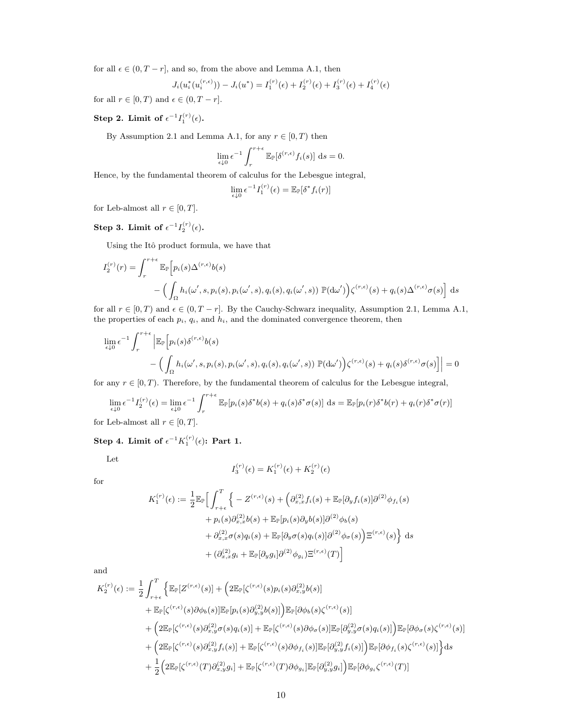for all $\epsilon \in (0, T-r]$, and so, from the above and Lemma A.1, then

$$J_i(u_i^*(u_i^{(r,\epsilon)})) - J_i(u^*) = I_1^{(r)}(\epsilon) + I_2^{(r)}(\epsilon) + I_3^{(r)}(\epsilon) + I_4^{(r)}(\epsilon)$$

for all $r \in [0, T)$ and $\epsilon \in (0, T-r]$.

**Step 2. Limit of $\epsilon^{-1} I_1^{(r)}(\epsilon)$.**

By Assumption 2.1 and Lemma A.1, for any $r \in [0, T)$ then

$$\lim_{\epsilon \downarrow 0} \epsilon^{-1} \int_r^{r+\epsilon} \mathbb{E}_{\mathbb{P}}[\delta^{(r,\epsilon)} f_i(s)] \, \mathrm{d}s = 0.$$

Hence, by the fundamental theorem of calculus for the Lebesgue integral,

$$\lim_{\epsilon \downarrow 0} \epsilon^{-1} I_1^{(r)}(\epsilon) = \mathbb{E}_{\mathbb{P}}[\delta^* f_i(r)]$$

for Leb-almost all $r \in [0, T]$.

**Step 3. Limit of $\epsilon^{-1} I_2^{(r)}(\epsilon)$.**

Using the Itô product formula, we have that

$$\begin{aligned}
I_2^{(r)}(r) = \int_r^{r+\epsilon} \mathbb{E}_{\mathbb{P}}\Big[ & p_i(s) \Delta^{(r,\epsilon)} b(s) \\
& - \Big( \int_\Omega h_i(\omega', s, p_i(s), p_i(\omega', s), q_i(s), q_i(\omega', s)) \; \mathbb{P}(\mathrm{d}\omega') \Big) \zeta^{(r,\epsilon)}(s) + q_i(s) \Delta^{(r,\epsilon)} \sigma(s) \Big] \; \mathrm{d}s
\end{aligned}$$

for all $r \in [0, T)$ and $\epsilon \in (0, T-r]$. By the Cauchy-Schwarz inequality, Assumption 2.1, Lemma A.1, the properties of each $p_i$, $q_i$, and $h_i$, and the dominated convergence theorem, then

$$\begin{aligned}
\lim_{\epsilon \downarrow 0} \epsilon^{-1} \int_r^{r+\epsilon} \Big| \mathbb{E}_{\mathbb{P}}\Big[ & p_i(s) \delta^{(r,\epsilon)} b(s) \\
& - \Big( \int_\Omega h_i(\omega', s, p_i(s), p_i(\omega', s), q_i(s), q_i(\omega', s)) \; \mathbb{P}(\mathrm{d}\omega') \Big) \zeta^{(r,\epsilon)}(s) + q_i(s) \delta^{(r,\epsilon)} \sigma(s) \Big] \Big| = 0
\end{aligned}$$

for any $r \in [0, T)$. Therefore, by the fundamental theorem of calculus for the Lebesgue integral,

$$\lim_{\epsilon \downarrow 0} \epsilon^{-1} I_2^{(r)}(\epsilon) = \lim_{\epsilon \downarrow 0} \epsilon^{-1} \int_r^{r+\epsilon} \mathbb{E}_{\mathbb{P}}[p_i(s) \delta^* b(s) + q_i(s) \delta^* \sigma(s)] \; \mathrm{d}s = \mathbb{E}_{\mathbb{P}}[p_i(r) \delta^* b(r) + q_i(r) \delta^* \sigma(r)]$$

for Leb-almost all $r \in [0, T]$.

**Step 4. Limit of $\epsilon^{-1} K_1^{(r)}(\epsilon)$: Part 1.**

Let

$$I_3^{(r)}(\epsilon) = K_1^{(r)}(\epsilon) + K_2^{(r)}(\epsilon)$$

for

$$\begin{aligned}
K_1^{(r)}(\epsilon) := \frac{1}{2} \mathbb{E}_{\mathbb{P}}\Big[ \int_{r+\epsilon}^T \Big\{ & - Z^{(r,\epsilon)}(s) + \Big( \partial_{x,x}^{(2)} f_i(s) + \mathbb{E}_{\mathbb{P}}[\partial_y f_i(s)] \partial^{(2)} \phi_{f_i}(s) \\
& + p_i(s) \partial_{x,x}^{(2)} b(s) + \mathbb{E}_{\mathbb{P}}[p_i(s) \partial_y b(s)] \partial^{(2)} \phi_b(s) \\
& + \partial_{x,x}^{(2)} \sigma(s) q_i(s) + \mathbb{E}_{\mathbb{P}}[\partial_y \sigma(s) q_i(s)] \partial^{(2)} \phi_\sigma(s) \Big) \Xi^{(r,\epsilon)}(s) \Big\} \; \mathrm{d}s \\
& + (\partial_{x,x}^{(2)} g_i + \mathbb{E}_{\mathbb{P}}[\partial_y g_i] \partial^{(2)} \phi_{g_i}) \Xi^{(r,\epsilon)}(T) \Big]
\end{aligned}$$

and

$$\begin{aligned}
K_2^{(r)}(\epsilon) := \frac{1}{2} \int_{r+\epsilon}^T \Big\{ & \mathbb{E}_{\mathbb{P}}[Z^{(r,\epsilon)}(s)] + \Big( 2\mathbb{E}_{\mathbb{P}}[\zeta^{(r,\epsilon)}(s) p_i(s) \partial_{x,y}^{(2)} b(s)] \\
& + \mathbb{E}_{\mathbb{P}}[\zeta^{(r,\epsilon)}(s) \partial \phi_b(s)] \mathbb{E}_{\mathbb{P}}[p_i(s) \partial_{y,y}^{(2)} b(s)] \Big) \mathbb{E}_{\mathbb{P}}[\partial \phi_b(s) \zeta^{(r,\epsilon)}(s)] \\
& + \Big( 2\mathbb{E}_{\mathbb{P}}[\zeta^{(r,\epsilon)}(s) \partial_{x,y}^{(2)} \sigma(s) q_i(s)] + \mathbb{E}_{\mathbb{P}}[\zeta^{(r,\epsilon)}(s) \partial \phi_\sigma(s)] \mathbb{E}_{\mathbb{P}}[\partial_{y,y}^{(2)} \sigma(s) q_i(s)] \Big) \mathbb{E}_{\mathbb{P}}[\partial \phi_\sigma(s) \zeta^{(r,\epsilon)}(s)] \\
& + \Big( 2\mathbb{E}_{\mathbb{P}}[\zeta^{(r,\epsilon)}(s) \partial_{x,y}^{(2)} f_i(s)] + \mathbb{E}_{\mathbb{P}}[\zeta^{(r,\epsilon)}(s) \partial \phi_{f_i}(s)] \mathbb{E}_{\mathbb{P}}[\partial_{y,y}^{(2)} f_i(s)] \Big) \mathbb{E}_{\mathbb{P}}[\partial \phi_{f_i}(s) \zeta^{(r,\epsilon)}(s)] \Big\} \mathrm{d}s \\
& + \frac{1}{2} \Big( 2\mathbb{E}_{\mathbb{P}}[\zeta^{(r,\epsilon)}(T) \partial_{x,y}^{(2)} g_i] + \mathbb{E}_{\mathbb{P}}[\zeta^{(r,\epsilon)}(T) \partial \phi_{g_i}] \mathbb{E}_{\mathbb{P}}[\partial_{y,y}^{(2)} g_i] \Big) \mathbb{E}_{\mathbb{P}}[\partial \phi_{g_i} \zeta^{(r,\epsilon)}(T)]
\end{aligned}$$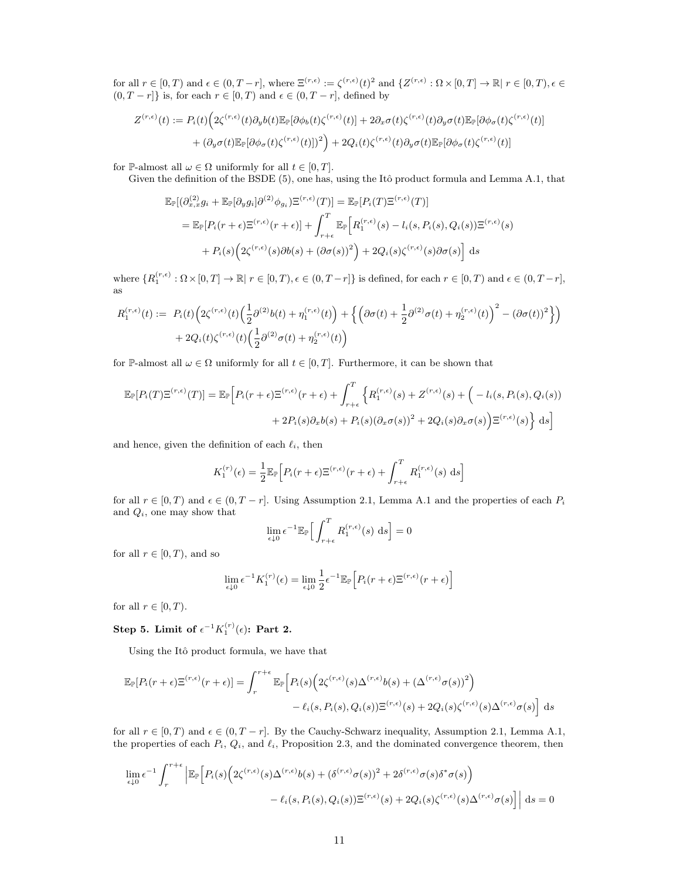for all $r \in [0, T)$ and $\epsilon \in (0, T-r]$, where $\Xi^{(r,\epsilon)} := \zeta^{(r,\epsilon)}(t)^2$ and $\{Z^{(r,\epsilon)} : \Omega \times [0,T] \to \mathbb{R} |\ r \in [0,T), \epsilon \in (0, T-r]\}$ is, for each $r \in [0,T)$ and $\epsilon \in (0, T-r]$, defined by

$$
\begin{aligned}
Z^{(r,\epsilon)}(t) := P_i(t)\Big(2\zeta^{(r,\epsilon)}(t)\partial_y b(t)\mathbb{E}_{\mathbb{P}}[\partial\phi_b(t)\zeta^{(r,\epsilon)}(t)] + 2\partial_x\sigma(t)\zeta^{(r,\epsilon)}(t)\partial_y\sigma(t)\mathbb{E}_{\mathbb{P}}[\partial\phi_\sigma(t)\zeta^{(r,\epsilon)}(t)] \\
+ (\partial_y\sigma(t)\mathbb{E}_{\mathbb{P}}[\partial\phi_\sigma(t)\zeta^{(r,\epsilon)}(t)])^2\Big) + 2Q_i(t)\zeta^{(r,\epsilon)}(t)\partial_y\sigma(t)\mathbb{E}_{\mathbb{P}}[\partial\phi_\sigma(t)\zeta^{(r,\epsilon)}(t)]
\end{aligned}
$$

for $\mathbb{P}$-almost all $\omega \in \Omega$ uniformly for all $t \in [0,T]$.

Given the definition of the BSDE (5), one has, using the Itô product formula and Lemma A.1, that

$$
\begin{aligned}
&\mathbb{E}_{\mathbb{P}}[(\partial^{(2)}_{x,x} g_i + \mathbb{E}_{\mathbb{P}}[\partial_y g_i]\partial^{(2)}\phi_{g_i})\Xi^{(r,\epsilon)}(T)] = \mathbb{E}_{\mathbb{P}}[P_i(T)\Xi^{(r,\epsilon)}(T)] \\
&= \mathbb{E}_{\mathbb{P}}[P_i(r+\epsilon)\Xi^{(r,\epsilon)}(r+\epsilon)] + \int_{r+\epsilon}^T \mathbb{E}_{\mathbb{P}}\Big[R_1^{(r,\epsilon)}(s) - l_i(s, P_i(s), Q_i(s))\Xi^{(r,\epsilon)}(s) \\
&\quad + P_i(s)\Big(2\zeta^{(r,\epsilon)}(s)\partial b(s) + (\partial\sigma(s))^2\Big) + 2Q_i(s)\zeta^{(r,\epsilon)}(s)\partial\sigma(s)\Big]\ \mathrm{d}s
\end{aligned}
$$

where $\{R_1^{(r,\epsilon)} : \Omega \times [0,T] \to \mathbb{R} |\ r \in [0,T), \epsilon \in (0, T-r]\}$ is defined, for each $r \in [0,T)$ and $\epsilon \in (0, T-r]$, as

$$
\begin{aligned}
R_1^{(r,\epsilon)}(t) :=\ & P_i(t)\Big(2\zeta^{(r,\epsilon)}(t)\Big(\frac{1}{2}\partial^{(2)}b(t) + \eta_1^{(r,\epsilon)}(t)\Big) + \Big\{\Big(\partial\sigma(t) + \frac{1}{2}\partial^{(2)}\sigma(t) + \eta_2^{(r,\epsilon)}(t)\Big)^2 - (\partial\sigma(t))^2\Big\}\Big) \\
& + 2Q_i(t)\zeta^{(r,\epsilon)}(t)\Big(\frac{1}{2}\partial^{(2)}\sigma(t) + \eta_2^{(r,\epsilon)}(t)\Big)
\end{aligned}
$$

for $\mathbb{P}$-almost all $\omega \in \Omega$ uniformly for all $t \in [0,T]$. Furthermore, it can be shown that

$$
\begin{aligned}
\mathbb{E}_{\mathbb{P}}[P_i(T)\Xi^{(r,\epsilon)}(T)] = \mathbb{E}_{\mathbb{P}}\Big[P_i(r+\epsilon)\Xi^{(r,\epsilon)}(r+\epsilon) + \int_{r+\epsilon}^T \Big\{R_1^{(r,\epsilon)}(s) + Z^{(r,\epsilon)}(s) + \Big(-l_i(s, P_i(s), Q_i(s)) \\
+ 2P_i(s)\partial_x b(s) + P_i(s)(\partial_x\sigma(s))^2 + 2Q_i(s)\partial_x\sigma(s)\Big)\Xi^{(r,\epsilon)}(s)\Big\}\ \mathrm{d}s\Big]
\end{aligned}
$$

and hence, given the definition of each $\ell_i$, then

$$
K_1^{(r)}(\epsilon) = \frac{1}{2}\mathbb{E}_{\mathbb{P}}\Big[P_i(r+\epsilon)\Xi^{(r,\epsilon)}(r+\epsilon) + \int_{r+\epsilon}^T R_1^{(r,\epsilon)}(s)\ \mathrm{d}s\Big]
$$

for all $r \in [0,T)$ and $\epsilon \in (0, T-r]$. Using Assumption 2.1, Lemma A.1 and the properties of each $P_i$ and $Q_i$, one may show that

$$
\lim_{\epsilon \downarrow 0} \epsilon^{-1}\mathbb{E}_{\mathbb{P}}\Big[\int_{r+\epsilon}^T R_1^{(r,\epsilon)}(s)\ \mathrm{d}s\Big] = 0
$$

for all $r \in [0,T)$, and so

$$
\lim_{\epsilon \downarrow 0} \epsilon^{-1}K_1^{(r)}(\epsilon) = \lim_{\epsilon \downarrow 0} \frac{1}{2}\epsilon^{-1}\mathbb{E}_{\mathbb{P}}\Big[P_i(r+\epsilon)\Xi^{(r,\epsilon)}(r+\epsilon)\Big]
$$

for all $r \in [0,T)$.

**Step 5. Limit of $\epsilon^{-1}K_1^{(r)}(\epsilon)$: Part 2.**

Using the Itô product formula, we have that

$$
\begin{aligned}
\mathbb{E}_{\mathbb{P}}[P_i(r+\epsilon)\Xi^{(r,\epsilon)}(r+\epsilon)] = \int_r^{r+\epsilon} \mathbb{E}_{\mathbb{P}}\Big[P_i(s)\Big(2\zeta^{(r,\epsilon)}(s)\Delta^{(r,\epsilon)}b(s) + (\Delta^{(r,\epsilon)}\sigma(s))^2\Big) \\
- \ell_i(s, P_i(s), Q_i(s))\Xi^{(r,\epsilon)}(s) + 2Q_i(s)\zeta^{(r,\epsilon)}(s)\Delta^{(r,\epsilon)}\sigma(s)\Big]\ \mathrm{d}s
\end{aligned}
$$

for all $r \in [0,T)$ and $\epsilon \in (0, T-r]$. By the Cauchy-Schwarz inequality, Assumption 2.1, Lemma A.1, the properties of each $P_i$, $Q_i$, and $\ell_i$, Proposition 2.3, and the dominated convergence theorem, then

$$
\begin{aligned}
\lim_{\epsilon \downarrow 0} \epsilon^{-1} \int_r^{r+\epsilon} \Big|\mathbb{E}_{\mathbb{P}}\Big[P_i(s)\Big(2\zeta^{(r,\epsilon)}(s)\Delta^{(r,\epsilon)}b(s) + (\delta^{(r,\epsilon)}\sigma(s))^2 + 2\delta^{(r,\epsilon)}\sigma(s)\delta^*\sigma(s)\Big) \\
- \ell_i(s, P_i(s), Q_i(s))\Xi^{(r,\epsilon)}(s) + 2Q_i(s)\zeta^{(r,\epsilon)}(s)\Delta^{(r,\epsilon)}\sigma(s)\Big]\Big|\ \mathrm{d}s = 0
\end{aligned}
$$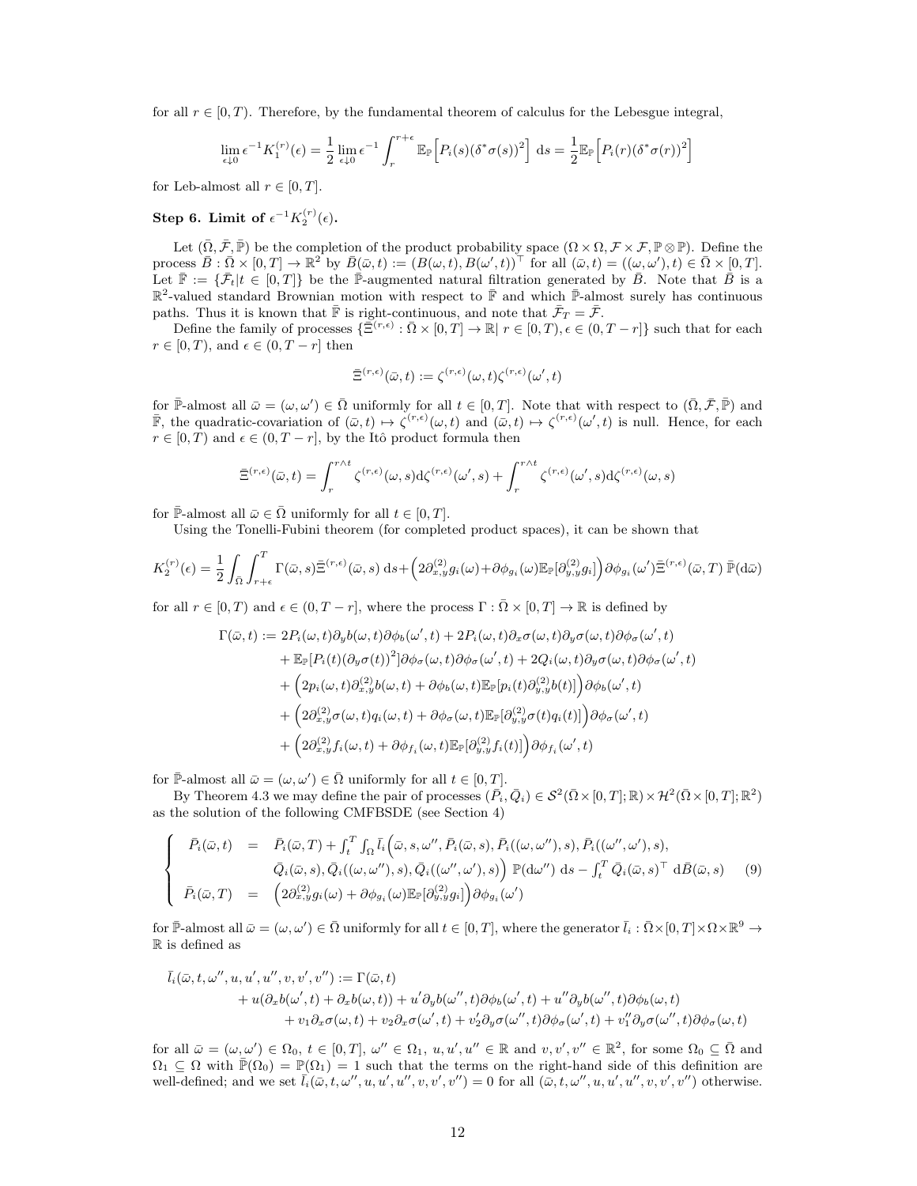for all $r \in [0,T)$. Therefore, by the fundamental theorem of calculus for the Lebesgue integral,

$$\lim_{\epsilon\downarrow 0} \epsilon^{-1} K_1^{(r)}(\epsilon) = \frac{1}{2} \lim_{\epsilon\downarrow 0} \epsilon^{-1} \int_r^{r+\epsilon} \mathbb{E}_{\mathbb{P}}\Big[P_i(s)(\delta^*\sigma(s))^2\Big]\ \mathrm{d}s = \frac{1}{2}\mathbb{E}_{\mathbb{P}}\Big[P_i(r)(\delta^*\sigma(r))^2\Big]$$

for Leb-almost all $r \in [0,T]$.

**Step 6. Limit of $\epsilon^{-1}K_2^{(r)}(\epsilon)$.**

Let $(\bar{\Omega}, \bar{\mathcal{F}}, \bar{\mathbb{P}})$ be the completion of the product probability space $(\Omega\times\Omega, \mathcal{F}\times\mathcal{F}, \mathbb{P}\otimes\mathbb{P})$. Define the process $\bar{B} : \bar{\Omega}\times[0,T] \to \mathbb{R}^2$ by $\bar{B}(\bar{\omega}, t) := (B(\omega,t), B(\omega',t))^\top$ for all $(\bar{\omega}, t) = ((\omega,\omega'),t) \in \bar{\Omega}\times[0,T]$. Let $\bar{\mathbb{F}} := \{\bar{\mathcal{F}}_t | t \in [0,T]\}$ be the $\bar{\mathbb{P}}$-augmented natural filtration generated by $\bar{B}$. Note that $\bar{B}$ is a $\mathbb{R}^2$-valued standard Brownian motion with respect to $\bar{\mathbb{F}}$ and which $\bar{\mathbb{P}}$-almost surely has continuous paths. Thus it is known that $\bar{\mathbb{F}}$ is right-continuous, and note that $\bar{\mathcal{F}}_T = \bar{\mathcal{F}}$.

Define the family of processes $\{\bar{\Xi}^{(r,\epsilon)} : \bar{\Omega}\times[0,T]\to\mathbb{R} |\ r\in[0,T), \epsilon\in(0,T-r]\}$ such that for each $r\in[0,T)$, and $\epsilon\in(0,T-r]$ then

$$\bar{\Xi}^{(r,\epsilon)}(\bar{\omega},t) := \zeta^{(r,\epsilon)}(\omega,t)\zeta^{(r,\epsilon)}(\omega',t)$$

for $\bar{\mathbb{P}}$-almost all $\bar{\omega} = (\omega,\omega') \in \bar{\Omega}$ uniformly for all $t\in[0,T]$. Note that with respect to $(\bar{\Omega}, \bar{\mathcal{F}}, \bar{\mathbb{P}})$ and $\bar{\mathbb{F}}$, the quadratic-covariation of $(\bar{\omega},t)\mapsto\zeta^{(r,\epsilon)}(\omega,t)$ and $(\bar{\omega},t)\mapsto\zeta^{(r,\epsilon)}(\omega',t)$ is null. Hence, for each $r\in[0,T)$ and $\epsilon\in(0,T-r]$, by the Itô product formula then

$$\bar{\Xi}^{(r,\epsilon)}(\bar{\omega},t) = \int_r^{r\wedge t} \zeta^{(r,\epsilon)}(\omega,s)\mathrm{d}\zeta^{(r,\epsilon)}(\omega',s) + \int_r^{r\wedge t}\zeta^{(r,\epsilon)}(\omega',s)\mathrm{d}\zeta^{(r,\epsilon)}(\omega,s)$$

for $\bar{\mathbb{P}}$-almost all $\bar{\omega}\in\bar{\Omega}$ uniformly for all $t\in[0,T]$.

Using the Tonelli-Fubini theorem (for completed product spaces), it can be shown that

$$K_2^{(r)}(\epsilon) = \frac{1}{2}\int_{\bar{\Omega}}\int_{r+\epsilon}^T \Gamma(\bar{\omega},s)\bar{\Xi}^{(r,\epsilon)}(\bar{\omega},s)\ \mathrm{d}s + \Big(2\partial^{(2)}_{x,y}g_i(\omega) + \partial\phi_{g_i}(\omega)\mathbb{E}_{\mathbb{P}}[\partial^{(2)}_{y,y}g_i]\Big)\partial\phi_{g_i}(\omega')\bar{\Xi}^{(r,\epsilon)}(\bar{\omega},T)\ \bar{\mathbb{P}}(\mathrm{d}\bar{\omega})$$

for all $r\in[0,T)$ and $\epsilon\in(0,T-r]$, where the process $\Gamma : \bar{\Omega}\times[0,T]\to\mathbb{R}$ is defined by

$$\begin{aligned}
\Gamma(\bar{\omega},t) := {} & 2P_i(\omega,t)\partial_y b(\omega,t)\partial\phi_b(\omega',t) + 2P_i(\omega,t)\partial_x\sigma(\omega,t)\partial_y\sigma(\omega,t)\partial\phi_\sigma(\omega',t) \\
& + \mathbb{E}_{\mathbb{P}}[P_i(t)(\partial_y\sigma(t))^2]\partial\phi_\sigma(\omega,t)\partial\phi_\sigma(\omega',t) + 2Q_i(\omega,t)\partial_y\sigma(\omega,t)\partial\phi_\sigma(\omega',t) \\
& + \Big(2p_i(\omega,t)\partial^{(2)}_{x,y}b(\omega,t) + \partial\phi_b(\omega,t)\mathbb{E}_{\mathbb{P}}[p_i(t)\partial^{(2)}_{y,y}b(t)]\Big)\partial\phi_b(\omega',t) \\
& + \Big(2\partial^{(2)}_{x,y}\sigma(\omega,t)q_i(\omega,t) + \partial\phi_\sigma(\omega,t)\mathbb{E}_{\mathbb{P}}[\partial^{(2)}_{y,y}\sigma(t)q_i(t)]\Big)\partial\phi_\sigma(\omega',t) \\
& + \Big(2\partial^{(2)}_{x,y}f_i(\omega,t) + \partial\phi_{f_i}(\omega,t)\mathbb{E}_{\mathbb{P}}[\partial^{(2)}_{y,y}f_i(t)]\Big)\partial\phi_{f_i}(\omega',t)
\end{aligned}$$

for $\bar{\mathbb{P}}$-almost all $\bar{\omega} = (\omega,\omega')\in\bar{\Omega}$ uniformly for all $t\in[0,T]$.

By Theorem 4.3 we may define the pair of processes $(\bar{P}_i,\bar{Q}_i)\in\mathcal{S}^2(\bar{\Omega}\times[0,T];\mathbb{R})\times\mathcal{H}^2(\bar{\Omega}\times[0,T];\mathbb{R}^2)$ as the solution of the following CMFBSDE (see Section 4)

$$\left\{\begin{array}{rcl}
\bar{P}_i(\bar{\omega},t) & = & \bar{P}_i(\bar{\omega},T) + \int_t^T\int_\Omega \bar{l}_i\Big(\bar{\omega},s,\omega'',\bar{P}_i(\bar{\omega},s),\bar{P}_i((\omega,\omega''),s),\bar{P}_i((\omega'',\omega'),s), \\
& & \bar{Q}_i(\bar{\omega},s),\bar{Q}_i((\omega,\omega''),s),\bar{Q}_i((\omega'',\omega'),s)\Big)\ \mathbb{P}(\mathrm{d}\omega'')\ \mathrm{d}s - \int_t^T\bar{Q}_i(\bar{\omega},s)^\top\ \mathrm{d}\bar{B}(\bar{\omega},s) \\
\bar{P}_i(\bar{\omega},T) & = & \Big(2\partial^{(2)}_{x,y}g_i(\omega) + \partial\phi_{g_i}(\omega)\mathbb{E}_{\mathbb{P}}[\partial^{(2)}_{y,y}g_i]\Big)\partial\phi_{g_i}(\omega')
\end{array}\right. \tag{9}$$

for $\bar{\mathbb{P}}$-almost all $\bar{\omega} = (\omega,\omega')\in\bar{\Omega}$ uniformly for all $t\in[0,T]$, where the generator $\bar{l}_i : \bar{\Omega}\times[0,T]\times\Omega\times\mathbb{R}^9\to\mathbb{R}$ is defined as

$$\begin{aligned}
\bar{l}_i(\bar{\omega},t,\omega'',u,u',u'',v,v',v'') := {} & \Gamma(\bar{\omega},t) \\
& + u(\partial_x b(\omega',t) + \partial_x b(\omega,t)) + u'\partial_y b(\omega'',t)\partial\phi_b(\omega',t) + u''\partial_y b(\omega'',t)\partial\phi_b(\omega,t) \\
& + v_1\partial_x\sigma(\omega,t) + v_2\partial_x\sigma(\omega',t) + v_2'\partial_y\sigma(\omega'',t)\partial\phi_\sigma(\omega',t) + v_1''\partial_y\sigma(\omega'',t)\partial\phi_\sigma(\omega,t)
\end{aligned}$$

for all $\bar{\omega} = (\omega,\omega')\in\Omega_0$, $t\in[0,T]$, $\omega''\in\Omega_1$, $u,u',u''\in\mathbb{R}$ and $v,v',v''\in\mathbb{R}^2$, for some $\Omega_0\subseteq\bar{\Omega}$ and $\Omega_1\subseteq\Omega$ with $\bar{\mathbb{P}}(\Omega_0) = \mathbb{P}(\Omega_1) = 1$ such that the terms on the right-hand side of this definition are well-defined; and we set $\bar{l}_i(\bar{\omega},t,\omega'',u,u',u'',v,v',v'') = 0$ for all $(\bar{\omega},t,\omega'',u,u',u'',v,v',v'')$ otherwise.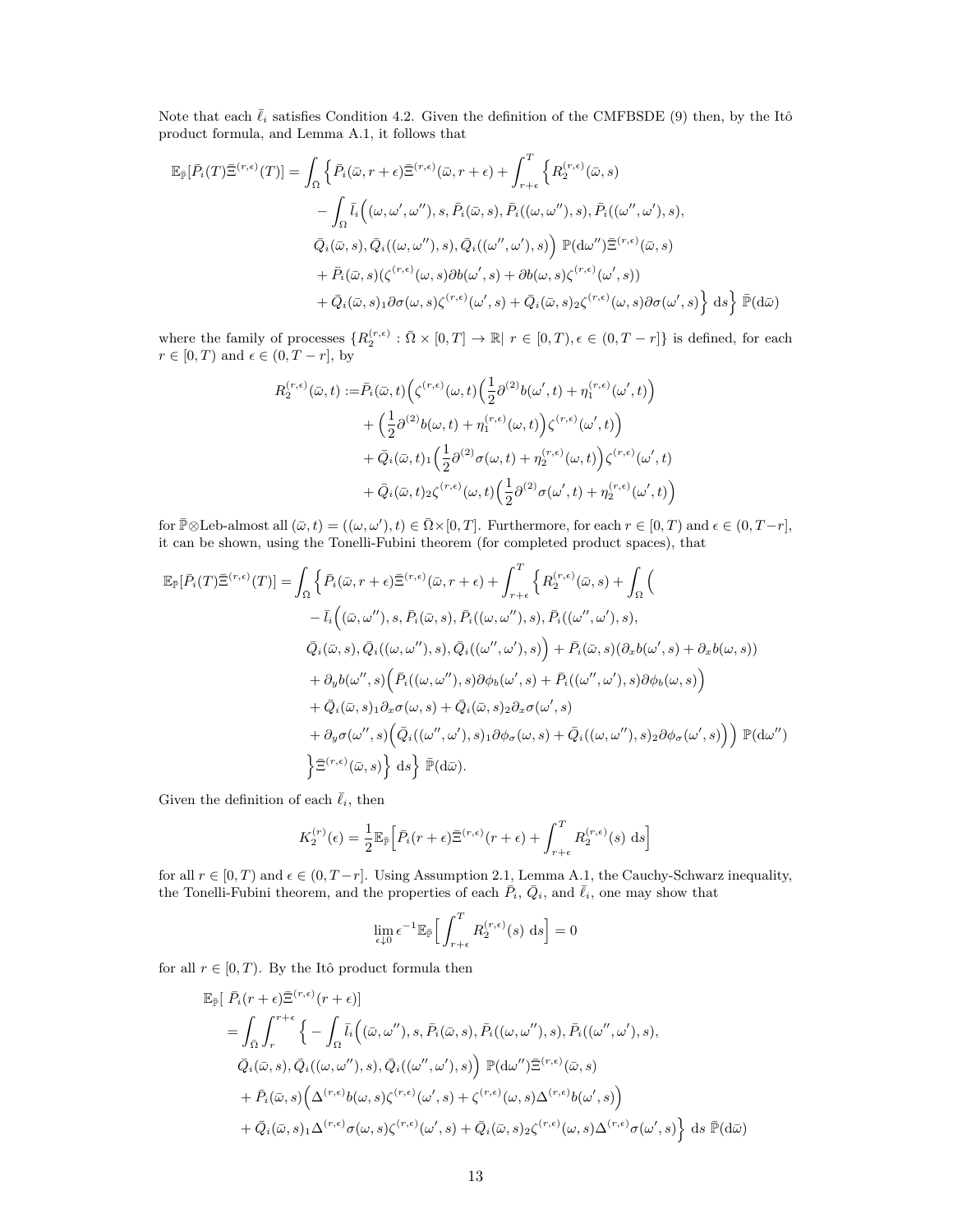Note that each $\bar{\ell}_i$ satisfies Condition 4.2. Given the definition of the CMFBSDE (9) then, by the Itô product formula, and Lemma A.1, it follows that

$$
\begin{aligned}
\mathbb{E}_{\bar{\mathbb{P}}}[\bar{P}_i(T)\bar{\Xi}^{(r,\epsilon)}(T)] = \int_{\bar{\Omega}} \Big\{ & \bar{P}_i(\bar{\omega}, r+\epsilon)\bar{\Xi}^{(r,\epsilon)}(\bar{\omega}, r+\epsilon) + \int_{r+\epsilon}^{T} \Big\{ R_2^{(r,\epsilon)}(\bar{\omega}, s) \\
& - \int_{\Omega} \bar{l}_i\Big((\omega, \omega', \omega''), s, \bar{P}_i(\bar{\omega}, s), \bar{P}_i((\omega, \omega''), s), \bar{P}_i((\omega'', \omega'), s), \\
& \bar{Q}_i(\bar{\omega}, s), \bar{Q}_i((\omega, \omega''), s), \bar{Q}_i((\omega'', \omega'), s)\Big) \; \mathbb{P}(\mathrm{d}\omega'')\bar{\Xi}^{(r,\epsilon)}(\bar{\omega}, s) \\
& + \bar{P}_i(\bar{\omega}, s)(\zeta^{(r,\epsilon)}(\omega, s)\partial b(\omega', s) + \partial b(\omega, s)\zeta^{(r,\epsilon)}(\omega', s)) \\
& + \bar{Q}_i(\bar{\omega}, s)_1 \partial\sigma(\omega, s)\zeta^{(r,\epsilon)}(\omega', s) + \bar{Q}_i(\bar{\omega}, s)_2 \zeta^{(r,\epsilon)}(\omega, s)\partial\sigma(\omega', s)\Big\} \; \mathrm{d}s\Big\} \; \bar{\mathbb{P}}(\mathrm{d}\bar{\omega})
\end{aligned}
$$

where the family of processes $\{R_2^{(r,\epsilon)} : \bar{\Omega} \times [0, T] \to \mathbb{R} | \; r \in [0, T), \epsilon \in (0, T-r]\}$ is defined, for each $r \in [0, T)$ and $\epsilon \in (0, T-r]$, by

$$
\begin{aligned}
R_2^{(r,\epsilon)}(\bar{\omega}, t) :=& \bar{P}_i(\bar{\omega}, t)\Big(\zeta^{(r,\epsilon)}(\omega, t)\Big(\frac{1}{2}\partial^{(2)}b(\omega', t) + \eta_1^{(r,\epsilon)}(\omega', t)\Big) \\
& + \Big(\frac{1}{2}\partial^{(2)}b(\omega, t) + \eta_1^{(r,\epsilon)}(\omega, t)\Big)\zeta^{(r,\epsilon)}(\omega', t)\Big) \\
& + \bar{Q}_i(\bar{\omega}, t)_1\Big(\frac{1}{2}\partial^{(2)}\sigma(\omega, t) + \eta_2^{(r,\epsilon)}(\omega, t)\Big)\zeta^{(r,\epsilon)}(\omega', t) \\
& + \bar{Q}_i(\bar{\omega}, t)_2\zeta^{(r,\epsilon)}(\omega, t)\Big(\frac{1}{2}\partial^{(2)}\sigma(\omega', t) + \eta_2^{(r,\epsilon)}(\omega', t)\Big)
\end{aligned}
$$

for $\bar{\mathbb{P}}\otimes$Leb-almost all $(\bar{\omega}, t) = ((\omega, \omega'), t) \in \bar{\Omega}\times[0, T]$. Furthermore, for each $r \in [0, T)$ and $\epsilon \in (0, T-r]$, it can be shown, using the Tonelli-Fubini theorem (for completed product spaces), that

$$
\begin{aligned}
\mathbb{E}_{\bar{\mathbb{P}}}[\bar{P}_i(T)\bar{\Xi}^{(r,\epsilon)}(T)] = \int_{\bar{\Omega}} \Big\{ & \bar{P}_i(\bar{\omega}, r+\epsilon)\bar{\Xi}^{(r,\epsilon)}(\bar{\omega}, r+\epsilon) + \int_{r+\epsilon}^{T} \Big\{ R_2^{(r,\epsilon)}(\bar{\omega}, s) + \int_{\Omega}\Big( \\
& - \bar{l}_i\Big((\bar{\omega}, \omega''), s, \bar{P}_i(\bar{\omega}, s), \bar{P}_i((\omega, \omega''), s), \bar{P}_i((\omega'', \omega'), s), \\
& \bar{Q}_i(\bar{\omega}, s), \bar{Q}_i((\omega, \omega''), s), \bar{Q}_i((\omega'', \omega'), s)\Big) + \bar{P}_i(\bar{\omega}, s)(\partial_x b(\omega', s) + \partial_x b(\omega, s)) \\
& + \partial_y b(\omega'', s)\Big(\bar{P}_i((\omega, \omega''), s)\partial\phi_b(\omega', s) + \bar{P}_i((\omega'', \omega'), s)\partial\phi_b(\omega, s)\Big) \\
& + \bar{Q}_i(\bar{\omega}, s)_1\partial_x\sigma(\omega, s) + \bar{Q}_i(\bar{\omega}, s)_2\partial_x\sigma(\omega', s) \\
& + \partial_y\sigma(\omega'', s)\Big(\bar{Q}_i((\omega'', \omega'), s)_1\partial\phi_\sigma(\omega, s) + \bar{Q}_i((\omega, \omega''), s)_2\partial\phi_\sigma(\omega', s)\Big)\Big) \; \mathbb{P}(\mathrm{d}\omega'') \\
& \Big\}\bar{\Xi}^{(r,\epsilon)}(\bar{\omega}, s)\Big\} \; \mathrm{d}s\Big\} \; \bar{\mathbb{P}}(\mathrm{d}\bar{\omega}).
\end{aligned}
$$

Given the definition of each $\bar{\ell}_i$, then

$$
K_2^{(r)}(\epsilon) = \frac{1}{2}\mathbb{E}_{\bar{\mathbb{P}}}\Big[\bar{P}_i(r+\epsilon)\bar{\Xi}^{(r,\epsilon)}(r+\epsilon) + \int_{r+\epsilon}^{T} R_2^{(r,\epsilon)}(s) \; \mathrm{d}s\Big]
$$

for all $r \in [0, T)$ and $\epsilon \in (0, T-r]$. Using Assumption 2.1, Lemma A.1, the Cauchy-Schwarz inequality, the Tonelli-Fubini theorem, and the properties of each $\bar{P}_i$, $\bar{Q}_i$, and $\bar{\ell}_i$, one may show that

$$
\lim_{\epsilon\downarrow 0}\epsilon^{-1}\mathbb{E}_{\bar{\mathbb{P}}}\Big[\int_{r+\epsilon}^{T} R_2^{(r,\epsilon)}(s) \; \mathrm{d}s\Big] = 0
$$

for all $r \in [0, T)$. By the Itô product formula then

$$
\begin{aligned}
\mathbb{E}_{\bar{\mathbb{P}}}[& \; \bar{P}_i(r+\epsilon)\bar{\Xi}^{(r,\epsilon)}(r+\epsilon)] \\
&= \int_{\bar{\Omega}}\int_{r}^{r+\epsilon}\Big\{ - \int_{\Omega} \bar{l}_i\Big((\bar{\omega}, \omega''), s, \bar{P}_i(\bar{\omega}, s), \bar{P}_i((\omega, \omega''), s), \bar{P}_i((\omega'', \omega'), s), \\
&\quad \bar{Q}_i(\bar{\omega}, s), \bar{Q}_i((\omega, \omega''), s), \bar{Q}_i((\omega'', \omega'), s)\Big) \; \mathbb{P}(\mathrm{d}\omega'')\bar{\Xi}^{(r,\epsilon)}(\bar{\omega}, s) \\
&\quad + \bar{P}_i(\bar{\omega}, s)\Big(\Delta^{(r,\epsilon)}b(\omega, s)\zeta^{(r,\epsilon)}(\omega', s) + \zeta^{(r,\epsilon)}(\omega, s)\Delta^{(r,\epsilon)}b(\omega', s)\Big) \\
&\quad + \bar{Q}_i(\bar{\omega}, s)_1\Delta^{(r,\epsilon)}\sigma(\omega, s)\zeta^{(r,\epsilon)}(\omega', s) + \bar{Q}_i(\bar{\omega}, s)_2\zeta^{(r,\epsilon)}(\omega, s)\Delta^{(r,\epsilon)}\sigma(\omega', s)\Big\} \; \mathrm{d}s \; \bar{\mathbb{P}}(\mathrm{d}\bar{\omega})
\end{aligned}
$$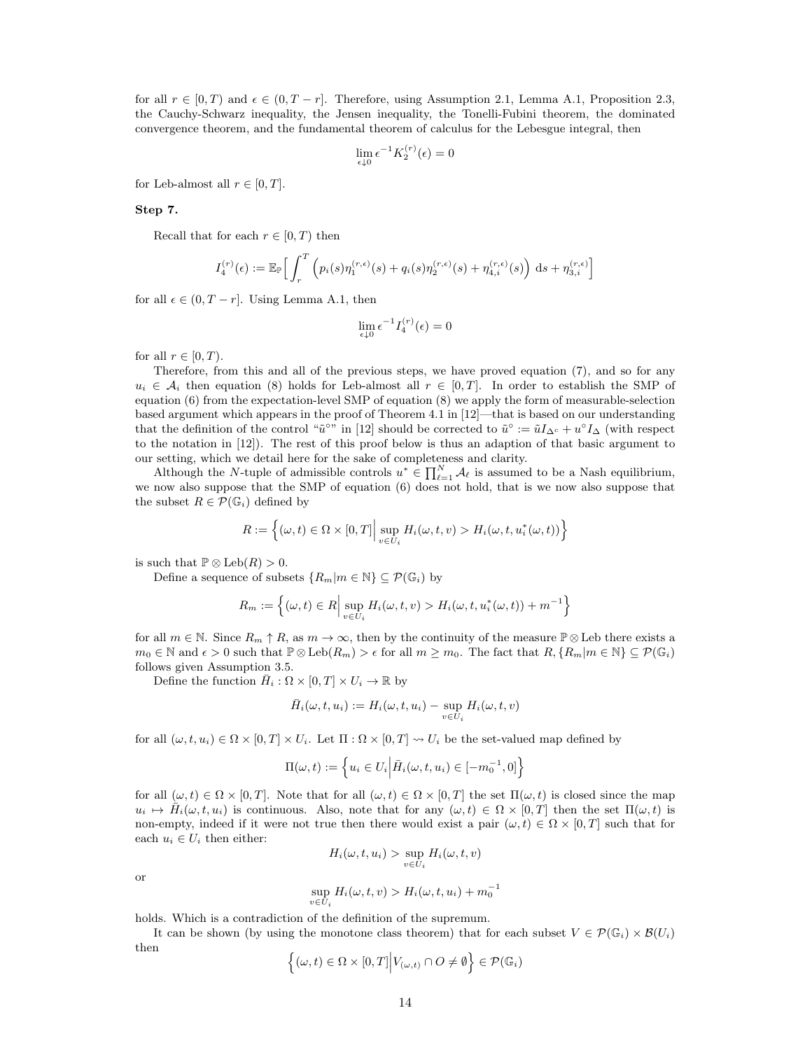for all $r \in [0,T)$ and $\epsilon \in (0, T-r]$. Therefore, using Assumption 2.1, Lemma A.1, Proposition 2.3, the Cauchy-Schwarz inequality, the Jensen inequality, the Tonelli-Fubini theorem, the dominated convergence theorem, and the fundamental theorem of calculus for the Lebesgue integral, then

$$\lim_{\epsilon \downarrow 0} \epsilon^{-1} K_2^{(r)}(\epsilon) = 0$$

for Leb-almost all $r \in [0,T]$.

**Step 7.**

Recall that for each $r \in [0,T)$ then

$$I_4^{(r)}(\epsilon) := \mathbb{E}_{\mathbb{P}}\Big[\int_r^T \Big(p_i(s)\eta_1^{(r,\epsilon)}(s) + q_i(s)\eta_2^{(r,\epsilon)}(s) + \eta_{4,i}^{(r,\epsilon)}(s)\Big)\,\mathrm{d}s + \eta_{3,i}^{(r,\epsilon)}\Big]$$

for all $\epsilon \in (0, T-r]$. Using Lemma A.1, then

$$\lim_{\epsilon \downarrow 0} \epsilon^{-1} I_4^{(r)}(\epsilon) = 0$$

for all $r \in [0,T)$.

Therefore, from this and all of the previous steps, we have proved equation (7), and so for any $u_i \in \mathcal{A}_i$ then equation (8) holds for Leb-almost all $r \in [0,T]$. In order to establish the SMP of equation (6) from the expectation-level SMP of equation (8) we apply the form of measurable-selection based argument which appears in the proof of Theorem 4.1 in [12]—that is based on our understanding that the definition of the control "$\bar{u}^{\circ}$" in [12] should be corrected to $\bar{u}^{\circ} := \bar{u} I_{\Delta^c} + u^{\circ} I_{\Delta}$ (with respect to the notation in [12]). The rest of this proof below is thus an adaption of that basic argument to our setting, which we detail here for the sake of completeness and clarity.

Although the $N$-tuple of admissible controls $u^* \in \prod_{\ell=1}^N \mathcal{A}_\ell$ is assumed to be a Nash equilibrium, we now also suppose that the SMP of equation (6) does not hold, that is we now also suppose that the subset $R \in \mathcal{P}(\mathbb{G}_i)$ defined by

$$R := \Big\{(\omega,t) \in \Omega \times [0,T] \Big| \sup_{v \in U_i} H_i(\omega,t,v) > H_i(\omega,t,u_i^*(\omega,t))\Big\}$$

is such that $\mathbb{P} \otimes \mathrm{Leb}(R) > 0$.

Define a sequence of subsets $\{R_m | m \in \mathbb{N}\} \subseteq \mathcal{P}(\mathbb{G}_i)$ by

$$R_m := \Big\{(\omega,t) \in R \Big| \sup_{v \in U_i} H_i(\omega,t,v) > H_i(\omega,t,u_i^*(\omega,t)) + m^{-1}\Big\}$$

for all $m \in \mathbb{N}$. Since $R_m \uparrow R$, as $m \to \infty$, then by the continuity of the measure $\mathbb{P} \otimes \mathrm{Leb}$ there exists a $m_0 \in \mathbb{N}$ and $\epsilon > 0$ such that $\mathbb{P} \otimes \mathrm{Leb}(R_m) > \epsilon$ for all $m \geq m_0$. The fact that $R, \{R_m | m \in \mathbb{N}\} \subseteq \mathcal{P}(\mathbb{G}_i)$ follows given Assumption 3.5.

Define the function $\bar{H}_i : \Omega \times [0,T] \times U_i \to \mathbb{R}$ by

$$\bar{H}_i(\omega,t,u_i) := H_i(\omega,t,u_i) - \sup_{v \in U_i} H_i(\omega,t,v)$$

for all $(\omega,t,u_i) \in \Omega \times [0,T] \times U_i$. Let $\Pi : \Omega \times [0,T] \rightsquigarrow U_i$ be the set-valued map defined by

$$\Pi(\omega,t) := \Big\{u_i \in U_i \Big| \bar{H}_i(\omega,t,u_i) \in [-m_0^{-1}, 0]\Big\}$$

for all $(\omega,t) \in \Omega \times [0,T]$. Note that for all $(\omega,t) \in \Omega \times [0,T]$ the set $\Pi(\omega,t)$ is closed since the map $u_i \mapsto \bar{H}_i(\omega,t,u_i)$ is continuous. Also, note that for any $(\omega,t) \in \Omega \times [0,T]$ then the set $\Pi(\omega,t)$ is non-empty, indeed if it were not true then there would exist a pair $(\omega,t) \in \Omega \times [0,T]$ such that for each $u_i \in U_i$ then either:

$$H_i(\omega,t,u_i) > \sup_{v \in U_i} H_i(\omega,t,v)$$

or

$$\sup_{v \in U_i} H_i(\omega,t,v) > H_i(\omega,t,u_i) + m_0^{-1}$$

holds. Which is a contradiction of the definition of the supremum.

It can be shown (by using the monotone class theorem) that for each subset $V \in \mathcal{P}(\mathbb{G}_i) \times \mathcal{B}(U_i)$ then

$$\Big\{(\omega,t) \in \Omega \times [0,T] \Big| V_{(\omega,t)} \cap O \neq \emptyset\Big\} \in \mathcal{P}(\mathbb{G}_i)$$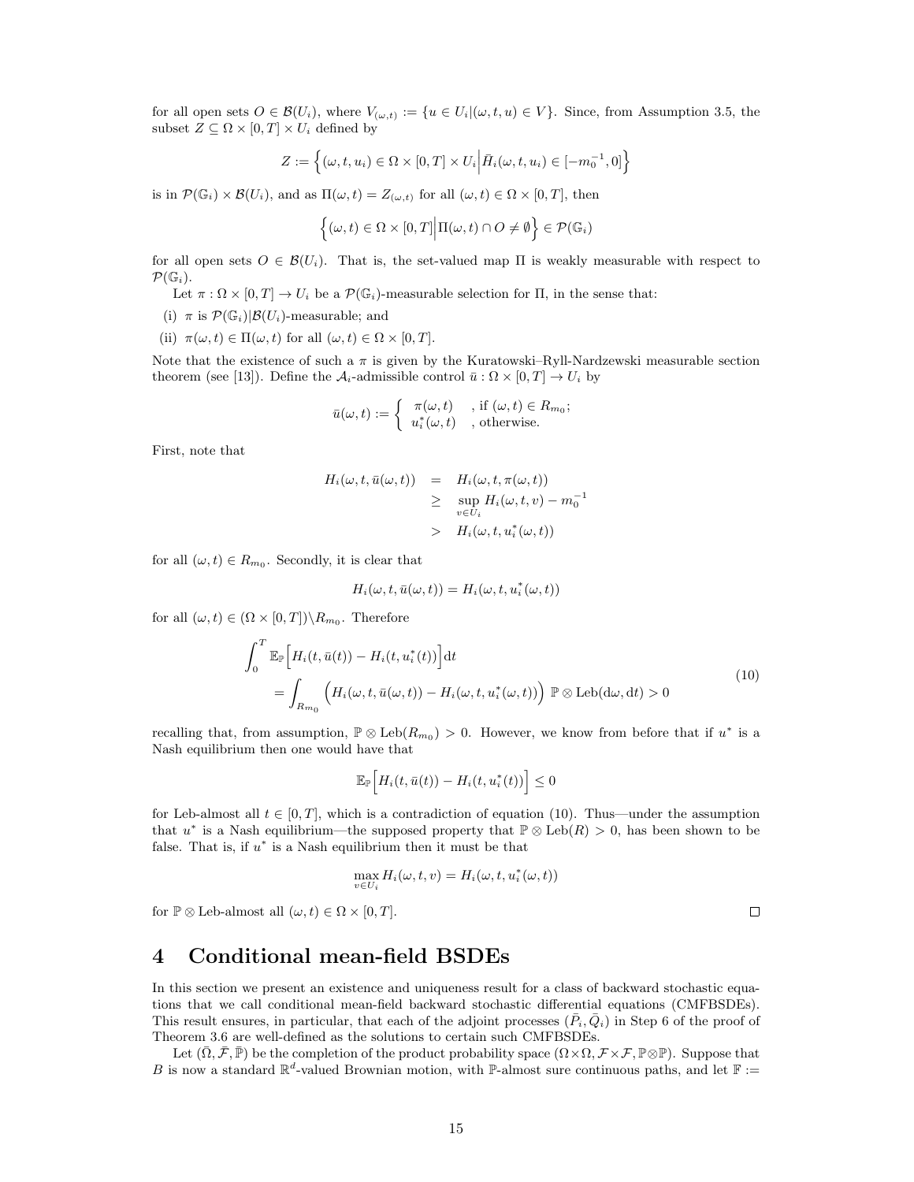for all open sets $O \in \mathcal{B}(U_i)$, where $V_{(\omega,t)} := \{u \in U_i | (\omega, t, u) \in V\}$. Since, from Assumption 3.5, the subset $Z \subseteq \Omega \times [0,T] \times U_i$ defined by

$$Z := \Big\{(\omega, t, u_i) \in \Omega \times [0,T] \times U_i \Big| \bar{H}_i(\omega, t, u_i) \in [-m_0^{-1}, 0]\Big\}$$

is in $\mathcal{P}(\mathbb{G}_i) \times \mathcal{B}(U_i)$, and as $\Pi(\omega, t) = Z_{(\omega,t)}$ for all $(\omega, t) \in \Omega \times [0,T]$, then

$$\Big\{(\omega, t) \in \Omega \times [0,T] \Big| \Pi(\omega, t) \cap O \neq \emptyset\Big\} \in \mathcal{P}(\mathbb{G}_i)$$

for all open sets $O \in \mathcal{B}(U_i)$. That is, the set-valued map $\Pi$ is weakly measurable with respect to $\mathcal{P}(\mathbb{G}_i)$.

Let $\pi : \Omega \times [0,T] \to U_i$ be a $\mathcal{P}(\mathbb{G}_i)$-measurable selection for $\Pi$, in the sense that:

(i) $\pi$ is $\mathcal{P}(\mathbb{G}_i)|\mathcal{B}(U_i)$-measurable; and

(ii) $\pi(\omega, t) \in \Pi(\omega, t)$ for all $(\omega, t) \in \Omega \times [0,T]$.

Note that the existence of such a $\pi$ is given by the Kuratowski–Ryll-Nardzewski measurable section theorem (see [13]). Define the $\mathcal{A}_i$-admissible control $\bar{u} : \Omega \times [0,T] \to U_i$ by

$$\bar{u}(\omega, t) := \begin{cases} \pi(\omega, t) & \text{, if } (\omega, t) \in R_{m_0}; \\ u_i^*(\omega, t) & \text{, otherwise.} \end{cases}$$

First, note that

$$\begin{aligned} H_i(\omega, t, \bar{u}(\omega, t)) &= H_i(\omega, t, \pi(\omega, t)) \\ &\geq \sup_{v \in U_i} H_i(\omega, t, v) - m_0^{-1} \\ &> H_i(\omega, t, u_i^*(\omega, t)) \end{aligned}$$

for all $(\omega, t) \in R_{m_0}$. Secondly, it is clear that

$$H_i(\omega, t, \bar{u}(\omega, t)) = H_i(\omega, t, u_i^*(\omega, t))$$

for all $(\omega, t) \in (\Omega \times [0,T]) \backslash R_{m_0}$. Therefore

$$\begin{aligned} &\int_0^T \mathbb{E}_{\mathbb{P}}\Big[H_i(t, \bar{u}(t)) - H_i(t, u_i^*(t))\Big] \mathrm{d}t \\ &\qquad = \int_{R_{m_0}} \Big(H_i(\omega, t, \bar{u}(\omega, t)) - H_i(\omega, t, u_i^*(\omega, t))\Big) \ \mathbb{P} \otimes \mathrm{Leb}(\mathrm{d}\omega, \mathrm{d}t) > 0 \end{aligned} \tag{10}$$

recalling that, from assumption, $\mathbb{P} \otimes \mathrm{Leb}(R_{m_0}) > 0$. However, we know from before that if $u^*$ is a Nash equilibrium then one would have that

$$\mathbb{E}_{\mathbb{P}}\Big[H_i(t, \bar{u}(t)) - H_i(t, u_i^*(t))\Big] \leq 0$$

for Leb-almost all $t \in [0,T]$, which is a contradiction of equation (10). Thus—under the assumption that $u^*$ is a Nash equilibrium—the supposed property that $\mathbb{P} \otimes \mathrm{Leb}(R) > 0$, has been shown to be false. That is, if $u^*$ is a Nash equilibrium then it must be that

$$\max_{v \in U_i} H_i(\omega, t, v) = H_i(\omega, t, u_i^*(\omega, t))$$

for $\mathbb{P} \otimes \mathrm{Leb}$-almost all $(\omega, t) \in \Omega \times [0,T]$. □

# 4 Conditional mean-field BSDEs

In this section we present an existence and uniqueness result for a class of backward stochastic equations that we call conditional mean-field backward stochastic differential equations (CMFBSDEs). This result ensures, in particular, that each of the adjoint processes $(\bar{P}_i, \bar{Q}_i)$ in Step 6 of the proof of Theorem 3.6 are well-defined as the solutions to certain such CMFBSDEs.

Let $(\bar{\Omega}, \bar{\mathcal{F}}, \bar{\mathbb{P}})$ be the completion of the product probability space $(\Omega \times \Omega, \mathcal{F} \times \mathcal{F}, \mathbb{P} \otimes \mathbb{P})$. Suppose that $B$ is now a standard $\mathbb{R}^d$-valued Brownian motion, with $\mathbb{P}$-almost sure continuous paths, and let $\mathbb{F} :=$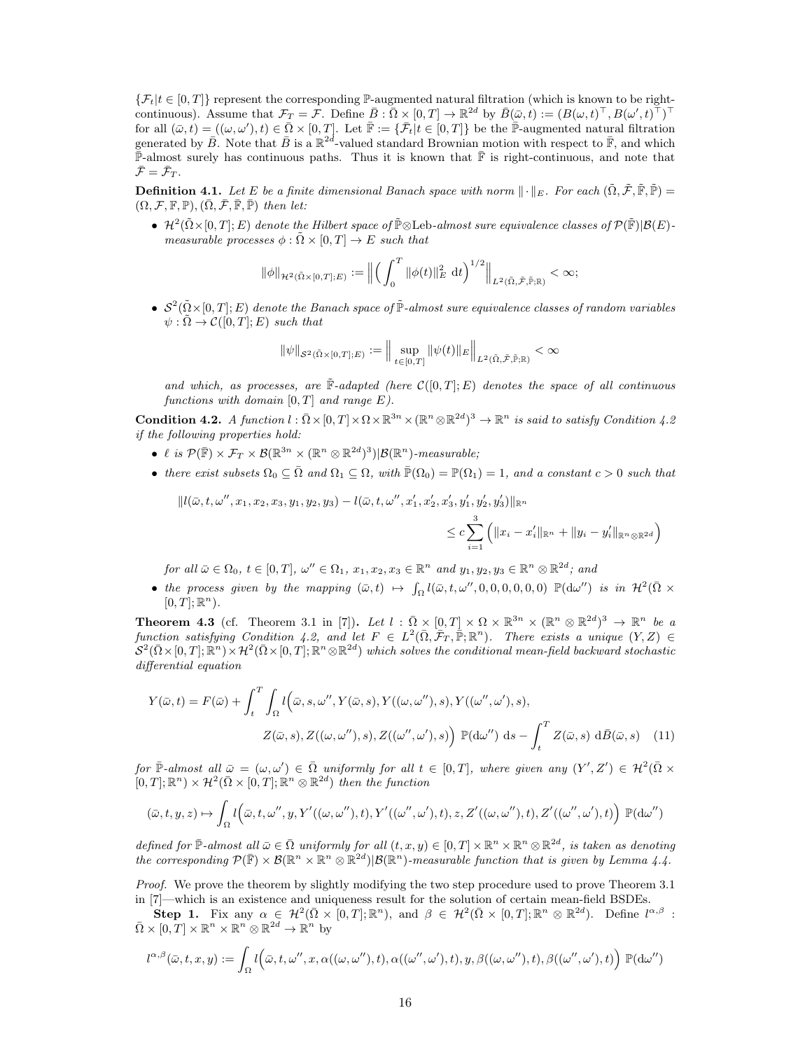$\{\mathcal{F}_t | t \in [0,T]\}$ represent the corresponding $\mathbb{P}$-augmented natural filtration (which is known to be right-continuous). Assume that $\mathcal{F}_T = \mathcal{F}$. Define $\bar{B} : \bar{\Omega} \times [0,T] \to \mathbb{R}^{2d}$ by $\bar{B}(\bar{\omega}, t) := (B(\omega,t)^\top, B(\omega',t)^\top)^\top$ for all $(\bar{\omega}, t) = ((\omega,\omega'),t) \in \bar{\Omega} \times [0,T]$. Let $\bar{\mathbb{F}} := \{\bar{\mathcal{F}}_t | t \in [0,T]\}$ be the $\bar{\mathbb{P}}$-augmented natural filtration generated by $\bar{B}$. Note that $\bar{B}$ is a $\mathbb{R}^{2d}$-valued standard Brownian motion with respect to $\bar{\mathbb{F}}$, and which $\bar{\mathbb{P}}$-almost surely has continuous paths. Thus it is known that $\bar{\mathbb{F}}$ is right-continuous, and note that $\bar{\mathcal{F}} = \bar{\mathcal{F}}_T$.

**Definition 4.1.** *Let $E$ be a finite dimensional Banach space with norm $\|\cdot\|_E$. For each $(\tilde{\Omega}, \tilde{\mathcal{F}}, \tilde{\mathbb{F}}, \tilde{\mathbb{P}}) = (\Omega, \mathcal{F}, \mathbb{F}, \mathbb{P}), (\bar{\Omega}, \bar{\mathcal{F}}, \bar{\mathbb{F}}, \bar{\mathbb{P}})$ then let:*

- *$\mathcal{H}^2(\tilde{\Omega}\times[0,T];E)$ denote the Hilbert space of $\tilde{\mathbb{P}}\otimes$Leb-almost sure equivalence classes of $\mathcal{P}(\tilde{\mathbb{F}})|\mathcal{B}(E)$-measurable processes $\phi : \tilde{\Omega} \times [0,T] \to E$ such that*

$$\|\phi\|_{\mathcal{H}^2(\tilde{\Omega}\times[0,T];E)} := \Big\| \Big( \int_0^T \|\phi(t)\|_E^2 \ \mathrm{d}t \Big)^{1/2} \Big\|_{L^2(\tilde{\Omega}, \tilde{\mathcal{F}}, \tilde{\mathbb{P}}; \mathbb{R})} < \infty;$$

- *$\mathcal{S}^2(\tilde{\Omega}\times[0,T];E)$ denote the Banach space of $\tilde{\mathbb{P}}$-almost sure equivalence classes of random variables $\psi : \tilde{\Omega} \to \mathcal{C}([0,T];E)$ such that*

$$\|\psi\|_{\mathcal{S}^2(\tilde{\Omega}\times[0,T];E)} := \Big\| \sup_{t\in[0,T]} \|\psi(t)\|_E \Big\|_{L^2(\tilde{\Omega}, \tilde{\mathcal{F}}, \tilde{\mathbb{P}}; \mathbb{R})} < \infty$$

  *and which, as processes, are $\tilde{\mathbb{F}}$-adapted (here $\mathcal{C}([0,T];E)$ denotes the space of all continuous functions with domain $[0,T]$ and range $E$).*

**Condition 4.2.** *A function $l : \bar{\Omega}\times[0,T]\times\Omega\times\mathbb{R}^{3n}\times(\mathbb{R}^n\otimes\mathbb{R}^{2d})^3 \to \mathbb{R}^n$ is said to satisfy Condition 4.2 if the following properties hold:*

- *$\ell$ is $\mathcal{P}(\bar{\mathbb{F}}) \times \mathcal{F}_T \times \mathcal{B}(\mathbb{R}^{3n} \times (\mathbb{R}^n \otimes \mathbb{R}^{2d})^3)|\mathcal{B}(\mathbb{R}^n)$-measurable;*
- *there exist subsets $\Omega_0 \subseteq \bar{\Omega}$ and $\Omega_1 \subseteq \Omega$, with $\bar{\mathbb{P}}(\Omega_0) = \mathbb{P}(\Omega_1) = 1$, and a constant $c > 0$ such that*

$$\|l(\bar{\omega}, t, \omega'', x_1, x_2, x_3, y_1, y_2, y_3) - l(\bar{\omega}, t, \omega'', x_1', x_2', x_3', y_1', y_2', y_3')\|_{\mathbb{R}^n} \\ \leq c \sum_{i=1}^3 \Big( \|x_i - x_i'\|_{\mathbb{R}^n} + \|y_i - y_i'\|_{\mathbb{R}^n\otimes\mathbb{R}^{2d}} \Big)$$

  *for all $\bar{\omega} \in \Omega_0$, $t \in [0,T]$, $\omega'' \in \Omega_1$, $x_1, x_2, x_3 \in \mathbb{R}^n$ and $y_1, y_2, y_3 \in \mathbb{R}^n \otimes \mathbb{R}^{2d}$; and*
- *the process given by the mapping $(\bar{\omega}, t) \mapsto \int_\Omega l(\bar{\omega}, t, \omega'', 0, 0, 0, 0, 0, 0) \ \mathbb{P}(\mathrm{d}\omega'')$ is in $\mathcal{H}^2(\bar{\Omega} \times [0,T]; \mathbb{R}^n)$.*

**Theorem 4.3** (cf. Theorem 3.1 in [7])**.** *Let $l : \bar{\Omega} \times [0,T] \times \Omega \times \mathbb{R}^{3n} \times (\mathbb{R}^n \otimes \mathbb{R}^{2d})^3 \to \mathbb{R}^n$ be a function satisfying Condition 4.2, and let $F \in L^2(\bar{\Omega}, \bar{\mathcal{F}}_T, \bar{\mathbb{P}}; \mathbb{R}^n)$. There exists a unique $(Y,Z) \in \mathcal{S}^2(\bar{\Omega}\times[0,T];\mathbb{R}^n)\times\mathcal{H}^2(\bar{\Omega}\times[0,T];\mathbb{R}^n\otimes\mathbb{R}^{2d})$ which solves the conditional mean-field backward stochastic differential equation*

$$Y(\bar{\omega}, t) = F(\bar{\omega}) + \int_t^T \int_\Omega l\Big(\bar{\omega}, s, \omega'', Y(\bar{\omega}, s), Y((\omega,\omega''), s), Y((\omega'',\omega'), s), \\ Z(\bar{\omega}, s), Z((\omega,\omega''), s), Z((\omega'',\omega'), s)\Big) \ \mathbb{P}(\mathrm{d}\omega'') \ \mathrm{d}s - \int_t^T Z(\bar{\omega}, s) \ \mathrm{d}\bar{B}(\bar{\omega}, s) \quad (11)$$

*for $\bar{\mathbb{P}}$-almost all $\bar{\omega} = (\omega,\omega') \in \bar{\Omega}$ uniformly for all $t \in [0,T]$, where given any $(Y', Z') \in \mathcal{H}^2(\bar{\Omega} \times [0,T]; \mathbb{R}^n) \times \mathcal{H}^2(\bar{\Omega} \times [0,T]; \mathbb{R}^n \otimes \mathbb{R}^{2d})$ then the function*

$$(\bar{\omega}, t, y, z) \mapsto \int_\Omega l\Big(\bar{\omega}, t, \omega'', y, Y'((\omega,\omega''), t), Y'((\omega'',\omega'), t), z, Z'((\omega,\omega''), t), Z'((\omega'',\omega'), t)\Big) \ \mathbb{P}(\mathrm{d}\omega'')$$

*defined for $\bar{\mathbb{P}}$-almost all $\bar{\omega} \in \bar{\Omega}$ uniformly for all $(t,x,y) \in [0,T] \times \mathbb{R}^n \times \mathbb{R}^n \otimes \mathbb{R}^{2d}$, is taken as denoting the corresponding $\mathcal{P}(\bar{\mathbb{F}}) \times \mathcal{B}(\mathbb{R}^n \times \mathbb{R}^n \otimes \mathbb{R}^{2d})|\mathcal{B}(\mathbb{R}^n)$-measurable function that is given by Lemma 4.4.*

*Proof.* We prove the theorem by slightly modifying the two step procedure used to prove Theorem 3.1 in [7]—which is an existence and uniqueness result for the solution of certain mean-field BSDEs.

**Step 1.** Fix any $\alpha \in \mathcal{H}^2(\bar{\Omega} \times [0,T]; \mathbb{R}^n)$, and $\beta \in \mathcal{H}^2(\bar{\Omega} \times [0,T]; \mathbb{R}^n \otimes \mathbb{R}^{2d})$. Define $l^{\alpha,\beta} : \bar{\Omega} \times [0,T] \times \mathbb{R}^n \times \mathbb{R}^n \otimes \mathbb{R}^{2d} \to \mathbb{R}^n$ by

$$l^{\alpha,\beta}(\bar{\omega}, t, x, y) := \int_\Omega l\Big(\bar{\omega}, t, \omega'', x, \alpha((\omega,\omega''), t), \alpha((\omega'',\omega'), t), y, \beta((\omega,\omega''), t), \beta((\omega'',\omega'), t)\Big) \ \mathbb{P}(\mathrm{d}\omega'')$$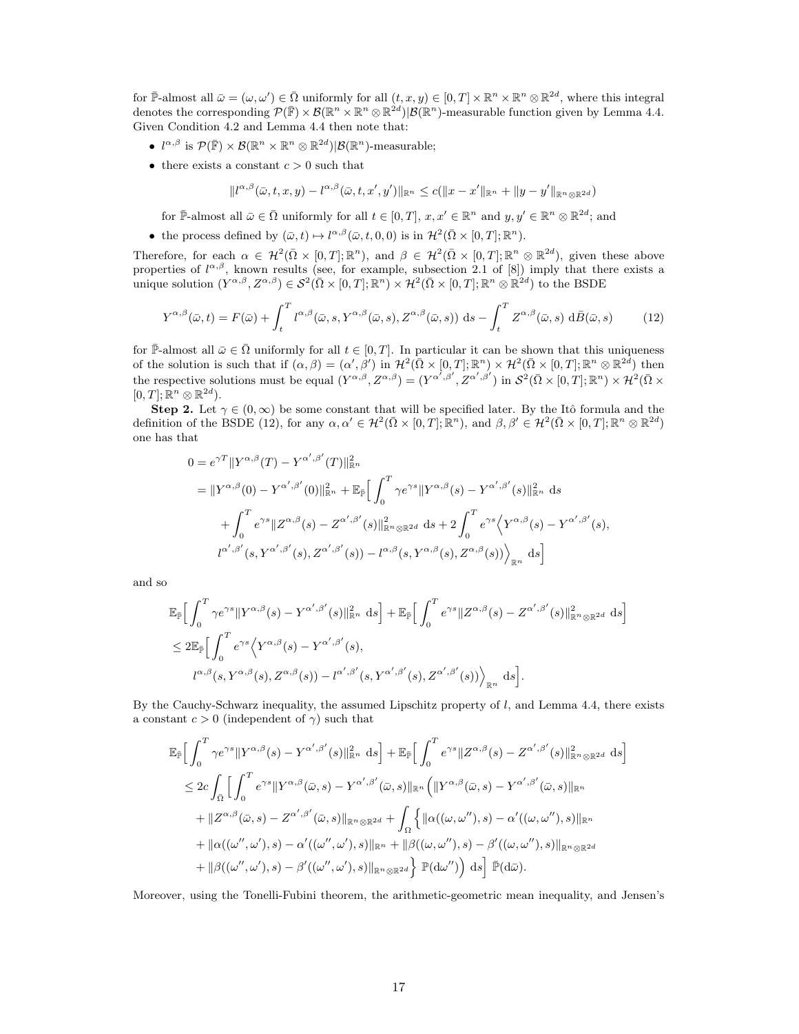for $\bar{\mathbb{P}}$-almost all $\bar{\omega} = (\omega, \omega') \in \bar{\Omega}$ uniformly for all $(t, x, y) \in [0, T] \times \mathbb{R}^n \times \mathbb{R}^n \otimes \mathbb{R}^{2d}$, where this integral denotes the corresponding $\mathcal{P}(\bar{\mathbb{F}}) \times \mathcal{B}(\mathbb{R}^n \times \mathbb{R}^n \otimes \mathbb{R}^{2d})|\mathcal{B}(\mathbb{R}^n)$-measurable function given by Lemma 4.4. Given Condition 4.2 and Lemma 4.4 then note that:

- $l^{\alpha,\beta}$ is $\mathcal{P}(\bar{\mathbb{F}}) \times \mathcal{B}(\mathbb{R}^n \times \mathbb{R}^n \otimes \mathbb{R}^{2d})|\mathcal{B}(\mathbb{R}^n)$-measurable;
- there exists a constant $c > 0$ such that

$$\|l^{\alpha,\beta}(\bar{\omega}, t, x, y) - l^{\alpha,\beta}(\bar{\omega}, t, x', y')\|_{\mathbb{R}^n} \leq c(\|x - x'\|_{\mathbb{R}^n} + \|y - y'\|_{\mathbb{R}^n \otimes \mathbb{R}^{2d}})$$

  for $\bar{\mathbb{P}}$-almost all $\bar{\omega} \in \bar{\Omega}$ uniformly for all $t \in [0, T]$, $x, x' \in \mathbb{R}^n$ and $y, y' \in \mathbb{R}^n \otimes \mathbb{R}^{2d}$; and
- the process defined by $(\bar{\omega}, t) \mapsto l^{\alpha,\beta}(\bar{\omega}, t, 0, 0)$ is in $\mathcal{H}^2(\bar{\Omega} \times [0, T]; \mathbb{R}^n)$.

Therefore, for each $\alpha \in \mathcal{H}^2(\bar{\Omega} \times [0, T]; \mathbb{R}^n)$, and $\beta \in \mathcal{H}^2(\bar{\Omega} \times [0, T]; \mathbb{R}^n \otimes \mathbb{R}^{2d})$, given these above properties of $l^{\alpha,\beta}$, known results (see, for example, subsection 2.1 of [8]) imply that there exists a unique solution $(Y^{\alpha,\beta}, Z^{\alpha,\beta}) \in \mathcal{S}^2(\bar{\Omega} \times [0, T]; \mathbb{R}^n) \times \mathcal{H}^2(\bar{\Omega} \times [0, T]; \mathbb{R}^n \otimes \mathbb{R}^{2d})$ to the BSDE

$$Y^{\alpha,\beta}(\bar{\omega}, t) = F(\bar{\omega}) + \int_t^T l^{\alpha,\beta}(\bar{\omega}, s, Y^{\alpha,\beta}(\bar{\omega}, s), Z^{\alpha,\beta}(\bar{\omega}, s))\ \mathrm{d}s - \int_t^T Z^{\alpha,\beta}(\bar{\omega}, s)\ \mathrm{d}\bar{B}(\bar{\omega}, s) \tag{12}$$

for $\bar{\mathbb{P}}$-almost all $\bar{\omega} \in \bar{\Omega}$ uniformly for all $t \in [0, T]$. In particular it can be shown that this uniqueness of the solution is such that if $(\alpha, \beta) = (\alpha', \beta')$ in $\mathcal{H}^2(\bar{\Omega} \times [0, T]; \mathbb{R}^n) \times \mathcal{H}^2(\bar{\Omega} \times [0, T]; \mathbb{R}^n \otimes \mathbb{R}^{2d})$ then the respective solutions must be equal $(Y^{\alpha,\beta}, Z^{\alpha,\beta}) = (Y^{\alpha',\beta'}, Z^{\alpha',\beta'})$ in $\mathcal{S}^2(\bar{\Omega} \times [0, T]; \mathbb{R}^n) \times \mathcal{H}^2(\bar{\Omega} \times [0, T]; \mathbb{R}^n \otimes \mathbb{R}^{2d})$.

**Step 2.** Let $\gamma \in (0, \infty)$ be some constant that will be specified later. By the Itô formula and the definition of the BSDE (12), for any $\alpha, \alpha' \in \mathcal{H}^2(\bar{\Omega} \times [0, T]; \mathbb{R}^n)$, and $\beta, \beta' \in \mathcal{H}^2(\bar{\Omega} \times [0, T]; \mathbb{R}^n \otimes \mathbb{R}^{2d})$ one has that

$$\begin{aligned}
0 &= e^{\gamma T} \|Y^{\alpha,\beta}(T) - Y^{\alpha',\beta'}(T)\|^2_{\mathbb{R}^n} \\
&= \|Y^{\alpha,\beta}(0) - Y^{\alpha',\beta'}(0)\|^2_{\mathbb{R}^n} + \mathbb{E}_{\bar{\mathbb{P}}}\Big[\int_0^T \gamma e^{\gamma s} \|Y^{\alpha,\beta}(s) - Y^{\alpha',\beta'}(s)\|^2_{\mathbb{R}^n}\ \mathrm{d}s \\
&\quad + \int_0^T e^{\gamma s} \|Z^{\alpha,\beta}(s) - Z^{\alpha',\beta'}(s)\|^2_{\mathbb{R}^n \otimes \mathbb{R}^{2d}}\ \mathrm{d}s + 2\int_0^T e^{\gamma s} \Big\langle Y^{\alpha,\beta}(s) - Y^{\alpha',\beta'}(s), \\
&\quad l^{\alpha',\beta'}(s, Y^{\alpha',\beta'}(s), Z^{\alpha',\beta'}(s)) - l^{\alpha,\beta}(s, Y^{\alpha,\beta}(s), Z^{\alpha,\beta}(s))\Big\rangle_{\mathbb{R}^n}\ \mathrm{d}s\Big]
\end{aligned}$$

and so

$$\begin{aligned}
&\mathbb{E}_{\bar{\mathbb{P}}}\Big[\int_0^T \gamma e^{\gamma s} \|Y^{\alpha,\beta}(s) - Y^{\alpha',\beta'}(s)\|^2_{\mathbb{R}^n}\ \mathrm{d}s\Big] + \mathbb{E}_{\bar{\mathbb{P}}}\Big[\int_0^T e^{\gamma s} \|Z^{\alpha,\beta}(s) - Z^{\alpha',\beta'}(s)\|^2_{\mathbb{R}^n \otimes \mathbb{R}^{2d}}\ \mathrm{d}s\Big] \\
&\leq 2\mathbb{E}_{\bar{\mathbb{P}}}\Big[\int_0^T e^{\gamma s} \Big\langle Y^{\alpha,\beta}(s) - Y^{\alpha',\beta'}(s), \\
&\quad l^{\alpha,\beta}(s, Y^{\alpha,\beta}(s), Z^{\alpha,\beta}(s)) - l^{\alpha',\beta'}(s, Y^{\alpha',\beta'}(s), Z^{\alpha',\beta'}(s))\Big\rangle_{\mathbb{R}^n}\ \mathrm{d}s\Big].
\end{aligned}$$

By the Cauchy-Schwarz inequality, the assumed Lipschitz property of $l$, and Lemma 4.4, there exists a constant $c > 0$ (independent of $\gamma$) such that

$$\begin{aligned}
&\mathbb{E}_{\bar{\mathbb{P}}}\Big[\int_0^T \gamma e^{\gamma s} \|Y^{\alpha,\beta}(s) - Y^{\alpha',\beta'}(s)\|^2_{\mathbb{R}^n}\ \mathrm{d}s\Big] + \mathbb{E}_{\bar{\mathbb{P}}}\Big[\int_0^T e^{\gamma s} \|Z^{\alpha,\beta}(s) - Z^{\alpha',\beta'}(s)\|^2_{\mathbb{R}^n \otimes \mathbb{R}^{2d}}\ \mathrm{d}s\Big] \\
&\leq 2c \int_{\bar{\Omega}} \Big[\int_0^T e^{\gamma s} \|Y^{\alpha,\beta}(\bar{\omega}, s) - Y^{\alpha',\beta'}(\bar{\omega}, s)\|_{\mathbb{R}^n} \Big(\|Y^{\alpha,\beta}(\bar{\omega}, s) - Y^{\alpha',\beta'}(\bar{\omega}, s)\|_{\mathbb{R}^n} \\
&\quad + \|Z^{\alpha,\beta}(\bar{\omega}, s) - Z^{\alpha',\beta'}(\bar{\omega}, s)\|_{\mathbb{R}^n \otimes \mathbb{R}^{2d}} + \int_\Omega \Big\{\|\alpha((\omega, \omega''), s) - \alpha'((\omega, \omega''), s)\|_{\mathbb{R}^n} \\
&\quad + \|\alpha((\omega'', \omega'), s) - \alpha'((\omega'', \omega'), s)\|_{\mathbb{R}^n} + \|\beta((\omega, \omega''), s) - \beta'((\omega, \omega''), s)\|_{\mathbb{R}^n \otimes \mathbb{R}^{2d}} \\
&\quad + \|\beta((\omega'', \omega'), s) - \beta'((\omega'', \omega'), s)\|_{\mathbb{R}^n \otimes \mathbb{R}^{2d}}\Big\}\ \mathbb{P}(\mathrm{d}\omega'')\Big)\ \mathrm{d}s\Big]\ \bar{\mathbb{P}}(\mathrm{d}\bar{\omega}).
\end{aligned}$$

Moreover, using the Tonelli-Fubini theorem, the arithmetic-geometric mean inequality, and Jensen's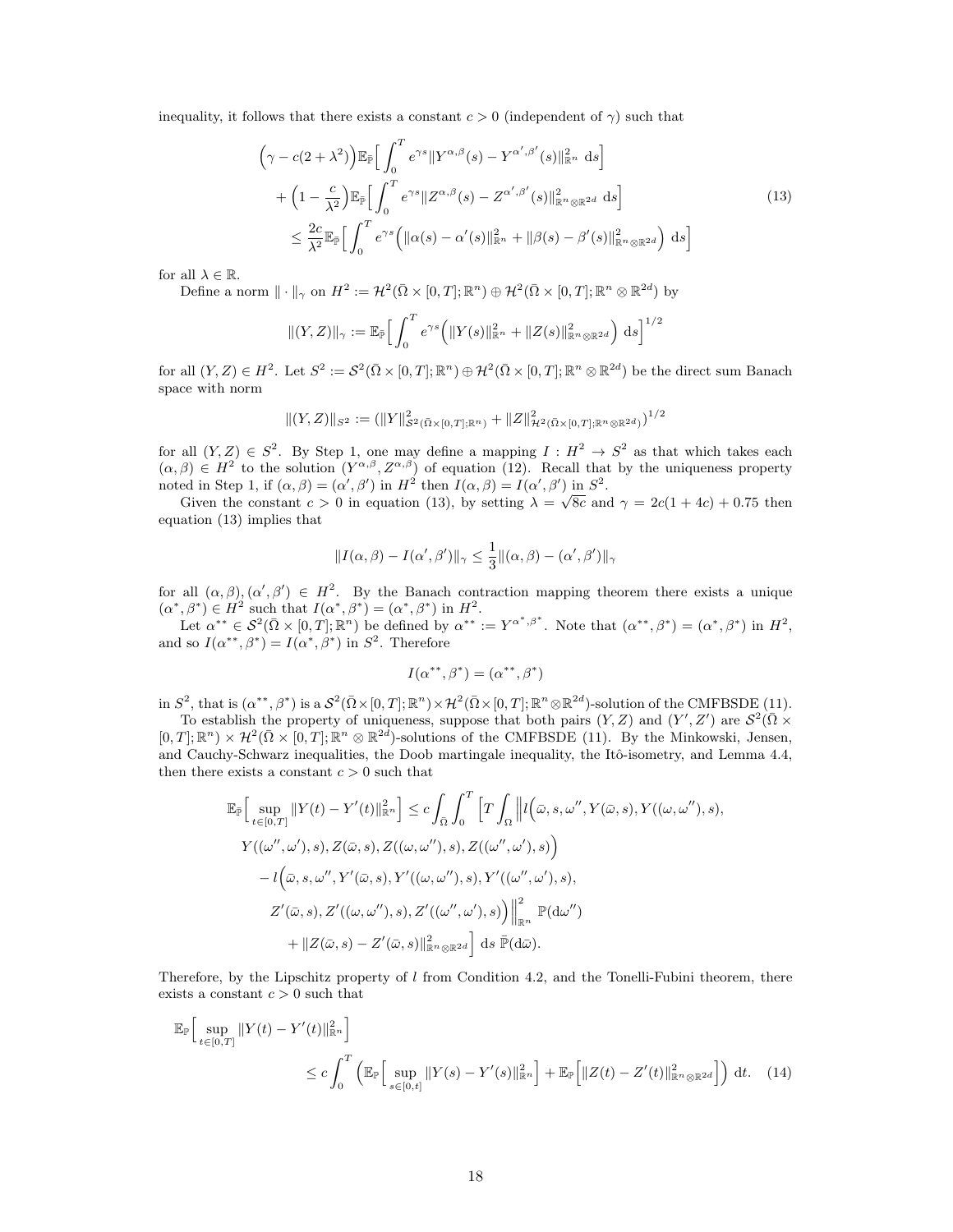inequality, it follows that there exists a constant $c > 0$ (independent of $\gamma$) such that

$$
\begin{aligned}
&\Big(\gamma - c(2+\lambda^2)\Big)\mathbb{E}_{\bar{\mathbb{P}}}\Big[\int_0^T e^{\gamma s}\|Y^{\alpha,\beta}(s) - Y^{\alpha',\beta'}(s)\|^2_{\mathbb{R}^n}\ \mathrm{d}s\Big] \\
&\quad + \Big(1 - \frac{c}{\lambda^2}\Big)\mathbb{E}_{\bar{\mathbb{P}}}\Big[\int_0^T e^{\gamma s}\|Z^{\alpha,\beta}(s) - Z^{\alpha',\beta'}(s)\|^2_{\mathbb{R}^n\otimes\mathbb{R}^{2d}}\ \mathrm{d}s\Big] \\
&\qquad \le \frac{2c}{\lambda^2}\mathbb{E}_{\bar{\mathbb{P}}}\Big[\int_0^T e^{\gamma s}\Big(\|\alpha(s) - \alpha'(s)\|^2_{\mathbb{R}^n} + \|\beta(s) - \beta'(s)\|^2_{\mathbb{R}^n\otimes\mathbb{R}^{2d}}\Big)\ \mathrm{d}s\Big]
\end{aligned}
\tag{13}
$$

for all $\lambda \in \mathbb{R}$.

Define a norm $\|\cdot\|_\gamma$ on $H^2 := \mathcal{H}^2(\bar{\Omega}\times[0,T];\mathbb{R}^n) \oplus \mathcal{H}^2(\bar{\Omega}\times[0,T];\mathbb{R}^n\otimes\mathbb{R}^{2d})$ by

$$
\|(Y,Z)\|_\gamma := \mathbb{E}_{\bar{\mathbb{P}}}\Big[\int_0^T e^{\gamma s}\Big(\|Y(s)\|^2_{\mathbb{R}^n} + \|Z(s)\|^2_{\mathbb{R}^n\otimes\mathbb{R}^{2d}}\Big)\ \mathrm{d}s\Big]^{1/2}
$$

for all $(Y,Z) \in H^2$. Let $S^2 := \mathcal{S}^2(\bar{\Omega}\times[0,T];\mathbb{R}^n) \oplus \mathcal{H}^2(\bar{\Omega}\times[0,T];\mathbb{R}^n\otimes\mathbb{R}^{2d})$ be the direct sum Banach space with norm

$$
\|(Y,Z)\|_{S^2} := \big(\|Y\|^2_{\mathcal{S}^2(\bar{\Omega}\times[0,T];\mathbb{R}^n)} + \|Z\|^2_{\mathcal{H}^2(\bar{\Omega}\times[0,T];\mathbb{R}^n\otimes\mathbb{R}^{2d})}\big)^{1/2}
$$

for all $(Y,Z) \in S^2$. By Step 1, one may define a mapping $I : H^2 \to S^2$ as that which takes each $(\alpha,\beta) \in H^2$ to the solution $(Y^{\alpha,\beta}, Z^{\alpha,\beta})$ of equation (12). Recall that by the uniqueness property noted in Step 1, if $(\alpha,\beta) = (\alpha',\beta')$ in $H^2$ then $I(\alpha,\beta) = I(\alpha',\beta')$ in $S^2$.

Given the constant $c > 0$ in equation (13), by setting $\lambda = \sqrt{8c}$ and $\gamma = 2c(1+4c) + 0.75$ then equation (13) implies that

$$
\|I(\alpha,\beta) - I(\alpha',\beta')\|_\gamma \le \frac{1}{3}\|(\alpha,\beta) - (\alpha',\beta')\|_\gamma
$$

for all $(\alpha,\beta), (\alpha',\beta') \in H^2$. By the Banach contraction mapping theorem there exists a unique $(\alpha^*,\beta^*) \in H^2$ such that $I(\alpha^*,\beta^*) = (\alpha^*,\beta^*)$ in $H^2$.

Let $\alpha^{**} \in \mathcal{S}^2(\bar{\Omega}\times[0,T];\mathbb{R}^n)$ be defined by $\alpha^{**} := Y^{\alpha^*,\beta^*}$. Note that $(\alpha^{**},\beta^*) = (\alpha^*,\beta^*)$ in $H^2$, and so $I(\alpha^{**},\beta^*) = I(\alpha^*,\beta^*)$ in $S^2$. Therefore

$$
I(\alpha^{**},\beta^*) = (\alpha^{**},\beta^*)
$$

in $S^2$, that is $(\alpha^{**},\beta^*)$ is a $\mathcal{S}^2(\bar{\Omega}\times[0,T];\mathbb{R}^n)\times\mathcal{H}^2(\bar{\Omega}\times[0,T];\mathbb{R}^n\otimes\mathbb{R}^{2d})$-solution of the CMFBSDE (11).

To establish the property of uniqueness, suppose that both pairs $(Y,Z)$ and $(Y',Z')$ are $\mathcal{S}^2(\bar{\Omega}\times[0,T];\mathbb{R}^n)\times\mathcal{H}^2(\bar{\Omega}\times[0,T];\mathbb{R}^n\otimes\mathbb{R}^{2d})$-solutions of the CMFBSDE (11). By the Minkowski, Jensen, and Cauchy-Schwarz inequalities, the Doob martingale inequality, the Itô-isometry, and Lemma 4.4, then there exists a constant $c > 0$ such that

$$
\begin{aligned}
\mathbb{E}_{\bar{\mathbb{P}}}\Big[\sup_{t\in[0,T]}\|Y(t) - Y'(t)\|^2_{\mathbb{R}^n}\Big] \le c\int_{\bar{\Omega}}\int_0^T \Big[T\int_\Omega\Big\|l\Big(&\bar{\omega}, s, \omega'', Y(\bar{\omega},s), Y((\omega,\omega''),s), \\
Y((\omega'',\omega'),s), Z(\bar{\omega},s), Z((\omega,\omega''),s), Z((\omega'',\omega'),s)\Big)& \\
- l\Big(\bar{\omega}, s, \omega'', Y'(\bar{\omega},s), Y'((\omega,\omega''),s), Y'((\omega'',\omega'),s),& \\
Z'(\bar{\omega},s), Z'((\omega,\omega''),s), Z'((\omega'',\omega'),s)\Big)\Big\|^2_{\mathbb{R}^n}&\ \mathbb{P}(\mathrm{d}\omega'') \\
+ \|Z(\bar{\omega},s) - Z'(\bar{\omega},s)\|^2_{\mathbb{R}^n\otimes\mathbb{R}^{2d}}\Big]&\ \mathrm{d}s\ \bar{\mathbb{P}}(\mathrm{d}\bar{\omega}).
\end{aligned}
$$

Therefore, by the Lipschitz property of $l$ from Condition 4.2, and the Tonelli-Fubini theorem, there exists a constant $c > 0$ such that

$$
\begin{aligned}
&\mathbb{E}_{\bar{\mathbb{P}}}\Big[\sup_{t\in[0,T]}\|Y(t) - Y'(t)\|^2_{\mathbb{R}^n}\Big] \\
&\qquad \le c\int_0^T \Big(\mathbb{E}_{\bar{\mathbb{P}}}\Big[\sup_{s\in[0,t]}\|Y(s) - Y'(s)\|^2_{\mathbb{R}^n}\Big] + \mathbb{E}_{\bar{\mathbb{P}}}\Big[\|Z(t) - Z'(t)\|^2_{\mathbb{R}^n\otimes\mathbb{R}^{2d}}\Big]\Big)\ \mathrm{d}t.
\end{aligned}
\tag{14}
$$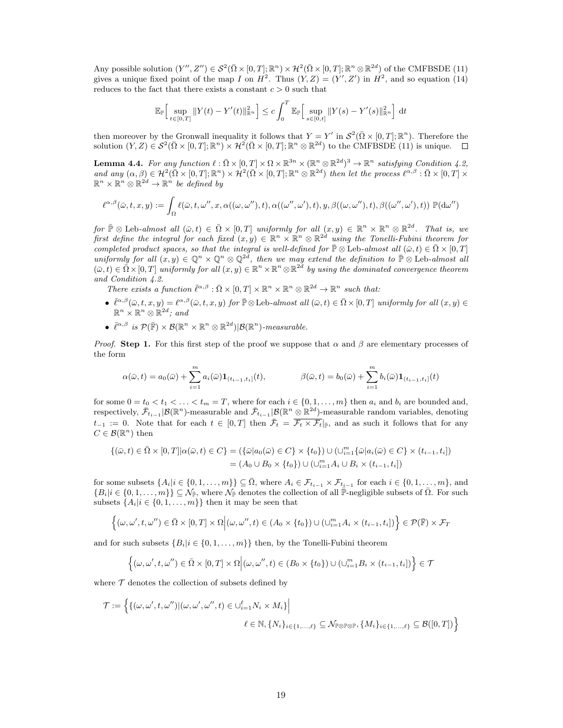Any possible solution $(Y'', Z'') \in \mathcal{S}^2(\bar{\Omega} \times [0,T]; \mathbb{R}^n) \times \mathcal{H}^2(\bar{\Omega} \times [0,T]; \mathbb{R}^n \otimes \mathbb{R}^{2d})$ of the CMFBSDE (11) gives a unique fixed point of the map $I$ on $H^2$. Thus $(Y, Z) = (Y', Z')$ in $H^2$, and so equation (14) reduces to the fact that there exists a constant $c > 0$ such that

$$\mathbb{E}_{\bar{\mathbb{P}}}\Big[\sup_{t\in[0,T]} \|Y(t) - Y'(t)\|^2_{\mathbb{R}^n}\Big] \leq c \int_0^T \mathbb{E}_{\bar{\mathbb{P}}}\Big[\sup_{s\in[0,t]} \|Y(s) - Y'(s)\|^2_{\mathbb{R}^n}\Big] \, \mathrm{d}t$$

then moreover by the Gronwall inequality it follows that $Y = Y'$ in $\mathcal{S}^2(\bar{\Omega} \times [0,T]; \mathbb{R}^n)$. Therefore the solution $(Y, Z) \in \mathcal{S}^2(\bar{\Omega} \times [0,T]; \mathbb{R}^n) \times \mathcal{H}^2(\bar{\Omega} \times [0,T]; \mathbb{R}^n \otimes \mathbb{R}^{2d})$ to the CMFBSDE (11) is unique. $\square$

**Lemma 4.4.** *For any function $\ell : \bar{\Omega} \times [0,T] \times \Omega \times \mathbb{R}^{3n} \times (\mathbb{R}^n \otimes \mathbb{R}^{2d})^3 \to \mathbb{R}^n$ satisfying Condition 4.2, and any $(\alpha, \beta) \in \mathcal{H}^2(\bar{\Omega} \times [0,T]; \mathbb{R}^n) \times \mathcal{H}^2(\bar{\Omega} \times [0,T]; \mathbb{R}^n \otimes \mathbb{R}^{2d})$ then let the process $\ell^{\alpha,\beta} : \bar{\Omega} \times [0,T] \times \mathbb{R}^n \times \mathbb{R}^n \otimes \mathbb{R}^{2d} \to \mathbb{R}^n$ be defined by*

$$\ell^{\alpha,\beta}(\bar{\omega}, t, x, y) := \int_\Omega \ell(\bar{\omega}, t, \omega'', x, \alpha((\omega, \omega''), t), \alpha((\omega'', \omega'), t), y, \beta((\omega, \omega''), t), \beta((\omega'', \omega'), t)) \; \mathbb{P}(\mathrm{d}\omega'')$$

*for $\bar{\mathbb{P}} \otimes \mathrm{Leb}$-almost all $(\bar{\omega}, t) \in \bar{\Omega} \times [0,T]$ uniformly for all $(x, y) \in \mathbb{R}^n \times \mathbb{R}^n \otimes \mathbb{R}^{2d}$. That is, we first define the integral for each fixed $(x, y) \in \mathbb{R}^n \times \mathbb{R}^n \otimes \mathbb{R}^{2d}$ using the Tonelli-Fubini theorem for completed product spaces, so that the integral is well-defined for $\bar{\mathbb{P}} \otimes \mathrm{Leb}$-almost all $(\bar{\omega}, t) \in \bar{\Omega} \times [0,T]$ uniformly for all $(x, y) \in \mathbb{Q}^n \times \mathbb{Q}^n \otimes \mathbb{Q}^{2d}$, then we may extend the definition to $\bar{\mathbb{P}} \otimes \mathrm{Leb}$-almost all $(\bar{\omega}, t) \in \bar{\Omega} \times [0,T]$ uniformly for all $(x, y) \in \mathbb{R}^n \times \mathbb{R}^n \otimes \mathbb{R}^{2d}$ by using the dominated convergence theorem and Condition 4.2.*

*There exists a function $\bar{\ell}^{\alpha,\beta} : \bar{\Omega} \times [0,T] \times \mathbb{R}^n \times \mathbb{R}^n \otimes \mathbb{R}^{2d} \to \mathbb{R}^n$ such that:*

- *$\bar{\ell}^{\alpha,\beta}(\bar{\omega}, t, x, y) = \ell^{\alpha,\beta}(\bar{\omega}, t, x, y)$ for $\bar{\mathbb{P}} \otimes \mathrm{Leb}$-almost all $(\bar{\omega}, t) \in \bar{\Omega} \times [0,T]$ uniformly for all $(x, y) \in \mathbb{R}^n \times \mathbb{R}^n \otimes \mathbb{R}^{2d}$; and*
- *$\bar{\ell}^{\alpha,\beta}$ is $\mathcal{P}(\bar{\mathbb{F}}) \times \mathcal{B}(\mathbb{R}^n \times \mathbb{R}^n \otimes \mathbb{R}^{2d}) | \mathcal{B}(\mathbb{R}^n)$-measurable.*

*Proof.* **Step 1.** For this first step of the proof we suppose that $\alpha$ and $\beta$ are elementary processes of the form

$$\alpha(\bar{\omega}, t) = a_0(\bar{\omega}) + \sum_{i=1}^m a_i(\bar{\omega}) \mathbf{1}_{(t_{i-1}, t_i]}(t), \qquad \beta(\bar{\omega}, t) = b_0(\bar{\omega}) + \sum_{i=1}^m b_i(\bar{\omega}) \mathbf{1}_{(t_{i-1}, t_i]}(t)$$

for some $0 = t_0 < t_1 < \ldots < t_m = T$, where for each $i \in \{0, 1, \ldots, m\}$ then $a_i$ and $b_i$ are bounded and, respectively, $\bar{\mathcal{F}}_{t_{i-1}} | \mathcal{B}(\mathbb{R}^n)$-measurable and $\bar{\mathcal{F}}_{t_{i-1}} | \mathcal{B}(\mathbb{R}^n \otimes \mathbb{R}^{2d})$-measurable random variables, denoting $t_{-1} := 0$. Note that for each $t \in [0,T]$ then $\bar{\mathcal{F}}_t = \overline{\mathcal{F}_t \times \mathcal{F}_t}|_{\bar{\mathbb{P}}}$, and as such it follows that for any $C \in \mathcal{B}(\mathbb{R}^n)$ then

$$\begin{aligned}\{(\bar{\omega}, t) \in \bar{\Omega} \times [0,T] | \alpha(\bar{\omega}, t) \in C\} &= (\{\bar{\omega} | a_0(\bar{\omega}) \in C\} \times \{t_0\}) \cup (\cup_{i=1}^m \{\bar{\omega} | a_i(\bar{\omega}) \in C\} \times (t_{i-1}, t_i]) \\ &= (A_0 \cup B_0 \times \{t_0\}) \cup (\cup_{i=1}^m A_i \cup B_i \times (t_{i-1}, t_i])\end{aligned}$$

for some subsets $\{A_i | i \in \{0, 1, \ldots, m\}\} \subseteq \bar{\Omega}$, where $A_i \in \mathcal{F}_{t_{i-1}} \times \mathcal{F}_{t_{i-1}}$ for each $i \in \{0, 1, \ldots, m\}$, and $\{B_i | i \in \{0, 1, \ldots, m\}\} \subseteq \mathcal{N}_{\bar{\mathbb{P}}}$, where $\mathcal{N}_{\bar{\mathbb{P}}}$ denotes the collection of all $\bar{\mathbb{P}}$-negligible subsets of $\bar{\Omega}$. For such subsets $\{A_i | i \in \{0, 1, \ldots, m\}\}$ then it may be seen that

$$\Big\{(\omega, \omega', t, \omega'') \in \bar{\Omega} \times [0,T] \times \Omega \Big| (\omega, \omega'', t) \in (A_0 \times \{t_0\}) \cup (\cup_{i=1}^m A_i \times (t_{i-1}, t_i])\Big\} \in \mathcal{P}(\bar{\mathbb{F}}) \times \mathcal{F}_T$$

and for such subsets $\{B_i | i \in \{0, 1, \ldots, m\}\}$ then, by the Tonelli-Fubini theorem

$$\Big\{(\omega, \omega', t, \omega'') \in \bar{\Omega} \times [0,T] \times \Omega \Big| (\omega, \omega'', t) \in (B_0 \times \{t_0\}) \cup (\cup_{i=1}^m B_i \times (t_{i-1}, t_i])\Big\} \in \mathcal{T}$$

where $\mathcal{T}$ denotes the collection of subsets defined by

$$\mathcal{T} := \Big\{\{(\omega, \omega', t, \omega'') | (\omega, \omega', \omega'', t) \in \cup_{i=1}^\ell N_i \times M_i\}\Big| \\ \ell \in \mathbb{N}, \{N_i\}_{i\in\{1,\ldots,\ell\}} \subseteq \mathcal{N}_{\mathbb{P}\otimes\mathbb{P}\otimes\mathbb{P}}, \{M_i\}_{i\in\{1,\ldots,\ell\}} \subseteq \mathcal{B}([0,T])\Big\}$$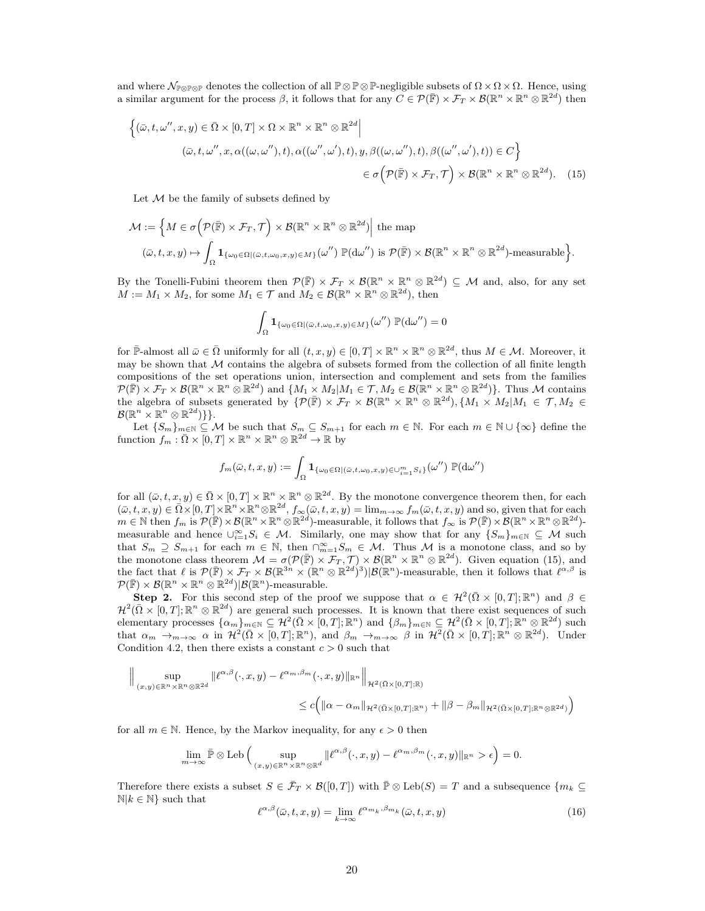and where $\mathcal{N}_{\mathbb{P}\otimes\mathbb{P}\otimes\mathbb{P}}$ denotes the collection of all $\mathbb{P}\otimes\mathbb{P}\otimes\mathbb{P}$-negligible subsets of $\Omega\times\Omega\times\Omega$. Hence, using a similar argument for the process $\beta$, it follows that for any $C\in\mathcal{P}(\bar{\mathbb{F}})\times\mathcal{F}_T\times\mathcal{B}(\mathbb{R}^n\times\mathbb{R}^n\otimes\mathbb{R}^{2d})$ then

$$\Big\{(\bar{\omega},t,\omega'',x,y)\in\bar{\Omega}\times[0,T]\times\Omega\times\mathbb{R}^n\times\mathbb{R}^n\otimes\mathbb{R}^{2d}\Big| \\ (\bar{\omega},t,\omega'',x,\alpha((\omega,\omega''),t),\alpha((\omega'',\omega'),t),y,\beta((\omega,\omega''),t),\beta((\omega'',\omega'),t))\in C\Big\} \\ \in\sigma\Big(\mathcal{P}(\bar{\mathbb{F}})\times\mathcal{F}_T,\mathcal{T}\Big)\times\mathcal{B}(\mathbb{R}^n\times\mathbb{R}^n\otimes\mathbb{R}^{2d}). \quad (15)$$

Let $\mathcal{M}$ be the family of subsets defined by

$$\mathcal{M}:=\Big\{M\in\sigma\Big(\mathcal{P}(\bar{\mathbb{F}})\times\mathcal{F}_T,\mathcal{T}\Big)\times\mathcal{B}(\mathbb{R}^n\times\mathbb{R}^n\otimes\mathbb{R}^{2d})\Big|\text{ the map} \\ (\bar{\omega},t,x,y)\mapsto\int_\Omega\mathbf{1}_{\{\omega_0\in\Omega|(\bar{\omega},t,\omega_0,x,y)\in M\}}(\omega'')\ \mathbb{P}(\mathrm{d}\omega'')\text{ is }\mathcal{P}(\bar{\mathbb{F}})\times\mathcal{B}(\mathbb{R}^n\times\mathbb{R}^n\otimes\mathbb{R}^{2d})\text{-measurable}\Big\}.$$

By the Tonelli-Fubini theorem then $\mathcal{P}(\bar{\mathbb{F}})\times\mathcal{F}_T\times\mathcal{B}(\mathbb{R}^n\times\mathbb{R}^n\otimes\mathbb{R}^{2d})\subseteq\mathcal{M}$ and, also, for any set $M:=M_1\times M_2$, for some $M_1\in\mathcal{T}$ and $M_2\in\mathcal{B}(\mathbb{R}^n\times\mathbb{R}^n\otimes\mathbb{R}^{2d})$, then

$$\int_\Omega\mathbf{1}_{\{\omega_0\in\Omega|(\bar{\omega},t,\omega_0,x,y)\in M\}}(\omega'')\ \mathbb{P}(\mathrm{d}\omega'')=0$$

for $\bar{\mathbb{P}}$-almost all $\bar{\omega}\in\bar{\Omega}$ uniformly for all $(t,x,y)\in[0,T]\times\mathbb{R}^n\times\mathbb{R}^n\otimes\mathbb{R}^{2d}$, thus $M\in\mathcal{M}$. Moreover, it may be shown that $\mathcal{M}$ contains the algebra of subsets formed from the collection of all finite length compositions of the set operations union, intersection and complement and sets from the families $\mathcal{P}(\bar{\mathbb{F}})\times\mathcal{F}_T\times\mathcal{B}(\mathbb{R}^n\times\mathbb{R}^n\otimes\mathbb{R}^{2d})$ and $\{M_1\times M_2|M_1\in\mathcal{T},M_2\in\mathcal{B}(\mathbb{R}^n\times\mathbb{R}^n\otimes\mathbb{R}^{2d})\}$. Thus $\mathcal{M}$ contains the algebra of subsets generated by $\{\mathcal{P}(\bar{\mathbb{F}})\times\mathcal{F}_T\times\mathcal{B}(\mathbb{R}^n\times\mathbb{R}^n\otimes\mathbb{R}^{2d}),\{M_1\times M_2|M_1\in\mathcal{T},M_2\in\mathcal{B}(\mathbb{R}^n\times\mathbb{R}^n\otimes\mathbb{R}^{2d})\}\}$.

Let $\{S_m\}_{m\in\mathbb{N}}\subseteq\mathcal{M}$ be such that $S_m\subseteq S_{m+1}$ for each $m\in\mathbb{N}$. For each $m\in\mathbb{N}\cup\{\infty\}$ define the function $f_m:\bar{\Omega}\times[0,T]\times\mathbb{R}^n\times\mathbb{R}^n\otimes\mathbb{R}^{2d}\to\mathbb{R}$ by

$$f_m(\bar{\omega},t,x,y):=\int_\Omega\mathbf{1}_{\{\omega_0\in\Omega|(\bar{\omega},t,\omega_0,x,y)\in\cup_{i=1}^m S_i\}}(\omega'')\ \mathbb{P}(\mathrm{d}\omega'')$$

for all $(\bar{\omega},t,x,y)\in\bar{\Omega}\times[0,T]\times\mathbb{R}^n\times\mathbb{R}^n\otimes\mathbb{R}^{2d}$. By the monotone convergence theorem then, for each $(\bar{\omega},t,x,y)\in\bar{\Omega}\times[0,T]\times\mathbb{R}^n\times\mathbb{R}^n\otimes\mathbb{R}^{2d}$, $f_\infty(\bar{\omega},t,x,y)=\lim_{m\to\infty}f_m(\bar{\omega},t,x,y)$ and so, given that for each $m\in\mathbb{N}$ then $f_m$ is $\mathcal{P}(\bar{\mathbb{F}})\times\mathcal{B}(\mathbb{R}^n\times\mathbb{R}^n\otimes\mathbb{R}^{2d})$-measurable, it follows that $f_\infty$ is $\mathcal{P}(\bar{\mathbb{F}})\times\mathcal{B}(\mathbb{R}^n\times\mathbb{R}^n\otimes\mathbb{R}^{2d})$-measurable and hence $\cup_{i=1}^\infty S_i\in\mathcal{M}$. Similarly, one may show that for any $\{S_m\}_{m\in\mathbb{N}}\subseteq\mathcal{M}$ such that $S_m\supseteq S_{m+1}$ for each $m\in\mathbb{N}$, then $\cap_{m=1}^\infty S_m\in\mathcal{M}$. Thus $\mathcal{M}$ is a monotone class, and so by the monotone class theorem $\mathcal{M}=\sigma(\mathcal{P}(\bar{\mathbb{F}})\times\mathcal{F}_T,\mathcal{T})\times\mathcal{B}(\mathbb{R}^n\times\mathbb{R}^n\otimes\mathbb{R}^{2d})$. Given equation (15), and the fact that $\ell$ is $\mathcal{P}(\bar{\mathbb{F}})\times\mathcal{F}_T\times\mathcal{B}(\mathbb{R}^{3n}\times(\mathbb{R}^n\otimes\mathbb{R}^{2d})^3)|\mathcal{B}(\mathbb{R}^n)$-measurable, then it follows that $\ell^{\alpha,\beta}$ is $\mathcal{P}(\bar{\mathbb{F}})\times\mathcal{B}(\mathbb{R}^n\times\mathbb{R}^n\otimes\mathbb{R}^{2d})|\mathcal{B}(\mathbb{R}^n)$-measurable.

**Step 2.** For this second step of the proof we suppose that $\alpha\in\mathcal{H}^2(\bar{\Omega}\times[0,T];\mathbb{R}^n)$ and $\beta\in\mathcal{H}^2(\bar{\Omega}\times[0,T];\mathbb{R}^n\otimes\mathbb{R}^{2d})$ are general such processes. It is known that there exist sequences of such elementary processes $\{\alpha_m\}_{m\in\mathbb{N}}\subseteq\mathcal{H}^2(\bar{\Omega}\times[0,T];\mathbb{R}^n)$ and $\{\beta_m\}_{m\in\mathbb{N}}\subseteq\mathcal{H}^2(\bar{\Omega}\times[0,T];\mathbb{R}^n\otimes\mathbb{R}^{2d})$ such that $\alpha_m\to_{m\to\infty}\alpha$ in $\mathcal{H}^2(\bar{\Omega}\times[0,T];\mathbb{R}^n)$, and $\beta_m\to_{m\to\infty}\beta$ in $\mathcal{H}^2(\bar{\Omega}\times[0,T];\mathbb{R}^n\otimes\mathbb{R}^{2d})$. Under Condition 4.2, then there exists a constant $c>0$ such that

$$\Big\|\sup_{(x,y)\in\mathbb{R}^n\times\mathbb{R}^n\otimes\mathbb{R}^{2d}}\|\ell^{\alpha,\beta}(\cdot,x,y)-\ell^{\alpha_m,\beta_m}(\cdot,x,y)\|_{\mathbb{R}^n}\Big\|_{\mathcal{H}^2(\bar{\Omega}\times[0,T];\mathbb{R})} \\ \leq c\Big(\|\alpha-\alpha_m\|_{\mathcal{H}^2(\bar{\Omega}\times[0,T];\mathbb{R}^n)}+\|\beta-\beta_m\|_{\mathcal{H}^2(\bar{\Omega}\times[0,T];\mathbb{R}^n\otimes\mathbb{R}^{2d})}\Big)$$

for all $m\in\mathbb{N}$. Hence, by the Markov inequality, for any $\epsilon>0$ then

$$\lim_{m\to\infty}\bar{\mathbb{P}}\otimes\mathrm{Leb}\Big(\sup_{(x,y)\in\mathbb{R}^n\times\mathbb{R}^n\otimes\mathbb{R}^d}\|\ell^{\alpha,\beta}(\cdot,x,y)-\ell^{\alpha_m,\beta_m}(\cdot,x,y)\|_{\mathbb{R}^n}>\epsilon\Big)=0.$$

Therefore there exists a subset $S\in\bar{\mathcal{F}}_T\times\mathcal{B}([0,T])$ with $\bar{\mathbb{P}}\otimes\mathrm{Leb}(S)=T$ and a subsequence $\{m_k\subseteq\mathbb{N}|k\in\mathbb{N}\}$ such that

$$\ell^{\alpha,\beta}(\bar{\omega},t,x,y)=\lim_{k\to\infty}\ell^{\alpha_{m_k},\beta_{m_k}}(\bar{\omega},t,x,y) \quad (16)$$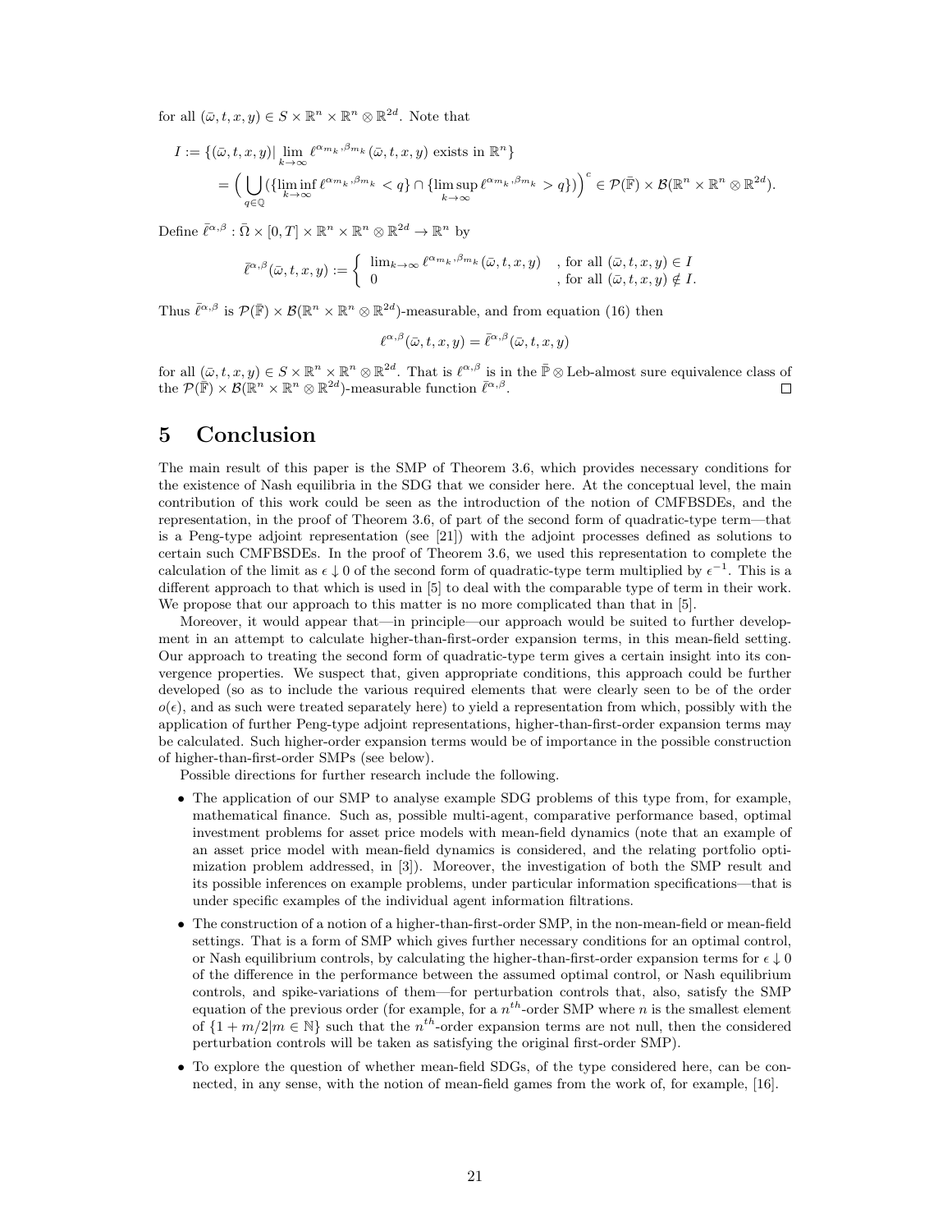for all $(\bar{\omega}, t, x, y) \in S \times \mathbb{R}^n \times \mathbb{R}^n \otimes \mathbb{R}^{2d}$. Note that

$$I := \{(\bar{\omega}, t, x, y) | \lim_{k\to\infty} \ell^{\alpha_{m_k}, \beta_{m_k}}(\bar{\omega}, t, x, y) \text{ exists in } \mathbb{R}^n\}$$
$$= \Big( \bigcup_{q\in\mathbb{Q}} (\{\liminf_{k\to\infty} \ell^{\alpha_{m_k}, \beta_{m_k}} < q\} \cap \{\limsup_{k\to\infty} \ell^{\alpha_{m_k}, \beta_{m_k}} > q\})\Big)^c \in \mathcal{P}(\bar{\mathbb{F}}) \times \mathcal{B}(\mathbb{R}^n \times \mathbb{R}^n \otimes \mathbb{R}^{2d}).$$

Define $\bar{\ell}^{\alpha,\beta} : \bar{\Omega} \times [0, T] \times \mathbb{R}^n \times \mathbb{R}^n \otimes \mathbb{R}^{2d} \to \mathbb{R}^n$ by

$$\bar{\ell}^{\alpha,\beta}(\bar{\omega}, t, x, y) := \begin{cases} \lim_{k\to\infty} \ell^{\alpha_{m_k}, \beta_{m_k}}(\bar{\omega}, t, x, y) & , \text{for all } (\bar{\omega}, t, x, y) \in I \\ 0 & , \text{for all } (\bar{\omega}, t, x, y) \notin I. \end{cases}$$

Thus $\bar{\ell}^{\alpha,\beta}$ is $\mathcal{P}(\bar{\mathbb{F}}) \times \mathcal{B}(\mathbb{R}^n \times \mathbb{R}^n \otimes \mathbb{R}^{2d})$-measurable, and from equation (16) then

$$\ell^{\alpha,\beta}(\bar{\omega}, t, x, y) = \bar{\ell}^{\alpha,\beta}(\bar{\omega}, t, x, y)$$

for all $(\bar{\omega}, t, x, y) \in S \times \mathbb{R}^n \times \mathbb{R}^n \otimes \mathbb{R}^{2d}$. That is $\ell^{\alpha,\beta}$ is in the $\bar{\mathbb{P}} \otimes \text{Leb}$-almost sure equivalence class of the $\mathcal{P}(\bar{\mathbb{F}}) \times \mathcal{B}(\mathbb{R}^n \times \mathbb{R}^n \otimes \mathbb{R}^{2d})$-measurable function $\bar{\ell}^{\alpha,\beta}$. □

# 5 Conclusion

The main result of this paper is the SMP of Theorem 3.6, which provides necessary conditions for the existence of Nash equilibria in the SDG that we consider here. At the conceptual level, the main contribution of this work could be seen as the introduction of the notion of CMFBSDEs, and the representation, in the proof of Theorem 3.6, of part of the second form of quadratic-type term—that is a Peng-type adjoint representation (see [21]) with the adjoint processes defined as solutions to certain such CMFBSDEs. In the proof of Theorem 3.6, we used this representation to complete the calculation of the limit as $\epsilon \downarrow 0$ of the second form of quadratic-type term multiplied by $\epsilon^{-1}$. This is a different approach to that which is used in [5] to deal with the comparable type of term in their work. We propose that our approach to this matter is no more complicated than that in [5].

Moreover, it would appear that—in principle—our approach would be suited to further development in an attempt to calculate higher-than-first-order expansion terms, in this mean-field setting. Our approach to treating the second form of quadratic-type term gives a certain insight into its convergence properties. We suspect that, given appropriate conditions, this approach could be further developed (so as to include the various required elements that were clearly seen to be of the order $o(\epsilon)$, and as such were treated separately here) to yield a representation from which, possibly with the application of further Peng-type adjoint representations, higher-than-first-order expansion terms may be calculated. Such higher-order expansion terms would be of importance in the possible construction of higher-than-first-order SMPs (see below).

Possible directions for further research include the following.

- The application of our SMP to analyse example SDG problems of this type from, for example, mathematical finance. Such as, possible multi-agent, comparative performance based, optimal investment problems for asset price models with mean-field dynamics (note that an example of an asset price model with mean-field dynamics is considered, and the relating portfolio optimization problem addressed, in [3]). Moreover, the investigation of both the SMP result and its possible inferences on example problems, under particular information specifications—that is under specific examples of the individual agent information filtrations.
- The construction of a notion of a higher-than-first-order SMP, in the non-mean-field or mean-field settings. That is a form of SMP which gives further necessary conditions for an optimal control, or Nash equilibrium controls, by calculating the higher-than-first-order expansion terms for $\epsilon \downarrow 0$ of the difference in the performance between the assumed optimal control, or Nash equilibrium controls, and spike-variations of them—for perturbation controls that, also, satisfy the SMP equation of the previous order (for example, for a $n^{th}$-order SMP where $n$ is the smallest element of $\{1 + m/2 | m \in \mathbb{N}\}$ such that the $n^{th}$-order expansion terms are not null, then the considered perturbation controls will be taken as satisfying the original first-order SMP).
- To explore the question of whether mean-field SDGs, of the type considered here, can be connected, in any sense, with the notion of mean-field games from the work of, for example, [16].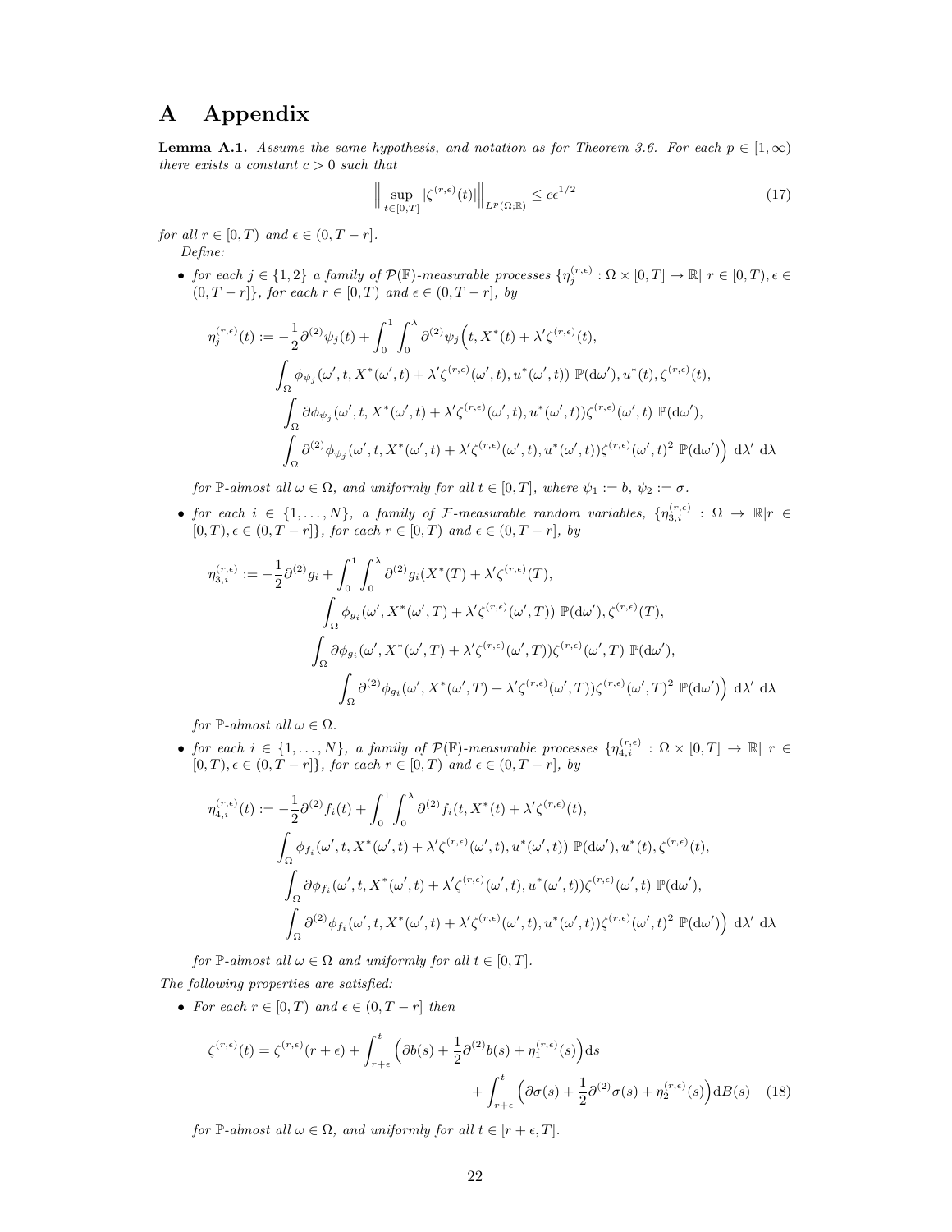# A Appendix

**Lemma A.1.** *Assume the same hypothesis, and notation as for Theorem 3.6. For each $p \in [1, \infty)$ there exists a constant $c > 0$ such that*

$$\Big\| \sup_{t \in [0,T]} |\zeta^{(r,\epsilon)}(t)| \Big\|_{L^p(\Omega;\mathbb{R})} \leq c\epsilon^{1/2} \tag{17}$$

*for all $r \in [0, T)$ and $\epsilon \in (0, T - r]$.*

*Define:*

- *for each $j \in \{1, 2\}$ a family of $\mathcal{P}(\mathbb{F})$-measurable processes $\{\eta_j^{(r,\epsilon)} : \Omega \times [0, T] \to \mathbb{R} |\ r \in [0, T), \epsilon \in (0, T - r]\}$, for each $r \in [0, T)$ and $\epsilon \in (0, T - r]$, by*

$$\begin{aligned}
\eta_j^{(r,\epsilon)}(t) := -\frac{1}{2}\partial^{(2)}\psi_j(t) + \int_0^1 \int_0^\lambda \partial^{(2)}\psi_j\Big(&t, X^*(t) + \lambda'\zeta^{(r,\epsilon)}(t), \\
&\int_\Omega \phi_{\psi_j}(\omega', t, X^*(\omega', t) + \lambda'\zeta^{(r,\epsilon)}(\omega', t), u^*(\omega', t))\ \mathbb{P}(\mathrm{d}\omega'), u^*(t), \zeta^{(r,\epsilon)}(t), \\
&\int_\Omega \partial\phi_{\psi_j}(\omega', t, X^*(\omega', t) + \lambda'\zeta^{(r,\epsilon)}(\omega', t), u^*(\omega', t))\zeta^{(r,\epsilon)}(\omega', t)\ \mathbb{P}(\mathrm{d}\omega'), \\
&\int_\Omega \partial^{(2)}\phi_{\psi_j}(\omega', t, X^*(\omega', t) + \lambda'\zeta^{(r,\epsilon)}(\omega', t), u^*(\omega', t))\zeta^{(r,\epsilon)}(\omega', t)^2\ \mathbb{P}(\mathrm{d}\omega')\Big)\ \mathrm{d}\lambda'\ \mathrm{d}\lambda
\end{aligned}$$

  *for $\mathbb{P}$-almost all $\omega \in \Omega$, and uniformly for all $t \in [0, T]$, where $\psi_1 := b$, $\psi_2 := \sigma$.*

- *for each $i \in \{1, \ldots, N\}$, a family of $\mathcal{F}$-measurable random variables, $\{\eta_{3,i}^{(r,\epsilon)} : \Omega \to \mathbb{R} | r \in [0, T), \epsilon \in (0, T - r]\}$, for each $r \in [0, T)$ and $\epsilon \in (0, T - r]$, by*

$$\begin{aligned}
\eta_{3,i}^{(r,\epsilon)} := -\frac{1}{2}\partial^{(2)}g_i + \int_0^1 \int_0^\lambda \partial^{(2)}g_i(&X^*(T) + \lambda'\zeta^{(r,\epsilon)}(T), \\
&\int_\Omega \phi_{g_i}(\omega', X^*(\omega', T) + \lambda'\zeta^{(r,\epsilon)}(\omega', T))\ \mathbb{P}(\mathrm{d}\omega'), \zeta^{(r,\epsilon)}(T), \\
&\int_\Omega \partial\phi_{g_i}(\omega', X^*(\omega', T) + \lambda'\zeta^{(r,\epsilon)}(\omega', T))\zeta^{(r,\epsilon)}(\omega', T)\ \mathbb{P}(\mathrm{d}\omega'), \\
&\int_\Omega \partial^{(2)}\phi_{g_i}(\omega', X^*(\omega', T) + \lambda'\zeta^{(r,\epsilon)}(\omega', T))\zeta^{(r,\epsilon)}(\omega', T)^2\ \mathbb{P}(\mathrm{d}\omega')\Big)\ \mathrm{d}\lambda'\ \mathrm{d}\lambda
\end{aligned}$$

  *for $\mathbb{P}$-almost all $\omega \in \Omega$.*

- *for each $i \in \{1, \ldots, N\}$, a family of $\mathcal{P}(\mathbb{F})$-measurable processes $\{\eta_{4,i}^{(r,\epsilon)} : \Omega \times [0, T] \to \mathbb{R} |\ r \in [0, T), \epsilon \in (0, T - r]\}$, for each $r \in [0, T)$ and $\epsilon \in (0, T - r]$, by*

$$\begin{aligned}
\eta_{4,i}^{(r,\epsilon)}(t) := -\frac{1}{2}\partial^{(2)}f_i(t) + \int_0^1 \int_0^\lambda \partial^{(2)}f_i(&t, X^*(t) + \lambda'\zeta^{(r,\epsilon)}(t), \\
&\int_\Omega \phi_{f_i}(\omega', t, X^*(\omega', t) + \lambda'\zeta^{(r,\epsilon)}(\omega', t), u^*(\omega', t))\ \mathbb{P}(\mathrm{d}\omega'), u^*(t), \zeta^{(r,\epsilon)}(t), \\
&\int_\Omega \partial\phi_{f_i}(\omega', t, X^*(\omega', t) + \lambda'\zeta^{(r,\epsilon)}(\omega', t), u^*(\omega', t))\zeta^{(r,\epsilon)}(\omega', t)\ \mathbb{P}(\mathrm{d}\omega'), \\
&\int_\Omega \partial^{(2)}\phi_{f_i}(\omega', t, X^*(\omega', t) + \lambda'\zeta^{(r,\epsilon)}(\omega', t), u^*(\omega', t))\zeta^{(r,\epsilon)}(\omega', t)^2\ \mathbb{P}(\mathrm{d}\omega')\Big)\ \mathrm{d}\lambda'\ \mathrm{d}\lambda
\end{aligned}$$

  *for $\mathbb{P}$-almost all $\omega \in \Omega$ and uniformly for all $t \in [0, T]$.*

*The following properties are satisfied:*

- *For each $r \in [0, T)$ and $\epsilon \in (0, T - r]$ then*

$$\begin{aligned}
\zeta^{(r,\epsilon)}(t) = \zeta^{(r,\epsilon)}(r + \epsilon) &+ \int_{r+\epsilon}^t \Big(\partial b(s) + \frac{1}{2}\partial^{(2)}b(s) + \eta_1^{(r,\epsilon)}(s)\Big)\mathrm{d}s \\
&+ \int_{r+\epsilon}^t \Big(\partial\sigma(s) + \frac{1}{2}\partial^{(2)}\sigma(s) + \eta_2^{(r,\epsilon)}(s)\Big)\mathrm{d}B(s)
\end{aligned} \tag{18}$$

  *for $\mathbb{P}$-almost all $\omega \in \Omega$, and uniformly for all $t \in [r + \epsilon, T]$.*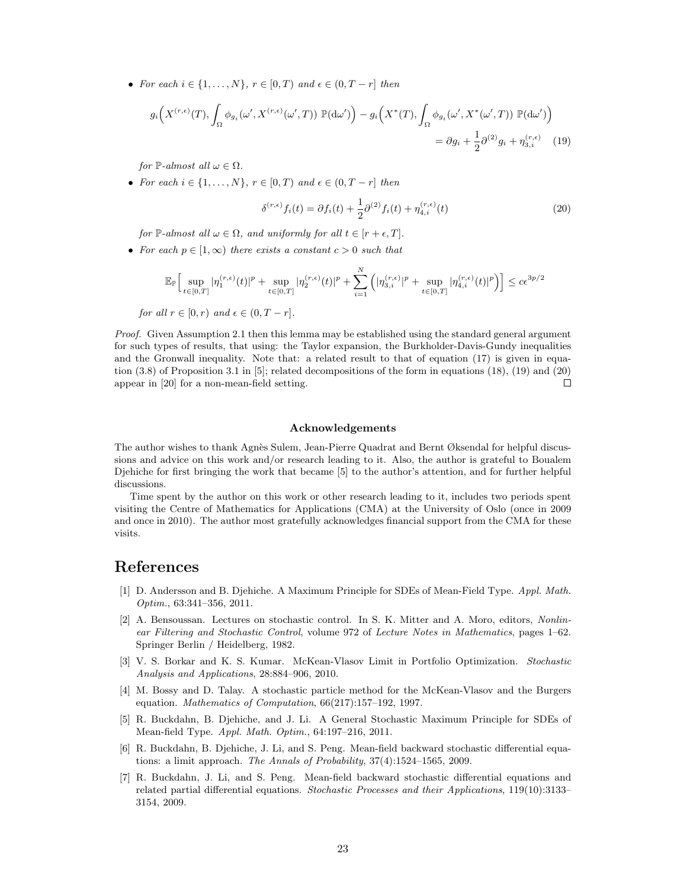- *For each $i \in \{1, \ldots, N\}$, $r \in [0, T)$ and $\epsilon \in (0, T - r]$ then*

$$g_i\Big(X^{(r,\epsilon)}(T), \int_\Omega \phi_{g_i}(\omega', X^{(r,\epsilon)}(\omega', T))\ \mathbb{P}(\mathrm{d}\omega')\Big) - g_i\Big(X^*(T), \int_\Omega \phi_{g_i}(\omega', X^*(\omega', T))\ \mathbb{P}(\mathrm{d}\omega')\Big) = \partial g_i + \frac{1}{2}\partial^{(2)} g_i + \eta_{3,i}^{(r,\epsilon)} \quad (19)$$

*for $\mathbb{P}$-almost all $\omega \in \Omega$.*

- *For each $i \in \{1, \ldots, N\}$, $r \in [0, T)$ and $\epsilon \in (0, T - r]$ then*

$$\delta^{(r,\epsilon)} f_i(t) = \partial f_i(t) + \frac{1}{2}\partial^{(2)} f_i(t) + \eta_{4,i}^{(r,\epsilon)}(t) \quad (20)$$

*for $\mathbb{P}$-almost all $\omega \in \Omega$, and uniformly for all $t \in [r + \epsilon, T]$.*

- *For each $p \in [1, \infty)$ there exists a constant $c > 0$ such that*

$$\mathbb{E}_{\mathbb{P}}\Big[\sup_{t\in[0,T]} |\eta_1^{(r,\epsilon)}(t)|^p + \sup_{t\in[0,T]} |\eta_2^{(r,\epsilon)}(t)|^p + \sum_{i=1}^{N}\Big(|\eta_{3,i}^{(r,\epsilon)}|^p + \sup_{t\in[0,T]} |\eta_{4,i}^{(r,\epsilon)}(t)|^p\Big)\Big] \leq c\epsilon^{3p/2}$$

*for all $r \in [0, r)$ and $\epsilon \in (0, T - r]$.*

*Proof.* Given Assumption 2.1 then this lemma may be established using the standard general argument for such types of results, that using: the Taylor expansion, the Burkholder-Davis-Gundy inequalities and the Gronwall inequality. Note that: a related result to that of equation (17) is given in equation (3.8) of Proposition 3.1 in [5]; related decompositions of the form in equations (18), (19) and (20) appear in [20] for a non-mean-field setting. □

### Acknowledgements

The author wishes to thank Agnès Sulem, Jean-Pierre Quadrat and Bernt Øksendal for helpful discussions and advice on this work and/or research leading to it. Also, the author is grateful to Boualem Djehiche for first bringing the work that became [5] to the author's attention, and for further helpful discussions.

Time spent by the author on this work or other research leading to it, includes two periods spent visiting the Centre of Mathematics for Applications (CMA) at the University of Oslo (once in 2009 and once in 2010). The author most gratefully acknowledges financial support from the CMA for these visits.

# References

[1] D. Andersson and B. Djehiche. A Maximum Principle for SDEs of Mean-Field Type. *Appl. Math. Optim.*, 63:341–356, 2011.

[2] A. Bensoussan. Lectures on stochastic control. In S. K. Mitter and A. Moro, editors, *Nonlinear Filtering and Stochastic Control*, volume 972 of *Lecture Notes in Mathematics*, pages 1–62. Springer Berlin / Heidelberg, 1982.

[3] V. S. Borkar and K. S. Kumar. McKean-Vlasov Limit in Portfolio Optimization. *Stochastic Analysis and Applications*, 28:884–906, 2010.

[4] M. Bossy and D. Talay. A stochastic particle method for the McKean-Vlasov and the Burgers equation. *Mathematics of Computation*, 66(217):157–192, 1997.

[5] R. Buckdahn, B. Djehiche, and J. Li. A General Stochastic Maximum Principle for SDEs of Mean-field Type. *Appl. Math. Optim.*, 64:197–216, 2011.

[6] R. Buckdahn, B. Djehiche, J. Li, and S. Peng. Mean-field backward stochastic differential equations: a limit approach. *The Annals of Probability*, 37(4):1524–1565, 2009.

[7] R. Buckdahn, J. Li, and S. Peng. Mean-field backward stochastic differential equations and related partial differential equations. *Stochastic Processes and their Applications*, 119(10):3133–3154, 2009.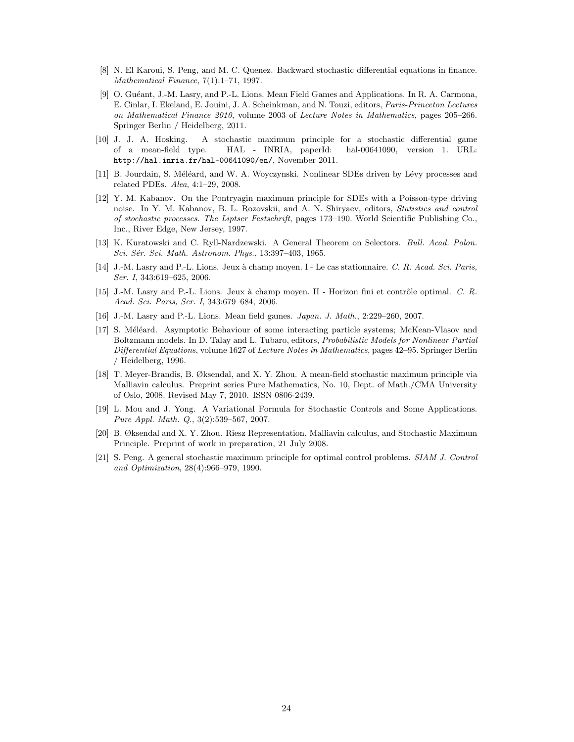[8] N. El Karoui, S. Peng, and M. C. Quenez. Backward stochastic differential equations in finance. *Mathematical Finance*, 7(1):1–71, 1997.

[9] O. Guéant, J.-M. Lasry, and P.-L. Lions. Mean Field Games and Applications. In R. A. Carmona, E. Cinlar, I. Ekeland, E. Jouini, J. A. Scheinkman, and N. Touzi, editors, *Paris-Princeton Lectures on Mathematical Finance 2010*, volume 2003 of *Lecture Notes in Mathematics*, pages 205–266. Springer Berlin / Heidelberg, 2011.

[10] J. J. A. Hosking. A stochastic maximum principle for a stochastic differential game of a mean-field type. HAL - INRIA, paperId: hal-00641090, version 1. URL: `http://hal.inria.fr/hal-00641090/en/`, November 2011.

[11] B. Jourdain, S. Méléard, and W. A. Woyczynski. Nonlinear SDEs driven by Lévy processes and related PDEs. *Alea*, 4:1–29, 2008.

[12] Y. M. Kabanov. On the Pontryagin maximum principle for SDEs with a Poisson-type driving noise. In Y. M. Kabanov, B. L. Rozovskii, and A. N. Shiryaev, editors, *Statistics and control of stochastic processes. The Liptser Festschrift*, pages 173–190. World Scientific Publishing Co., Inc., River Edge, New Jersey, 1997.

[13] K. Kuratowski and C. Ryll-Nardzewski. A General Theorem on Selectors. *Bull. Acad. Polon. Sci. Sér. Sci. Math. Astronom. Phys.*, 13:397–403, 1965.

[14] J.-M. Lasry and P.-L. Lions. Jeux à champ moyen. I - Le cas stationnaire. *C. R. Acad. Sci. Paris, Ser. I*, 343:619–625, 2006.

[15] J.-M. Lasry and P.-L. Lions. Jeux à champ moyen. II - Horizon fini et contrôle optimal. *C. R. Acad. Sci. Paris, Ser. I*, 343:679–684, 2006.

[16] J.-M. Lasry and P.-L. Lions. Mean field games. *Japan. J. Math.*, 2:229–260, 2007.

[17] S. Méléard. Asymptotic Behaviour of some interacting particle systems; McKean-Vlasov and Boltzmann models. In D. Talay and L. Tubaro, editors, *Probabilistic Models for Nonlinear Partial Differential Equations*, volume 1627 of *Lecture Notes in Mathematics*, pages 42–95. Springer Berlin / Heidelberg, 1996.

[18] T. Meyer-Brandis, B. Øksendal, and X. Y. Zhou. A mean-field stochastic maximum principle via Malliavin calculus. Preprint series Pure Mathematics, No. 10, Dept. of Math./CMA University of Oslo, 2008. Revised May 7, 2010. ISSN 0806-2439.

[19] L. Mou and J. Yong. A Variational Formula for Stochastic Controls and Some Applications. *Pure Appl. Math. Q.*, 3(2):539–567, 2007.

[20] B. Øksendal and X. Y. Zhou. Riesz Representation, Malliavin calculus, and Stochastic Maximum Principle. Preprint of work in preparation, 21 July 2008.

[21] S. Peng. A general stochastic maximum principle for optimal control problems. *SIAM J. Control and Optimization*, 28(4):966–979, 1990.